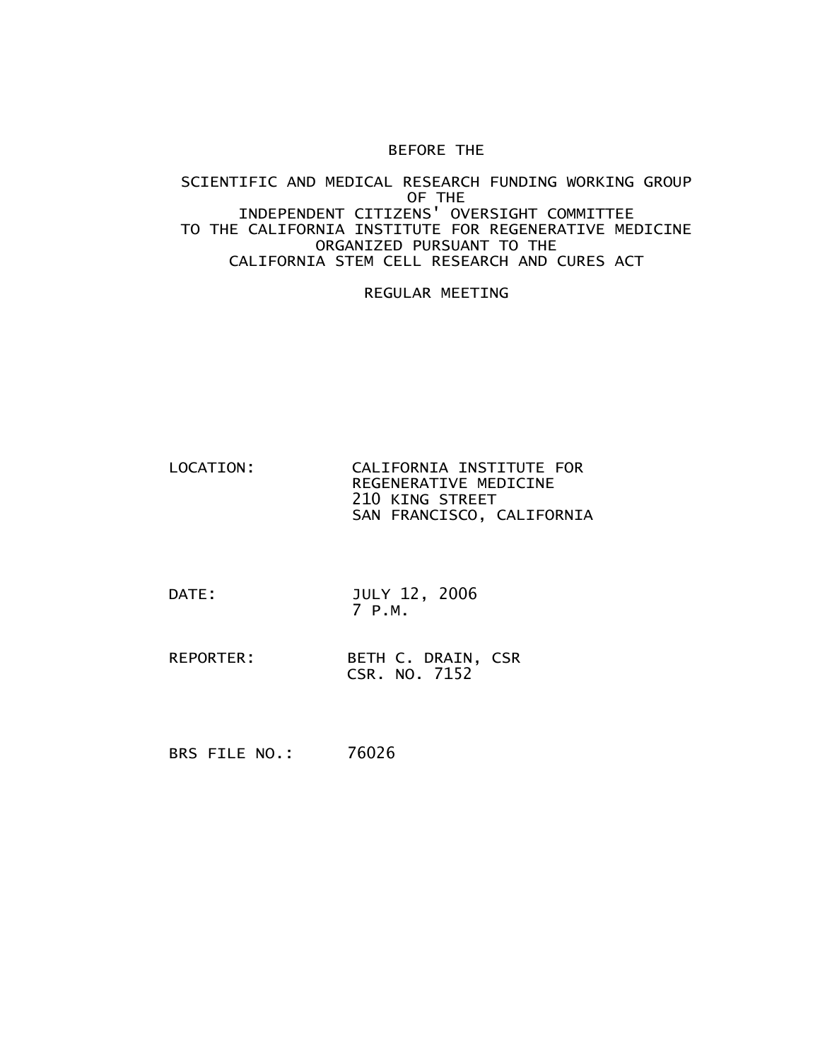BEFORE THE

SCIENTIFIC AND MEDICAL RESEARCH FUNDING WORKING GROUP
OF THE
INDEPENDENT CITIZENS' OVERSIGHT COMMITTEE
TO THE CALIFORNIA INSTITUTE FOR REGENERATIVE MEDICINE
ORGANIZED PURSUANT TO THE
CALIFORNIA STEM CELL RESEARCH AND CURES ACT

REGULAR MEETING

LOCATION: CALIFORNIA INSTITUTE FOR REGENERATIVE MEDICINE
210 KING STREET
SAN FRANCISCO, CALIFORNIA

DATE: JULY 12, 2006
7 P.M.

REPORTER: BETH C. DRAIN, CSR
CSR. NO. 7152

BRS FILE NO.: 76026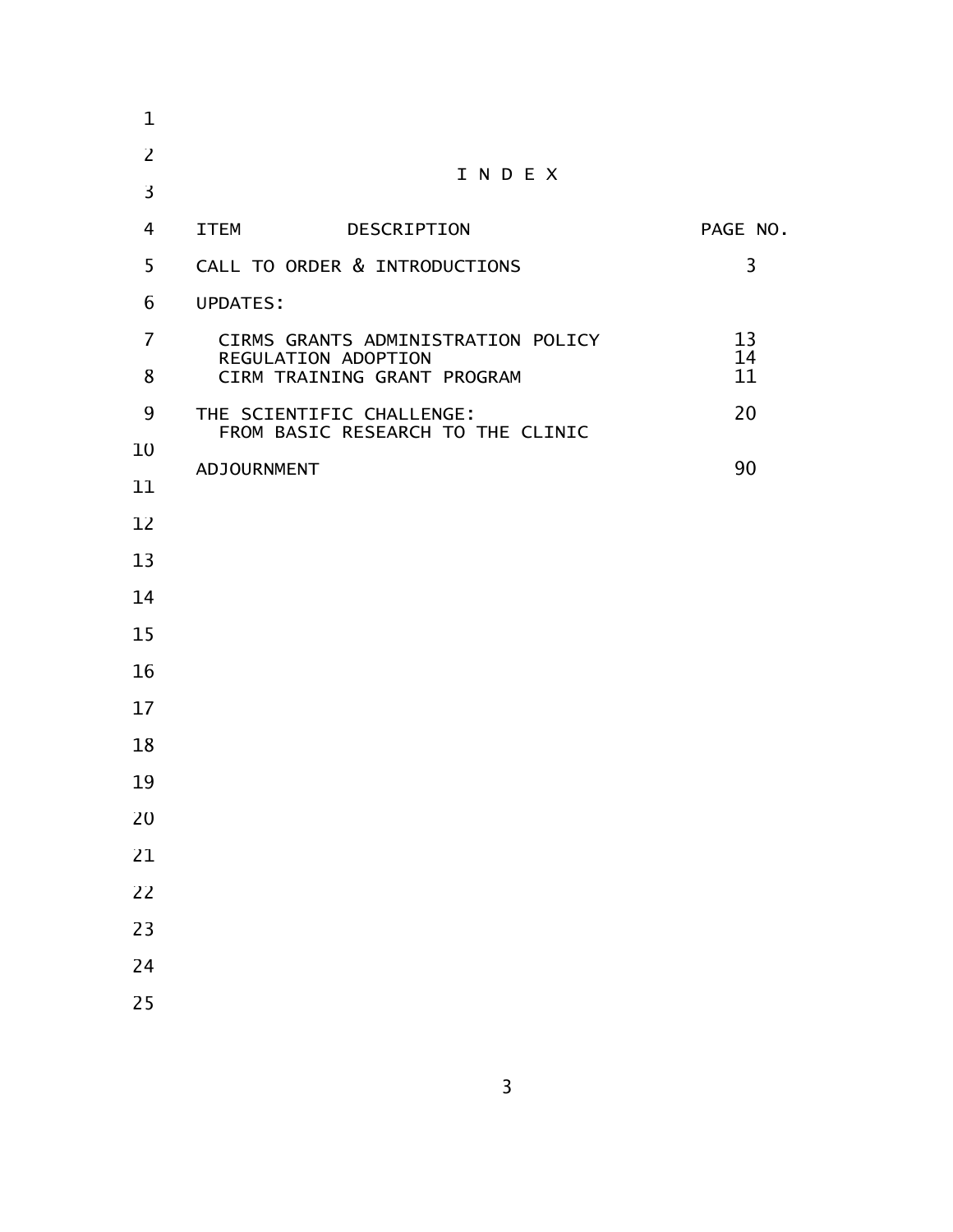# I N D E X

| ITEM DESCRIPTION | PAGE NO. |
|---|---|
| CALL TO ORDER & INTRODUCTIONS | 3 |
| UPDATES: | |
| CIRMS GRANTS ADMINISTRATION POLICY | 13 |
| REGULATION ADOPTION | 14 |
| CIRM TRAINING GRANT PROGRAM | 11 |
| THE SCIENTIFIC CHALLENGE: FROM BASIC RESEARCH TO THE CLINIC | 20 |
| ADJOURNMENT | 90 |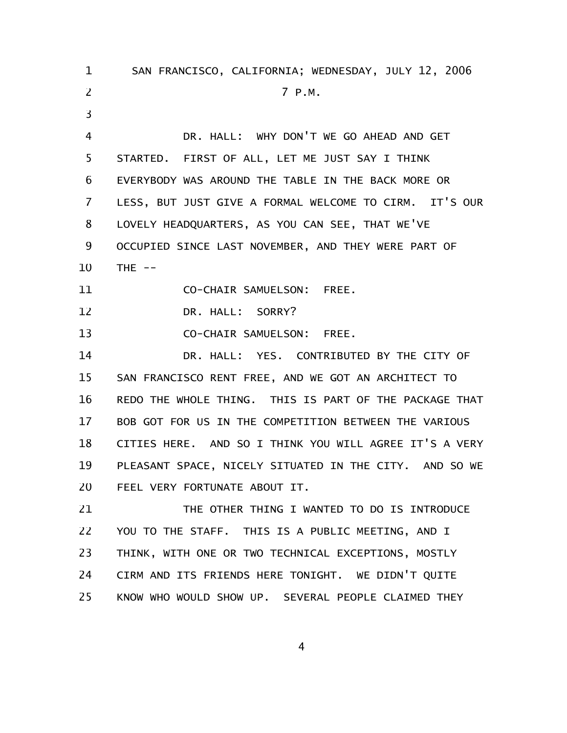SAN FRANCISCO, CALIFORNIA; WEDNESDAY, JULY 12, 2006

7 P.M.

DR. HALL: WHY DON'T WE GO AHEAD AND GET STARTED. FIRST OF ALL, LET ME JUST SAY I THINK EVERYBODY WAS AROUND THE TABLE IN THE BACK MORE OR LESS, BUT JUST GIVE A FORMAL WELCOME TO CIRM. IT'S OUR LOVELY HEADQUARTERS, AS YOU CAN SEE, THAT WE'VE OCCUPIED SINCE LAST NOVEMBER, AND THEY WERE PART OF THE --

CO-CHAIR SAMUELSON: FREE.

DR. HALL: SORRY?

CO-CHAIR SAMUELSON: FREE.

DR. HALL: YES. CONTRIBUTED BY THE CITY OF SAN FRANCISCO RENT FREE, AND WE GOT AN ARCHITECT TO REDO THE WHOLE THING. THIS IS PART OF THE PACKAGE THAT BOB GOT FOR US IN THE COMPETITION BETWEEN THE VARIOUS CITIES HERE. AND SO I THINK YOU WILL AGREE IT'S A VERY PLEASANT SPACE, NICELY SITUATED IN THE CITY. AND SO WE FEEL VERY FORTUNATE ABOUT IT.

THE OTHER THING I WANTED TO DO IS INTRODUCE YOU TO THE STAFF. THIS IS A PUBLIC MEETING, AND I THINK, WITH ONE OR TWO TECHNICAL EXCEPTIONS, MOSTLY CIRM AND ITS FRIENDS HERE TONIGHT. WE DIDN'T QUITE KNOW WHO WOULD SHOW UP. SEVERAL PEOPLE CLAIMED THEY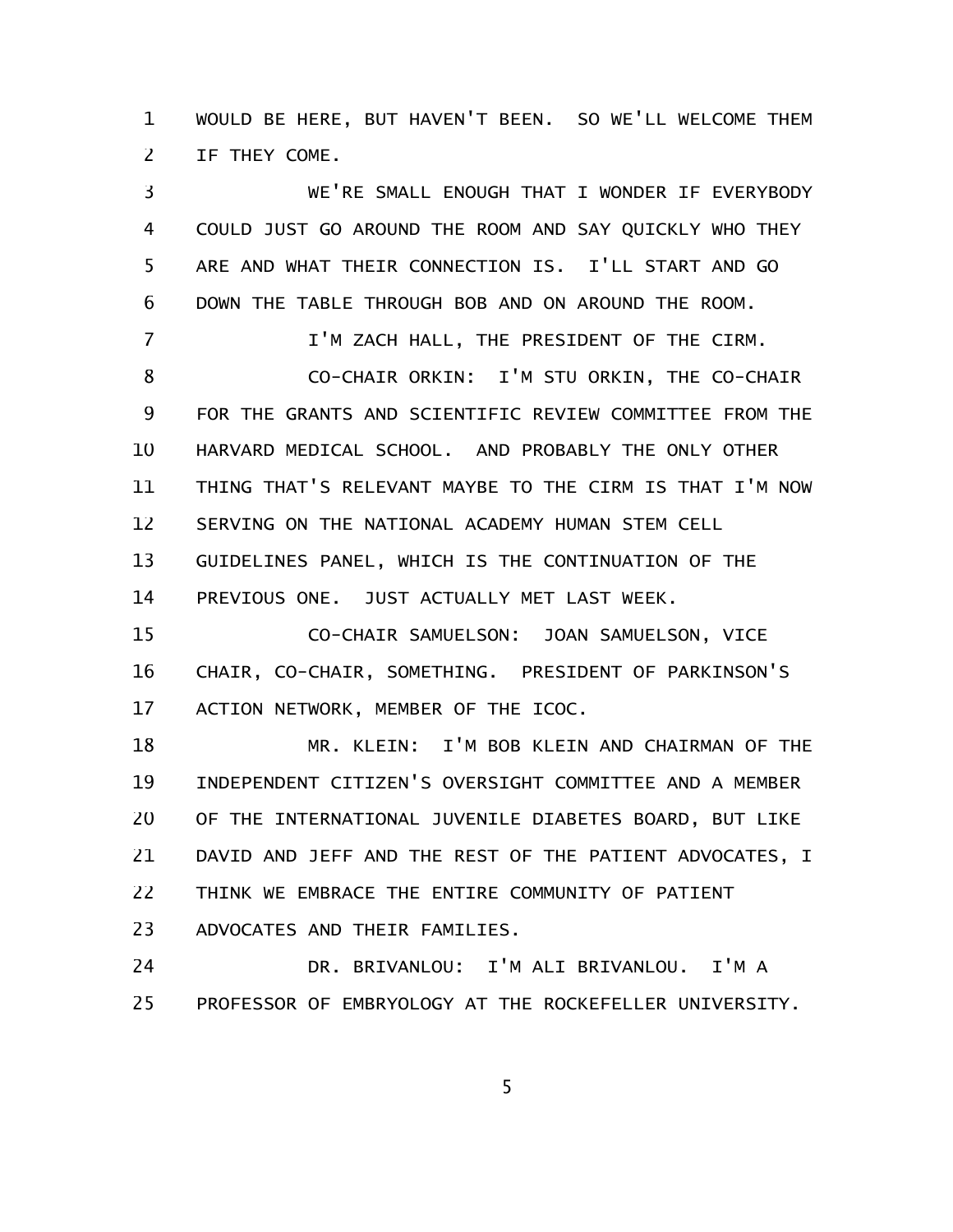WOULD BE HERE, BUT HAVEN'T BEEN. SO WE'LL WELCOME THEM IF THEY COME.

WE'RE SMALL ENOUGH THAT I WONDER IF EVERYBODY COULD JUST GO AROUND THE ROOM AND SAY QUICKLY WHO THEY ARE AND WHAT THEIR CONNECTION IS. I'LL START AND GO DOWN THE TABLE THROUGH BOB AND ON AROUND THE ROOM.

I'M ZACH HALL, THE PRESIDENT OF THE CIRM.

CO-CHAIR ORKIN: I'M STU ORKIN, THE CO-CHAIR FOR THE GRANTS AND SCIENTIFIC REVIEW COMMITTEE FROM THE HARVARD MEDICAL SCHOOL. AND PROBABLY THE ONLY OTHER THING THAT'S RELEVANT MAYBE TO THE CIRM IS THAT I'M NOW SERVING ON THE NATIONAL ACADEMY HUMAN STEM CELL GUIDELINES PANEL, WHICH IS THE CONTINUATION OF THE PREVIOUS ONE. JUST ACTUALLY MET LAST WEEK.

CO-CHAIR SAMUELSON: JOAN SAMUELSON, VICE CHAIR, CO-CHAIR, SOMETHING. PRESIDENT OF PARKINSON'S ACTION NETWORK, MEMBER OF THE ICOC.

MR. KLEIN: I'M BOB KLEIN AND CHAIRMAN OF THE INDEPENDENT CITIZEN'S OVERSIGHT COMMITTEE AND A MEMBER OF THE INTERNATIONAL JUVENILE DIABETES BOARD, BUT LIKE DAVID AND JEFF AND THE REST OF THE PATIENT ADVOCATES, I THINK WE EMBRACE THE ENTIRE COMMUNITY OF PATIENT ADVOCATES AND THEIR FAMILIES.

DR. BRIVANLOU: I'M ALI BRIVANLOU. I'M A PROFESSOR OF EMBRYOLOGY AT THE ROCKEFELLER UNIVERSITY.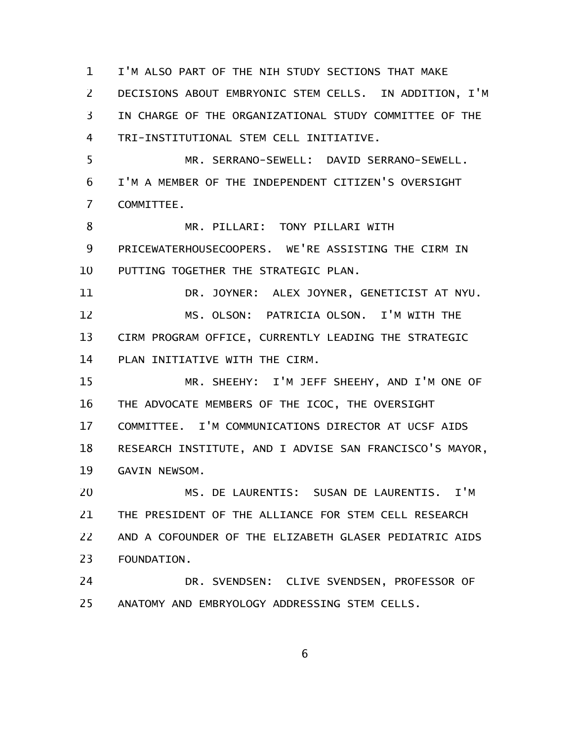I'M ALSO PART OF THE NIH STUDY SECTIONS THAT MAKE DECISIONS ABOUT EMBRYONIC STEM CELLS. IN ADDITION, I'M IN CHARGE OF THE ORGANIZATIONAL STUDY COMMITTEE OF THE TRI-INSTITUTIONAL STEM CELL INITIATIVE.

MR. SERRANO-SEWELL: DAVID SERRANO-SEWELL. I'M A MEMBER OF THE INDEPENDENT CITIZEN'S OVERSIGHT COMMITTEE.

MR. PILLARI: TONY PILLARI WITH PRICEWATERHOUSECOOPERS. WE'RE ASSISTING THE CIRM IN PUTTING TOGETHER THE STRATEGIC PLAN.

DR. JOYNER: ALEX JOYNER, GENETICIST AT NYU.

MS. OLSON: PATRICIA OLSON. I'M WITH THE CIRM PROGRAM OFFICE, CURRENTLY LEADING THE STRATEGIC PLAN INITIATIVE WITH THE CIRM.

MR. SHEEHY: I'M JEFF SHEEHY, AND I'M ONE OF THE ADVOCATE MEMBERS OF THE ICOC, THE OVERSIGHT COMMITTEE. I'M COMMUNICATIONS DIRECTOR AT UCSF AIDS RESEARCH INSTITUTE, AND I ADVISE SAN FRANCISCO'S MAYOR, GAVIN NEWSOM.

MS. DE LAURENTIS: SUSAN DE LAURENTIS. I'M THE PRESIDENT OF THE ALLIANCE FOR STEM CELL RESEARCH AND A COFOUNDER OF THE ELIZABETH GLASER PEDIATRIC AIDS FOUNDATION.

DR. SVENDSEN: CLIVE SVENDSEN, PROFESSOR OF ANATOMY AND EMBRYOLOGY ADDRESSING STEM CELLS.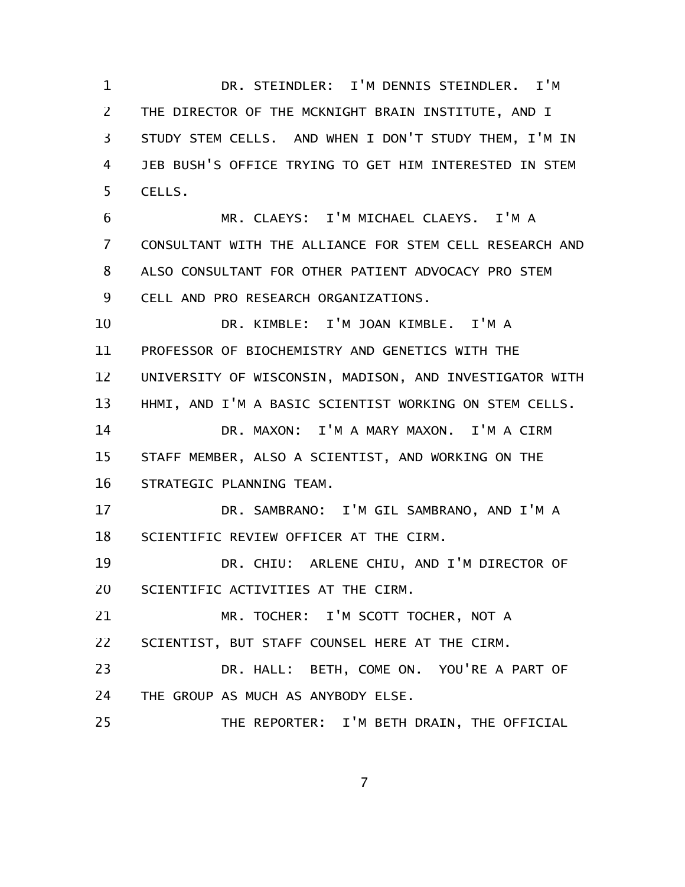DR. STEINDLER: I'M DENNIS STEINDLER. I'M THE DIRECTOR OF THE MCKNIGHT BRAIN INSTITUTE, AND I STUDY STEM CELLS. AND WHEN I DON'T STUDY THEM, I'M IN JEB BUSH'S OFFICE TRYING TO GET HIM INTERESTED IN STEM CELLS.

MR. CLAEYS: I'M MICHAEL CLAEYS. I'M A CONSULTANT WITH THE ALLIANCE FOR STEM CELL RESEARCH AND ALSO CONSULTANT FOR OTHER PATIENT ADVOCACY PRO STEM CELL AND PRO RESEARCH ORGANIZATIONS.

DR. KIMBLE: I'M JOAN KIMBLE. I'M A PROFESSOR OF BIOCHEMISTRY AND GENETICS WITH THE UNIVERSITY OF WISCONSIN, MADISON, AND INVESTIGATOR WITH HHMI, AND I'M A BASIC SCIENTIST WORKING ON STEM CELLS.

DR. MAXON: I'M A MARY MAXON. I'M A CIRM STAFF MEMBER, ALSO A SCIENTIST, AND WORKING ON THE STRATEGIC PLANNING TEAM.

DR. SAMBRANO: I'M GIL SAMBRANO, AND I'M A SCIENTIFIC REVIEW OFFICER AT THE CIRM.

DR. CHIU: ARLENE CHIU, AND I'M DIRECTOR OF SCIENTIFIC ACTIVITIES AT THE CIRM.

MR. TOCHER: I'M SCOTT TOCHER, NOT A SCIENTIST, BUT STAFF COUNSEL HERE AT THE CIRM.

DR. HALL: BETH, COME ON. YOU'RE A PART OF THE GROUP AS MUCH AS ANYBODY ELSE.

THE REPORTER: I'M BETH DRAIN, THE OFFICIAL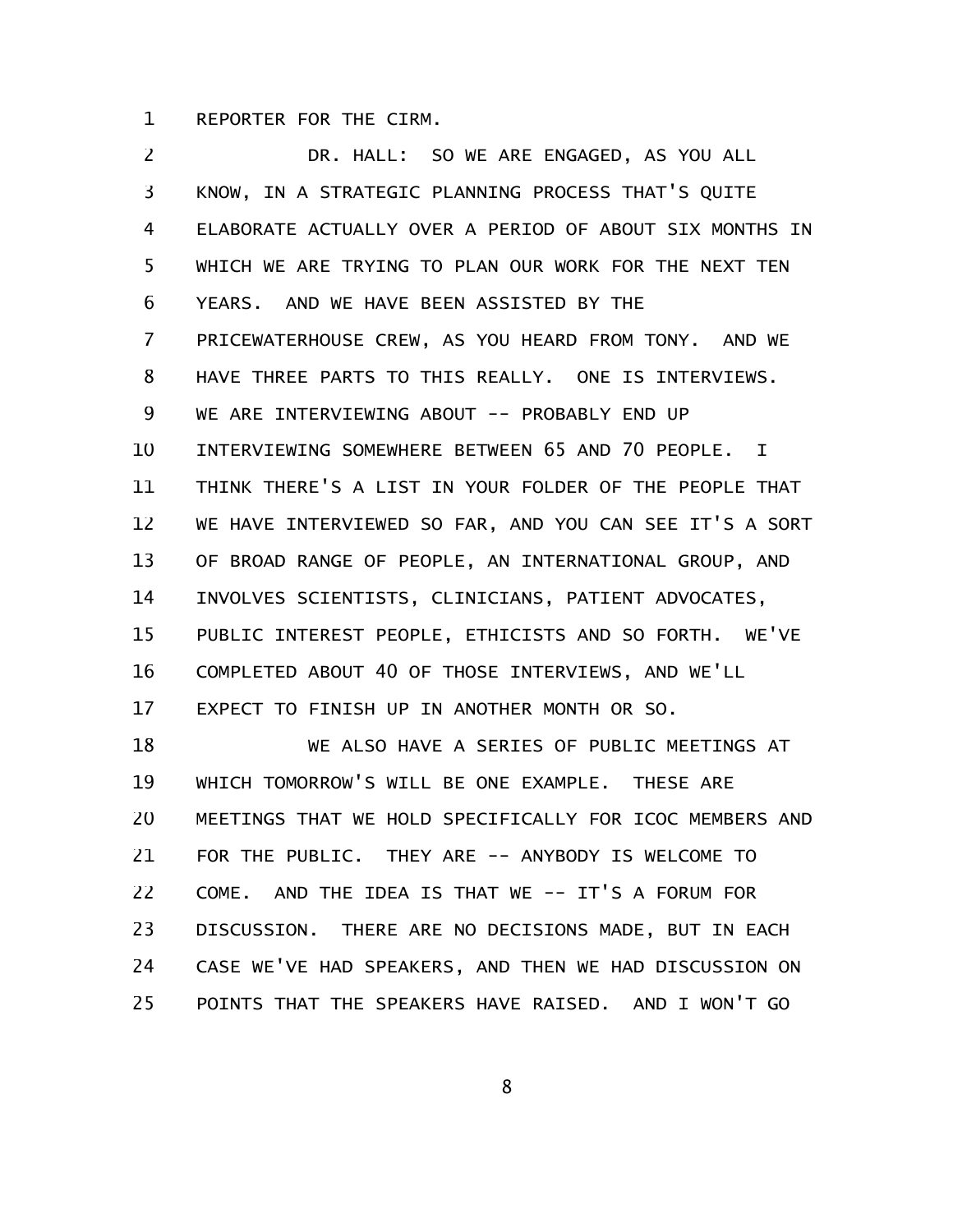REPORTER FOR THE CIRM.

DR. HALL: SO WE ARE ENGAGED, AS YOU ALL KNOW, IN A STRATEGIC PLANNING PROCESS THAT'S QUITE ELABORATE ACTUALLY OVER A PERIOD OF ABOUT SIX MONTHS IN WHICH WE ARE TRYING TO PLAN OUR WORK FOR THE NEXT TEN YEARS. AND WE HAVE BEEN ASSISTED BY THE PRICEWATERHOUSE CREW, AS YOU HEARD FROM TONY. AND WE HAVE THREE PARTS TO THIS REALLY. ONE IS INTERVIEWS. WE ARE INTERVIEWING ABOUT -- PROBABLY END UP INTERVIEWING SOMEWHERE BETWEEN 65 AND 70 PEOPLE. I THINK THERE'S A LIST IN YOUR FOLDER OF THE PEOPLE THAT WE HAVE INTERVIEWED SO FAR, AND YOU CAN SEE IT'S A SORT OF BROAD RANGE OF PEOPLE, AN INTERNATIONAL GROUP, AND INVOLVES SCIENTISTS, CLINICIANS, PATIENT ADVOCATES, PUBLIC INTEREST PEOPLE, ETHICISTS AND SO FORTH. WE'VE COMPLETED ABOUT 40 OF THOSE INTERVIEWS, AND WE'LL EXPECT TO FINISH UP IN ANOTHER MONTH OR SO.

WE ALSO HAVE A SERIES OF PUBLIC MEETINGS AT WHICH TOMORROW'S WILL BE ONE EXAMPLE. THESE ARE MEETINGS THAT WE HOLD SPECIFICALLY FOR ICOC MEMBERS AND FOR THE PUBLIC. THEY ARE -- ANYBODY IS WELCOME TO COME. AND THE IDEA IS THAT WE -- IT'S A FORUM FOR DISCUSSION. THERE ARE NO DECISIONS MADE, BUT IN EACH CASE WE'VE HAD SPEAKERS, AND THEN WE HAD DISCUSSION ON POINTS THAT THE SPEAKERS HAVE RAISED. AND I WON'T GO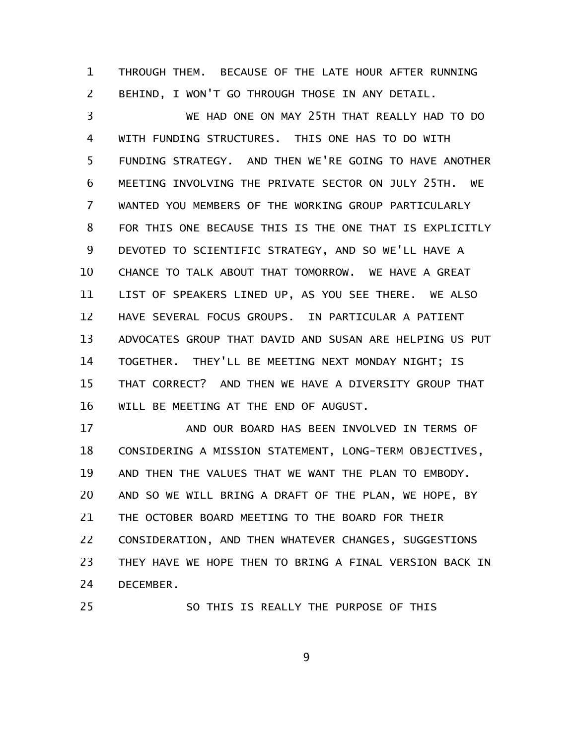THROUGH THEM. BECAUSE OF THE LATE HOUR AFTER RUNNING BEHIND, I WON'T GO THROUGH THOSE IN ANY DETAIL.

WE HAD ONE ON MAY 25TH THAT REALLY HAD TO DO WITH FUNDING STRUCTURES. THIS ONE HAS TO DO WITH FUNDING STRATEGY. AND THEN WE'RE GOING TO HAVE ANOTHER MEETING INVOLVING THE PRIVATE SECTOR ON JULY 25TH. WE WANTED YOU MEMBERS OF THE WORKING GROUP PARTICULARLY FOR THIS ONE BECAUSE THIS IS THE ONE THAT IS EXPLICITLY DEVOTED TO SCIENTIFIC STRATEGY, AND SO WE'LL HAVE A CHANCE TO TALK ABOUT THAT TOMORROW. WE HAVE A GREAT LIST OF SPEAKERS LINED UP, AS YOU SEE THERE. WE ALSO HAVE SEVERAL FOCUS GROUPS. IN PARTICULAR A PATIENT ADVOCATES GROUP THAT DAVID AND SUSAN ARE HELPING US PUT TOGETHER. THEY'LL BE MEETING NEXT MONDAY NIGHT; IS THAT CORRECT? AND THEN WE HAVE A DIVERSITY GROUP THAT WILL BE MEETING AT THE END OF AUGUST.

AND OUR BOARD HAS BEEN INVOLVED IN TERMS OF CONSIDERING A MISSION STATEMENT, LONG-TERM OBJECTIVES, AND THEN THE VALUES THAT WE WANT THE PLAN TO EMBODY. AND SO WE WILL BRING A DRAFT OF THE PLAN, WE HOPE, BY THE OCTOBER BOARD MEETING TO THE BOARD FOR THEIR CONSIDERATION, AND THEN WHATEVER CHANGES, SUGGESTIONS THEY HAVE WE HOPE THEN TO BRING A FINAL VERSION BACK IN DECEMBER.

SO THIS IS REALLY THE PURPOSE OF THIS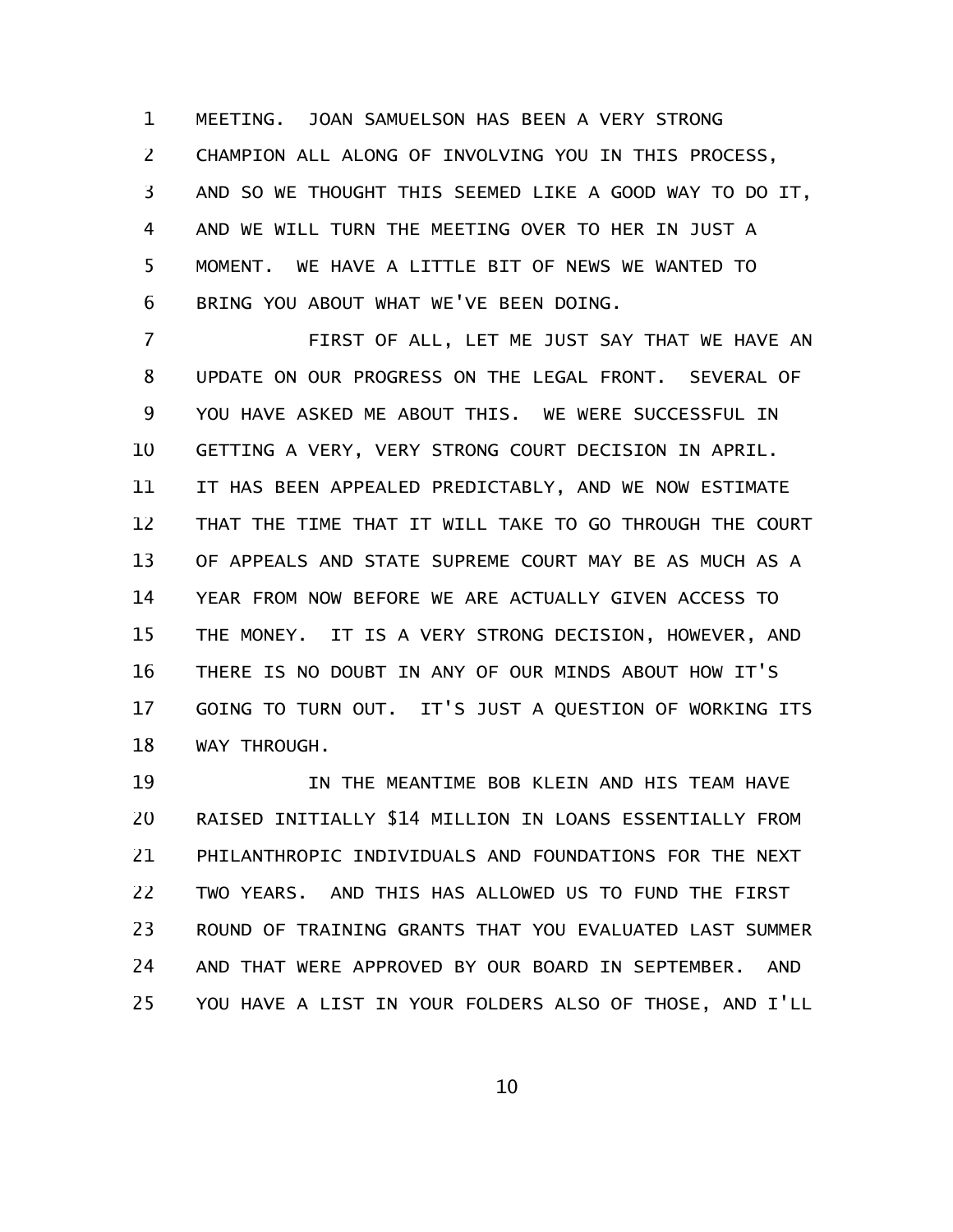MEETING. JOAN SAMUELSON HAS BEEN A VERY STRONG CHAMPION ALL ALONG OF INVOLVING YOU IN THIS PROCESS, AND SO WE THOUGHT THIS SEEMED LIKE A GOOD WAY TO DO IT, AND WE WILL TURN THE MEETING OVER TO HER IN JUST A MOMENT. WE HAVE A LITTLE BIT OF NEWS WE WANTED TO BRING YOU ABOUT WHAT WE'VE BEEN DOING.

FIRST OF ALL, LET ME JUST SAY THAT WE HAVE AN UPDATE ON OUR PROGRESS ON THE LEGAL FRONT. SEVERAL OF YOU HAVE ASKED ME ABOUT THIS. WE WERE SUCCESSFUL IN GETTING A VERY, VERY STRONG COURT DECISION IN APRIL. IT HAS BEEN APPEALED PREDICTABLY, AND WE NOW ESTIMATE THAT THE TIME THAT IT WILL TAKE TO GO THROUGH THE COURT OF APPEALS AND STATE SUPREME COURT MAY BE AS MUCH AS A YEAR FROM NOW BEFORE WE ARE ACTUALLY GIVEN ACCESS TO THE MONEY. IT IS A VERY STRONG DECISION, HOWEVER, AND THERE IS NO DOUBT IN ANY OF OUR MINDS ABOUT HOW IT'S GOING TO TURN OUT. IT'S JUST A QUESTION OF WORKING ITS WAY THROUGH.

IN THE MEANTIME BOB KLEIN AND HIS TEAM HAVE RAISED INITIALLY $14 MILLION IN LOANS ESSENTIALLY FROM PHILANTHROPIC INDIVIDUALS AND FOUNDATIONS FOR THE NEXT TWO YEARS. AND THIS HAS ALLOWED US TO FUND THE FIRST ROUND OF TRAINING GRANTS THAT YOU EVALUATED LAST SUMMER AND THAT WERE APPROVED BY OUR BOARD IN SEPTEMBER. AND YOU HAVE A LIST IN YOUR FOLDERS ALSO OF THOSE, AND I'LL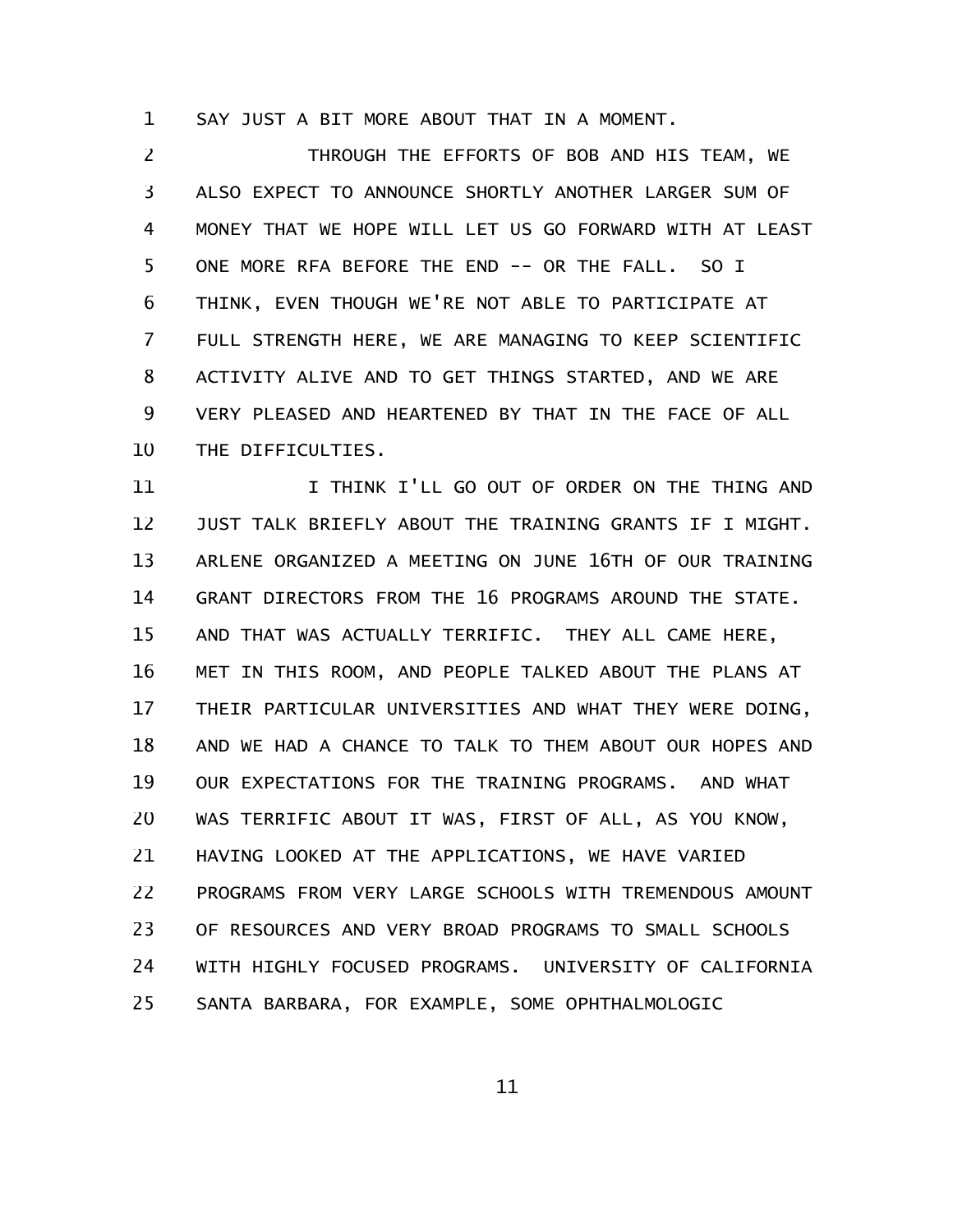SAY JUST A BIT MORE ABOUT THAT IN A MOMENT.

THROUGH THE EFFORTS OF BOB AND HIS TEAM, WE ALSO EXPECT TO ANNOUNCE SHORTLY ANOTHER LARGER SUM OF MONEY THAT WE HOPE WILL LET US GO FORWARD WITH AT LEAST ONE MORE RFA BEFORE THE END -- OR THE FALL. SO I THINK, EVEN THOUGH WE'RE NOT ABLE TO PARTICIPATE AT FULL STRENGTH HERE, WE ARE MANAGING TO KEEP SCIENTIFIC ACTIVITY ALIVE AND TO GET THINGS STARTED, AND WE ARE VERY PLEASED AND HEARTENED BY THAT IN THE FACE OF ALL THE DIFFICULTIES.

I THINK I'LL GO OUT OF ORDER ON THE THING AND JUST TALK BRIEFLY ABOUT THE TRAINING GRANTS IF I MIGHT. ARLENE ORGANIZED A MEETING ON JUNE 16TH OF OUR TRAINING GRANT DIRECTORS FROM THE 16 PROGRAMS AROUND THE STATE. AND THAT WAS ACTUALLY TERRIFIC. THEY ALL CAME HERE, MET IN THIS ROOM, AND PEOPLE TALKED ABOUT THE PLANS AT THEIR PARTICULAR UNIVERSITIES AND WHAT THEY WERE DOING, AND WE HAD A CHANCE TO TALK TO THEM ABOUT OUR HOPES AND OUR EXPECTATIONS FOR THE TRAINING PROGRAMS. AND WHAT WAS TERRIFIC ABOUT IT WAS, FIRST OF ALL, AS YOU KNOW, HAVING LOOKED AT THE APPLICATIONS, WE HAVE VARIED PROGRAMS FROM VERY LARGE SCHOOLS WITH TREMENDOUS AMOUNT OF RESOURCES AND VERY BROAD PROGRAMS TO SMALL SCHOOLS WITH HIGHLY FOCUSED PROGRAMS. UNIVERSITY OF CALIFORNIA SANTA BARBARA, FOR EXAMPLE, SOME OPHTHALMOLOGIC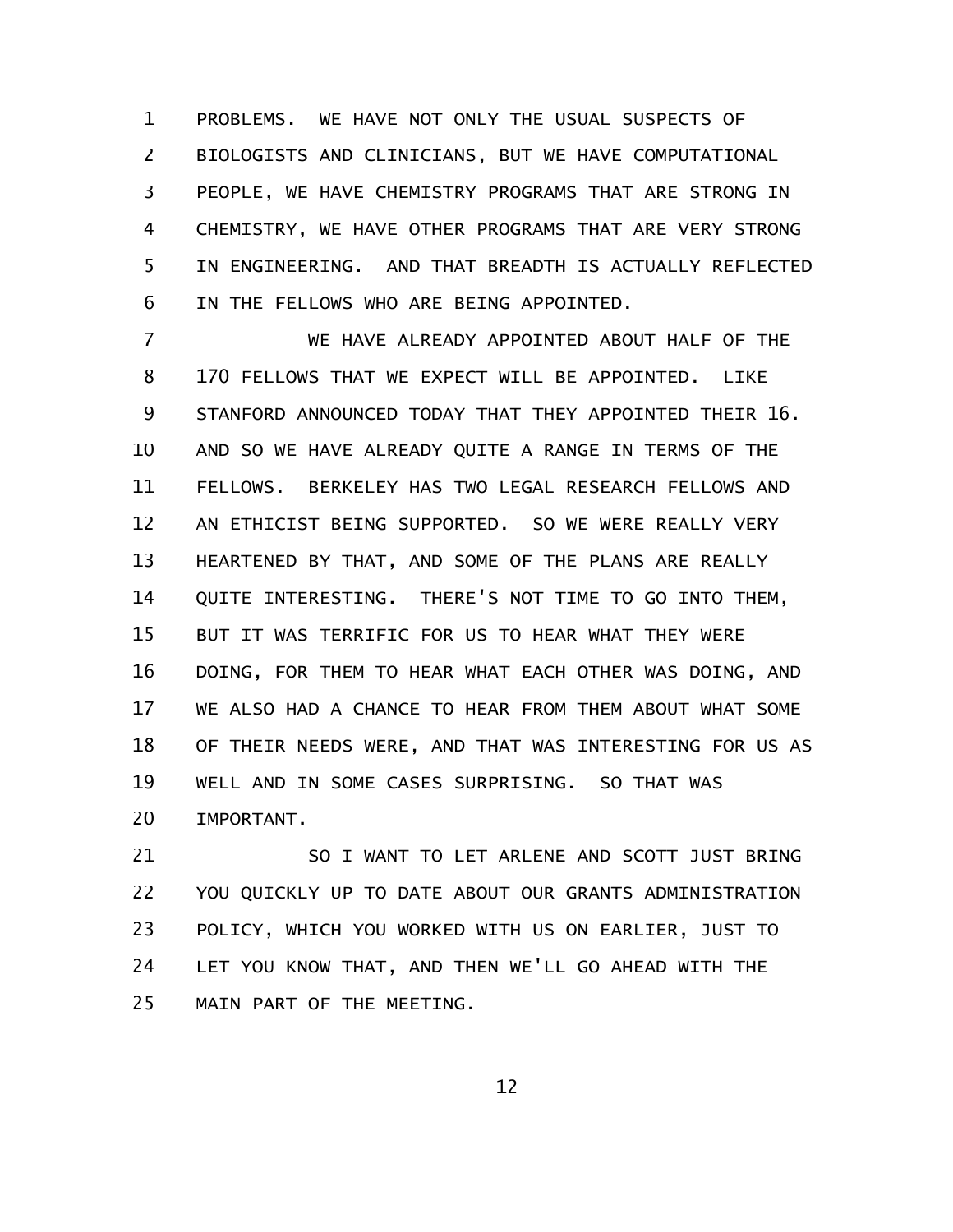PROBLEMS. WE HAVE NOT ONLY THE USUAL SUSPECTS OF BIOLOGISTS AND CLINICIANS, BUT WE HAVE COMPUTATIONAL PEOPLE, WE HAVE CHEMISTRY PROGRAMS THAT ARE STRONG IN CHEMISTRY, WE HAVE OTHER PROGRAMS THAT ARE VERY STRONG IN ENGINEERING. AND THAT BREADTH IS ACTUALLY REFLECTED IN THE FELLOWS WHO ARE BEING APPOINTED.

WE HAVE ALREADY APPOINTED ABOUT HALF OF THE 170 FELLOWS THAT WE EXPECT WILL BE APPOINTED. LIKE STANFORD ANNOUNCED TODAY THAT THEY APPOINTED THEIR 16. AND SO WE HAVE ALREADY QUITE A RANGE IN TERMS OF THE FELLOWS. BERKELEY HAS TWO LEGAL RESEARCH FELLOWS AND AN ETHICIST BEING SUPPORTED. SO WE WERE REALLY VERY HEARTENED BY THAT, AND SOME OF THE PLANS ARE REALLY QUITE INTERESTING. THERE'S NOT TIME TO GO INTO THEM, BUT IT WAS TERRIFIC FOR US TO HEAR WHAT THEY WERE DOING, FOR THEM TO HEAR WHAT EACH OTHER WAS DOING, AND WE ALSO HAD A CHANCE TO HEAR FROM THEM ABOUT WHAT SOME OF THEIR NEEDS WERE, AND THAT WAS INTERESTING FOR US AS WELL AND IN SOME CASES SURPRISING. SO THAT WAS IMPORTANT.

SO I WANT TO LET ARLENE AND SCOTT JUST BRING YOU QUICKLY UP TO DATE ABOUT OUR GRANTS ADMINISTRATION POLICY, WHICH YOU WORKED WITH US ON EARLIER, JUST TO LET YOU KNOW THAT, AND THEN WE'LL GO AHEAD WITH THE MAIN PART OF THE MEETING.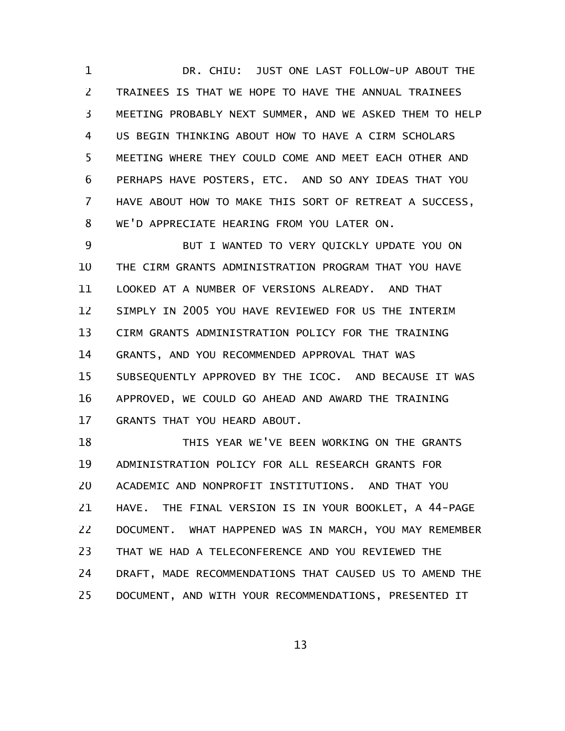DR. CHIU: JUST ONE LAST FOLLOW-UP ABOUT THE TRAINEES IS THAT WE HOPE TO HAVE THE ANNUAL TRAINEES MEETING PROBABLY NEXT SUMMER, AND WE ASKED THEM TO HELP US BEGIN THINKING ABOUT HOW TO HAVE A CIRM SCHOLARS MEETING WHERE THEY COULD COME AND MEET EACH OTHER AND PERHAPS HAVE POSTERS, ETC. AND SO ANY IDEAS THAT YOU HAVE ABOUT HOW TO MAKE THIS SORT OF RETREAT A SUCCESS, WE'D APPRECIATE HEARING FROM YOU LATER ON.

BUT I WANTED TO VERY QUICKLY UPDATE YOU ON THE CIRM GRANTS ADMINISTRATION PROGRAM THAT YOU HAVE LOOKED AT A NUMBER OF VERSIONS ALREADY. AND THAT SIMPLY IN 2005 YOU HAVE REVIEWED FOR US THE INTERIM CIRM GRANTS ADMINISTRATION POLICY FOR THE TRAINING GRANTS, AND YOU RECOMMENDED APPROVAL THAT WAS SUBSEQUENTLY APPROVED BY THE ICOC. AND BECAUSE IT WAS APPROVED, WE COULD GO AHEAD AND AWARD THE TRAINING GRANTS THAT YOU HEARD ABOUT.

THIS YEAR WE'VE BEEN WORKING ON THE GRANTS ADMINISTRATION POLICY FOR ALL RESEARCH GRANTS FOR ACADEMIC AND NONPROFIT INSTITUTIONS. AND THAT YOU HAVE. THE FINAL VERSION IS IN YOUR BOOKLET, A 44-PAGE DOCUMENT. WHAT HAPPENED WAS IN MARCH, YOU MAY REMEMBER THAT WE HAD A TELECONFERENCE AND YOU REVIEWED THE DRAFT, MADE RECOMMENDATIONS THAT CAUSED US TO AMEND THE DOCUMENT, AND WITH YOUR RECOMMENDATIONS, PRESENTED IT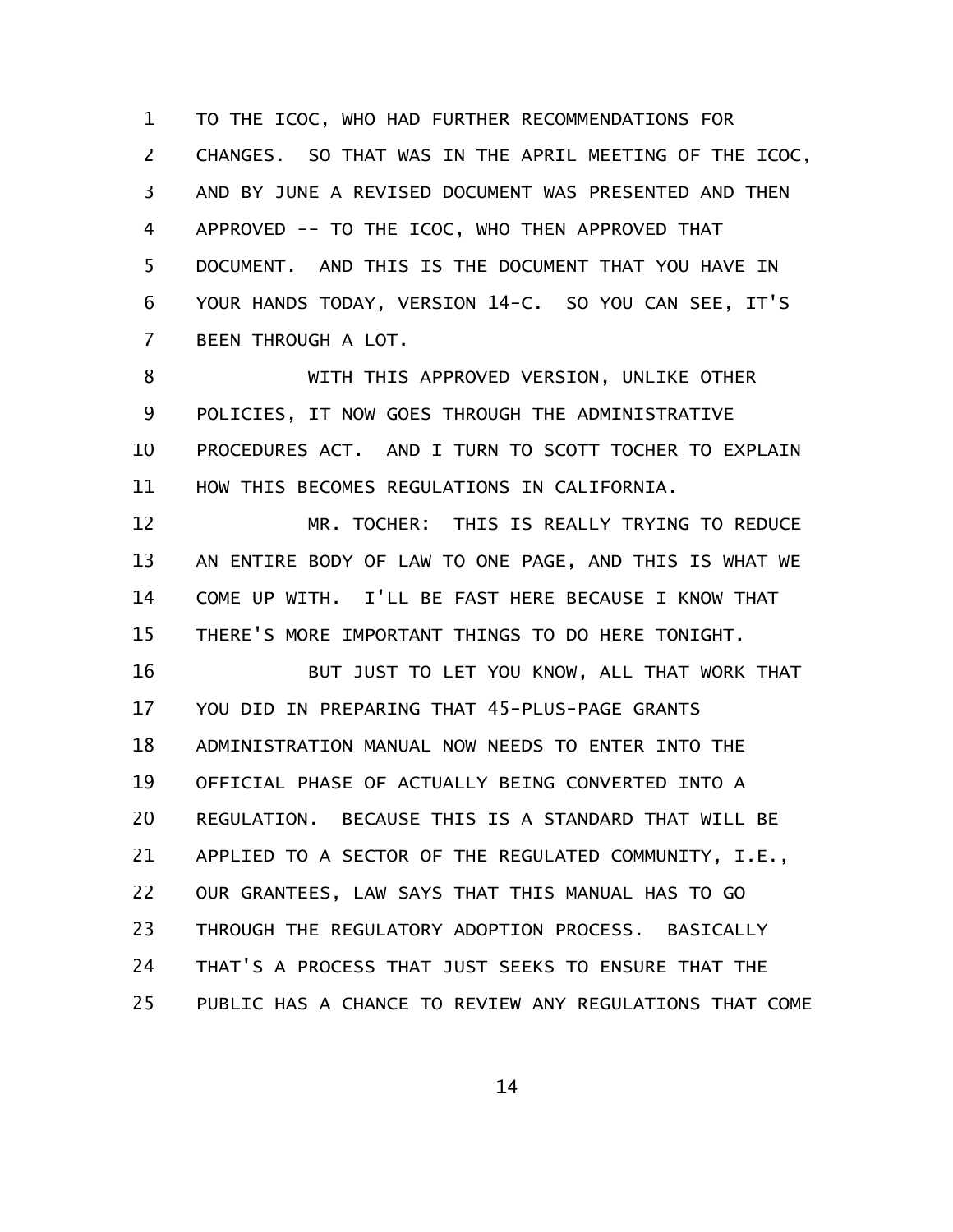TO THE ICOC, WHO HAD FURTHER RECOMMENDATIONS FOR CHANGES. SO THAT WAS IN THE APRIL MEETING OF THE ICOC, AND BY JUNE A REVISED DOCUMENT WAS PRESENTED AND THEN APPROVED -- TO THE ICOC, WHO THEN APPROVED THAT DOCUMENT. AND THIS IS THE DOCUMENT THAT YOU HAVE IN YOUR HANDS TODAY, VERSION 14-C. SO YOU CAN SEE, IT'S BEEN THROUGH A LOT.

WITH THIS APPROVED VERSION, UNLIKE OTHER POLICIES, IT NOW GOES THROUGH THE ADMINISTRATIVE PROCEDURES ACT. AND I TURN TO SCOTT TOCHER TO EXPLAIN HOW THIS BECOMES REGULATIONS IN CALIFORNIA.

MR. TOCHER: THIS IS REALLY TRYING TO REDUCE AN ENTIRE BODY OF LAW TO ONE PAGE, AND THIS IS WHAT WE COME UP WITH. I'LL BE FAST HERE BECAUSE I KNOW THAT THERE'S MORE IMPORTANT THINGS TO DO HERE TONIGHT.

BUT JUST TO LET YOU KNOW, ALL THAT WORK THAT YOU DID IN PREPARING THAT 45-PLUS-PAGE GRANTS ADMINISTRATION MANUAL NOW NEEDS TO ENTER INTO THE OFFICIAL PHASE OF ACTUALLY BEING CONVERTED INTO A REGULATION. BECAUSE THIS IS A STANDARD THAT WILL BE APPLIED TO A SECTOR OF THE REGULATED COMMUNITY, I.E., OUR GRANTEES, LAW SAYS THAT THIS MANUAL HAS TO GO THROUGH THE REGULATORY ADOPTION PROCESS. BASICALLY THAT'S A PROCESS THAT JUST SEEKS TO ENSURE THAT THE PUBLIC HAS A CHANCE TO REVIEW ANY REGULATIONS THAT COME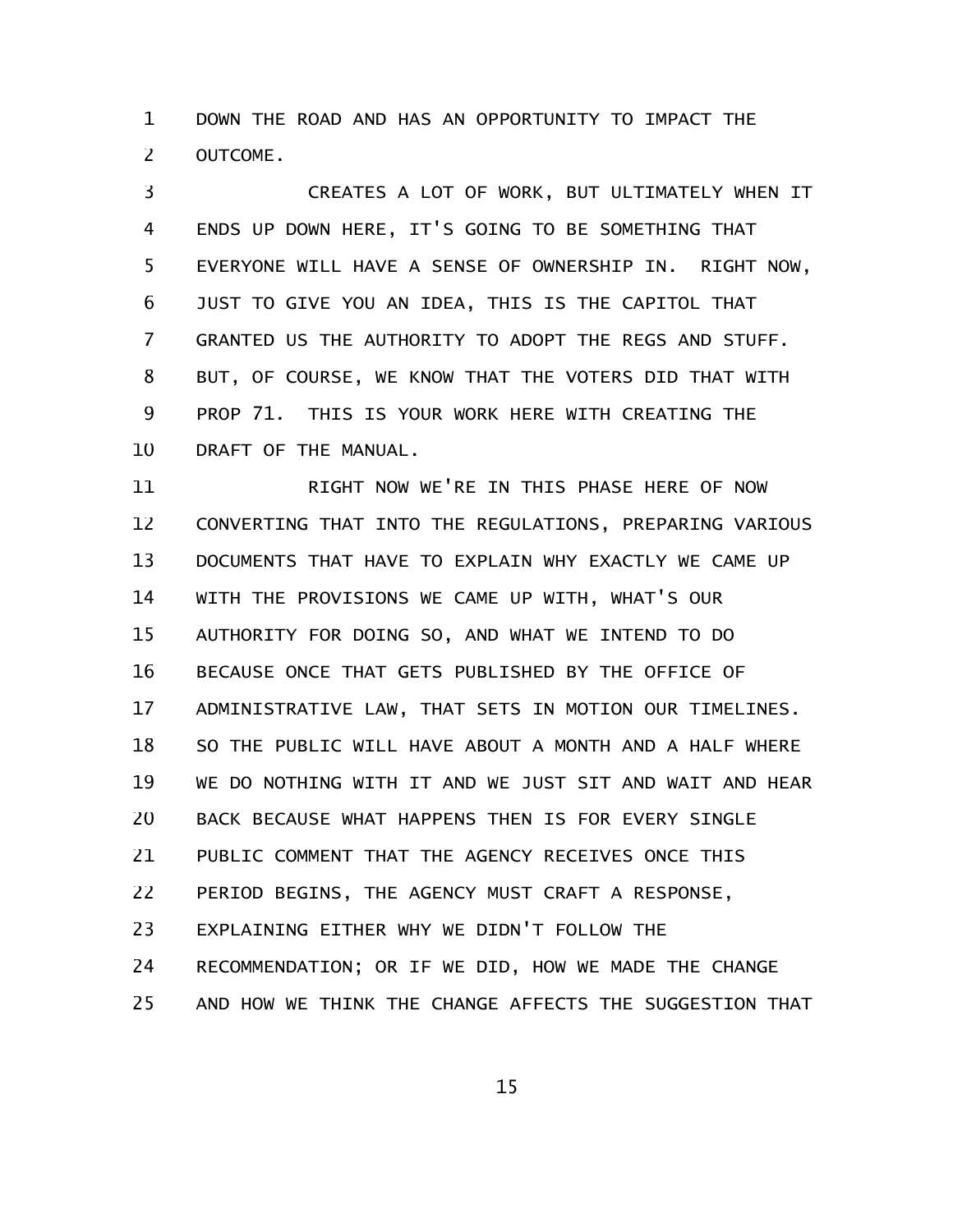DOWN THE ROAD AND HAS AN OPPORTUNITY TO IMPACT THE OUTCOME.

CREATES A LOT OF WORK, BUT ULTIMATELY WHEN IT ENDS UP DOWN HERE, IT'S GOING TO BE SOMETHING THAT EVERYONE WILL HAVE A SENSE OF OWNERSHIP IN. RIGHT NOW, JUST TO GIVE YOU AN IDEA, THIS IS THE CAPITOL THAT GRANTED US THE AUTHORITY TO ADOPT THE REGS AND STUFF. BUT, OF COURSE, WE KNOW THAT THE VOTERS DID THAT WITH PROP 71. THIS IS YOUR WORK HERE WITH CREATING THE DRAFT OF THE MANUAL.

RIGHT NOW WE'RE IN THIS PHASE HERE OF NOW CONVERTING THAT INTO THE REGULATIONS, PREPARING VARIOUS DOCUMENTS THAT HAVE TO EXPLAIN WHY EXACTLY WE CAME UP WITH THE PROVISIONS WE CAME UP WITH, WHAT'S OUR AUTHORITY FOR DOING SO, AND WHAT WE INTEND TO DO BECAUSE ONCE THAT GETS PUBLISHED BY THE OFFICE OF ADMINISTRATIVE LAW, THAT SETS IN MOTION OUR TIMELINES. SO THE PUBLIC WILL HAVE ABOUT A MONTH AND A HALF WHERE WE DO NOTHING WITH IT AND WE JUST SIT AND WAIT AND HEAR BACK BECAUSE WHAT HAPPENS THEN IS FOR EVERY SINGLE PUBLIC COMMENT THAT THE AGENCY RECEIVES ONCE THIS PERIOD BEGINS, THE AGENCY MUST CRAFT A RESPONSE, EXPLAINING EITHER WHY WE DIDN'T FOLLOW THE RECOMMENDATION; OR IF WE DID, HOW WE MADE THE CHANGE AND HOW WE THINK THE CHANGE AFFECTS THE SUGGESTION THAT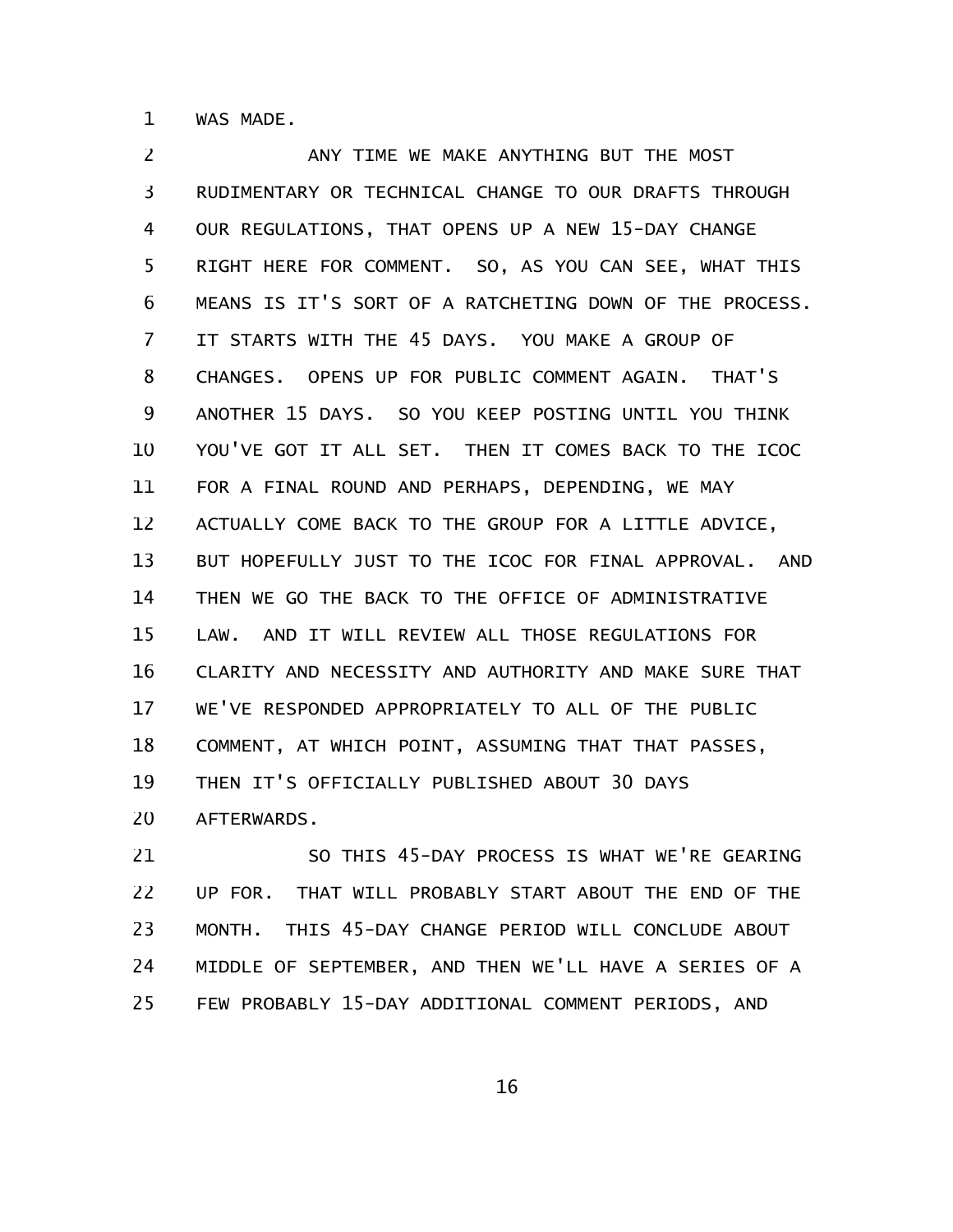WAS MADE.

ANY TIME WE MAKE ANYTHING BUT THE MOST RUDIMENTARY OR TECHNICAL CHANGE TO OUR DRAFTS THROUGH OUR REGULATIONS, THAT OPENS UP A NEW 15-DAY CHANGE RIGHT HERE FOR COMMENT. SO, AS YOU CAN SEE, WHAT THIS MEANS IS IT'S SORT OF A RATCHETING DOWN OF THE PROCESS. IT STARTS WITH THE 45 DAYS. YOU MAKE A GROUP OF CHANGES. OPENS UP FOR PUBLIC COMMENT AGAIN. THAT'S ANOTHER 15 DAYS. SO YOU KEEP POSTING UNTIL YOU THINK YOU'VE GOT IT ALL SET. THEN IT COMES BACK TO THE ICOC FOR A FINAL ROUND AND PERHAPS, DEPENDING, WE MAY ACTUALLY COME BACK TO THE GROUP FOR A LITTLE ADVICE, BUT HOPEFULLY JUST TO THE ICOC FOR FINAL APPROVAL. AND THEN WE GO THE BACK TO THE OFFICE OF ADMINISTRATIVE LAW. AND IT WILL REVIEW ALL THOSE REGULATIONS FOR CLARITY AND NECESSITY AND AUTHORITY AND MAKE SURE THAT WE'VE RESPONDED APPROPRIATELY TO ALL OF THE PUBLIC COMMENT, AT WHICH POINT, ASSUMING THAT THAT PASSES, THEN IT'S OFFICIALLY PUBLISHED ABOUT 30 DAYS AFTERWARDS.

SO THIS 45-DAY PROCESS IS WHAT WE'RE GEARING UP FOR. THAT WILL PROBABLY START ABOUT THE END OF THE MONTH. THIS 45-DAY CHANGE PERIOD WILL CONCLUDE ABOUT MIDDLE OF SEPTEMBER, AND THEN WE'LL HAVE A SERIES OF A FEW PROBABLY 15-DAY ADDITIONAL COMMENT PERIODS, AND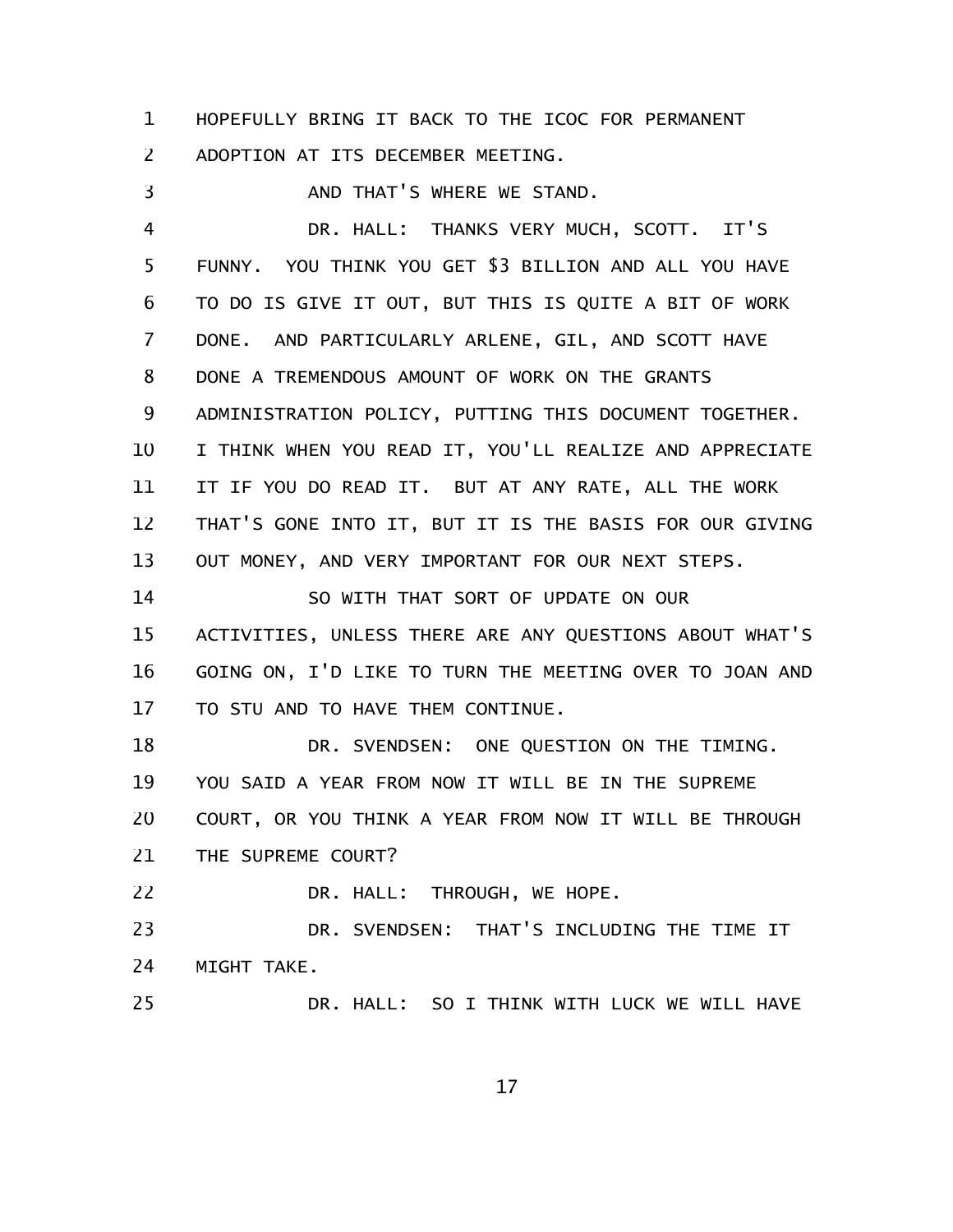HOPEFULLY BRING IT BACK TO THE ICOC FOR PERMANENT ADOPTION AT ITS DECEMBER MEETING.

AND THAT'S WHERE WE STAND.

DR. HALL: THANKS VERY MUCH, SCOTT. IT'S FUNNY. YOU THINK YOU GET $3 BILLION AND ALL YOU HAVE TO DO IS GIVE IT OUT, BUT THIS IS QUITE A BIT OF WORK DONE. AND PARTICULARLY ARLENE, GIL, AND SCOTT HAVE DONE A TREMENDOUS AMOUNT OF WORK ON THE GRANTS ADMINISTRATION POLICY, PUTTING THIS DOCUMENT TOGETHER. I THINK WHEN YOU READ IT, YOU'LL REALIZE AND APPRECIATE IT IF YOU DO READ IT. BUT AT ANY RATE, ALL THE WORK THAT'S GONE INTO IT, BUT IT IS THE BASIS FOR OUR GIVING OUT MONEY, AND VERY IMPORTANT FOR OUR NEXT STEPS.

SO WITH THAT SORT OF UPDATE ON OUR ACTIVITIES, UNLESS THERE ARE ANY QUESTIONS ABOUT WHAT'S GOING ON, I'D LIKE TO TURN THE MEETING OVER TO JOAN AND TO STU AND TO HAVE THEM CONTINUE.

DR. SVENDSEN: ONE QUESTION ON THE TIMING. YOU SAID A YEAR FROM NOW IT WILL BE IN THE SUPREME COURT, OR YOU THINK A YEAR FROM NOW IT WILL BE THROUGH THE SUPREME COURT?

DR. HALL: THROUGH, WE HOPE.

DR. SVENDSEN: THAT'S INCLUDING THE TIME IT MIGHT TAKE.

DR. HALL: SO I THINK WITH LUCK WE WILL HAVE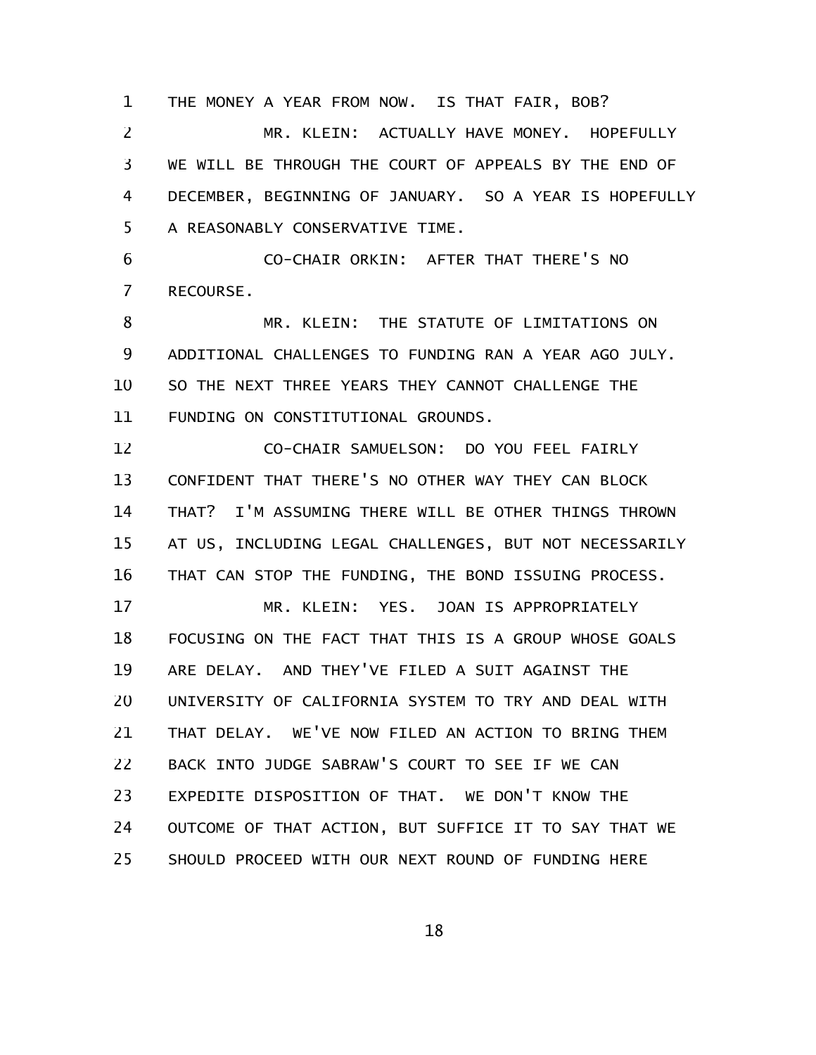THE MONEY A YEAR FROM NOW. IS THAT FAIR, BOB?

MR. KLEIN: ACTUALLY HAVE MONEY. HOPEFULLY WE WILL BE THROUGH THE COURT OF APPEALS BY THE END OF DECEMBER, BEGINNING OF JANUARY. SO A YEAR IS HOPEFULLY A REASONABLY CONSERVATIVE TIME.

CO-CHAIR ORKIN: AFTER THAT THERE'S NO RECOURSE.

MR. KLEIN: THE STATUTE OF LIMITATIONS ON ADDITIONAL CHALLENGES TO FUNDING RAN A YEAR AGO JULY. SO THE NEXT THREE YEARS THEY CANNOT CHALLENGE THE FUNDING ON CONSTITUTIONAL GROUNDS.

CO-CHAIR SAMUELSON: DO YOU FEEL FAIRLY CONFIDENT THAT THERE'S NO OTHER WAY THEY CAN BLOCK THAT? I'M ASSUMING THERE WILL BE OTHER THINGS THROWN AT US, INCLUDING LEGAL CHALLENGES, BUT NOT NECESSARILY THAT CAN STOP THE FUNDING, THE BOND ISSUING PROCESS.

MR. KLEIN: YES. JOAN IS APPROPRIATELY FOCUSING ON THE FACT THAT THIS IS A GROUP WHOSE GOALS ARE DELAY. AND THEY'VE FILED A SUIT AGAINST THE UNIVERSITY OF CALIFORNIA SYSTEM TO TRY AND DEAL WITH THAT DELAY. WE'VE NOW FILED AN ACTION TO BRING THEM BACK INTO JUDGE SABRAW'S COURT TO SEE IF WE CAN EXPEDITE DISPOSITION OF THAT. WE DON'T KNOW THE OUTCOME OF THAT ACTION, BUT SUFFICE IT TO SAY THAT WE SHOULD PROCEED WITH OUR NEXT ROUND OF FUNDING HERE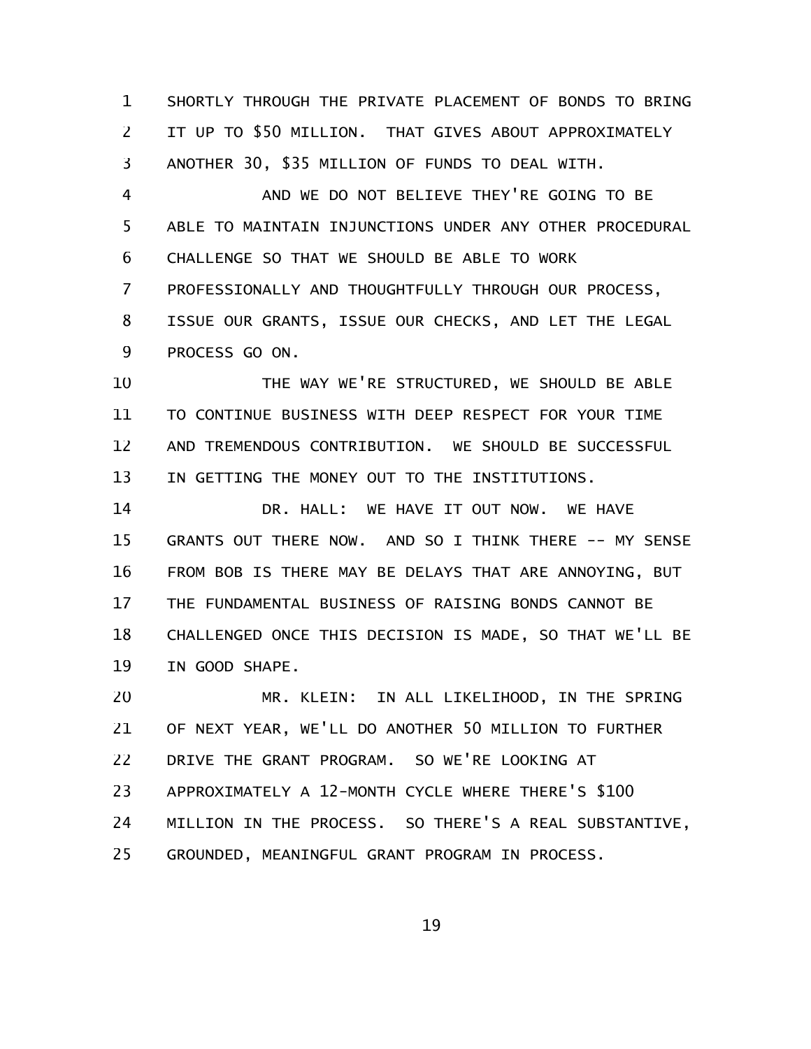SHORTLY THROUGH THE PRIVATE PLACEMENT OF BONDS TO BRING IT UP TO $50 MILLION. THAT GIVES ABOUT APPROXIMATELY ANOTHER 30, $35 MILLION OF FUNDS TO DEAL WITH.

AND WE DO NOT BELIEVE THEY'RE GOING TO BE ABLE TO MAINTAIN INJUNCTIONS UNDER ANY OTHER PROCEDURAL CHALLENGE SO THAT WE SHOULD BE ABLE TO WORK PROFESSIONALLY AND THOUGHTFULLY THROUGH OUR PROCESS, ISSUE OUR GRANTS, ISSUE OUR CHECKS, AND LET THE LEGAL PROCESS GO ON.

THE WAY WE'RE STRUCTURED, WE SHOULD BE ABLE TO CONTINUE BUSINESS WITH DEEP RESPECT FOR YOUR TIME AND TREMENDOUS CONTRIBUTION. WE SHOULD BE SUCCESSFUL IN GETTING THE MONEY OUT TO THE INSTITUTIONS.

DR. HALL: WE HAVE IT OUT NOW. WE HAVE GRANTS OUT THERE NOW. AND SO I THINK THERE -- MY SENSE FROM BOB IS THERE MAY BE DELAYS THAT ARE ANNOYING, BUT THE FUNDAMENTAL BUSINESS OF RAISING BONDS CANNOT BE CHALLENGED ONCE THIS DECISION IS MADE, SO THAT WE'LL BE IN GOOD SHAPE.

MR. KLEIN: IN ALL LIKELIHOOD, IN THE SPRING OF NEXT YEAR, WE'LL DO ANOTHER 50 MILLION TO FURTHER DRIVE THE GRANT PROGRAM. SO WE'RE LOOKING AT APPROXIMATELY A 12-MONTH CYCLE WHERE THERE'S $100 MILLION IN THE PROCESS. SO THERE'S A REAL SUBSTANTIVE, GROUNDED, MEANINGFUL GRANT PROGRAM IN PROCESS.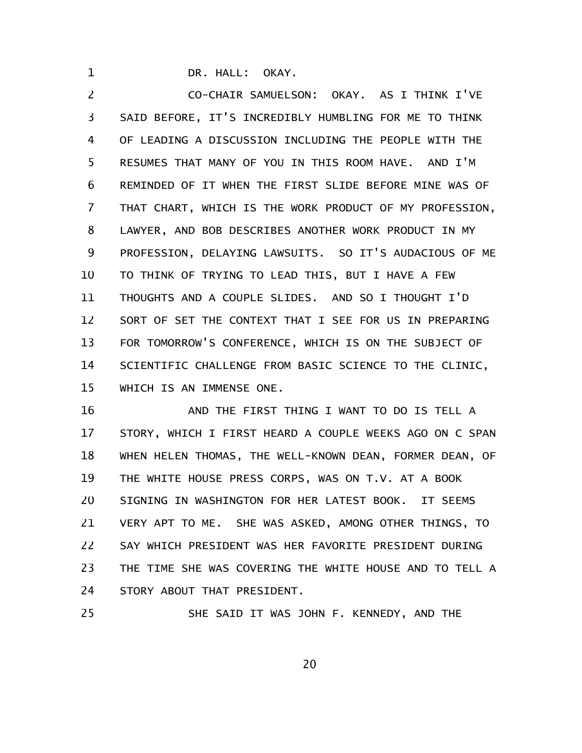DR. HALL: OKAY.

CO-CHAIR SAMUELSON: OKAY. AS I THINK I'VE SAID BEFORE, IT'S INCREDIBLY HUMBLING FOR ME TO THINK OF LEADING A DISCUSSION INCLUDING THE PEOPLE WITH THE RESUMES THAT MANY OF YOU IN THIS ROOM HAVE. AND I'M REMINDED OF IT WHEN THE FIRST SLIDE BEFORE MINE WAS OF THAT CHART, WHICH IS THE WORK PRODUCT OF MY PROFESSION, LAWYER, AND BOB DESCRIBES ANOTHER WORK PRODUCT IN MY PROFESSION, DELAYING LAWSUITS. SO IT'S AUDACIOUS OF ME TO THINK OF TRYING TO LEAD THIS, BUT I HAVE A FEW THOUGHTS AND A COUPLE SLIDES. AND SO I THOUGHT I'D SORT OF SET THE CONTEXT THAT I SEE FOR US IN PREPARING FOR TOMORROW'S CONFERENCE, WHICH IS ON THE SUBJECT OF SCIENTIFIC CHALLENGE FROM BASIC SCIENCE TO THE CLINIC, WHICH IS AN IMMENSE ONE.

AND THE FIRST THING I WANT TO DO IS TELL A STORY, WHICH I FIRST HEARD A COUPLE WEEKS AGO ON C SPAN WHEN HELEN THOMAS, THE WELL-KNOWN DEAN, FORMER DEAN, OF THE WHITE HOUSE PRESS CORPS, WAS ON T.V. AT A BOOK SIGNING IN WASHINGTON FOR HER LATEST BOOK. IT SEEMS VERY APT TO ME. SHE WAS ASKED, AMONG OTHER THINGS, TO SAY WHICH PRESIDENT WAS HER FAVORITE PRESIDENT DURING THE TIME SHE WAS COVERING THE WHITE HOUSE AND TO TELL A STORY ABOUT THAT PRESIDENT.

SHE SAID IT WAS JOHN F. KENNEDY, AND THE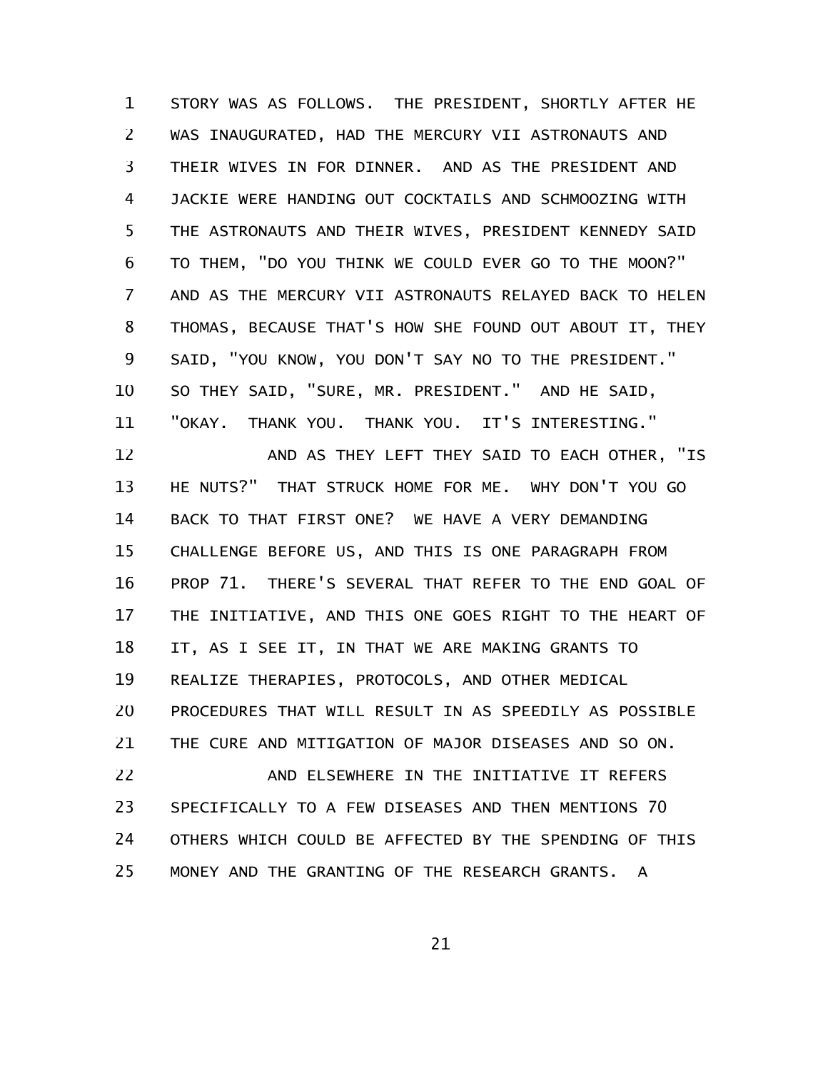STORY WAS AS FOLLOWS. THE PRESIDENT, SHORTLY AFTER HE WAS INAUGURATED, HAD THE MERCURY VII ASTRONAUTS AND THEIR WIVES IN FOR DINNER. AND AS THE PRESIDENT AND JACKIE WERE HANDING OUT COCKTAILS AND SCHMOOZING WITH THE ASTRONAUTS AND THEIR WIVES, PRESIDENT KENNEDY SAID TO THEM, "DO YOU THINK WE COULD EVER GO TO THE MOON?" AND AS THE MERCURY VII ASTRONAUTS RELAYED BACK TO HELEN THOMAS, BECAUSE THAT'S HOW SHE FOUND OUT ABOUT IT, THEY SAID, "YOU KNOW, YOU DON'T SAY NO TO THE PRESIDENT." SO THEY SAID, "SURE, MR. PRESIDENT." AND HE SAID, "OKAY. THANK YOU. THANK YOU. IT'S INTERESTING."

AND AS THEY LEFT THEY SAID TO EACH OTHER, "IS HE NUTS?" THAT STRUCK HOME FOR ME. WHY DON'T YOU GO BACK TO THAT FIRST ONE? WE HAVE A VERY DEMANDING CHALLENGE BEFORE US, AND THIS IS ONE PARAGRAPH FROM PROP 71. THERE'S SEVERAL THAT REFER TO THE END GOAL OF THE INITIATIVE, AND THIS ONE GOES RIGHT TO THE HEART OF IT, AS I SEE IT, IN THAT WE ARE MAKING GRANTS TO REALIZE THERAPIES, PROTOCOLS, AND OTHER MEDICAL PROCEDURES THAT WILL RESULT IN AS SPEEDILY AS POSSIBLE THE CURE AND MITIGATION OF MAJOR DISEASES AND SO ON.

AND ELSEWHERE IN THE INITIATIVE IT REFERS SPECIFICALLY TO A FEW DISEASES AND THEN MENTIONS 70 OTHERS WHICH COULD BE AFFECTED BY THE SPENDING OF THIS MONEY AND THE GRANTING OF THE RESEARCH GRANTS. A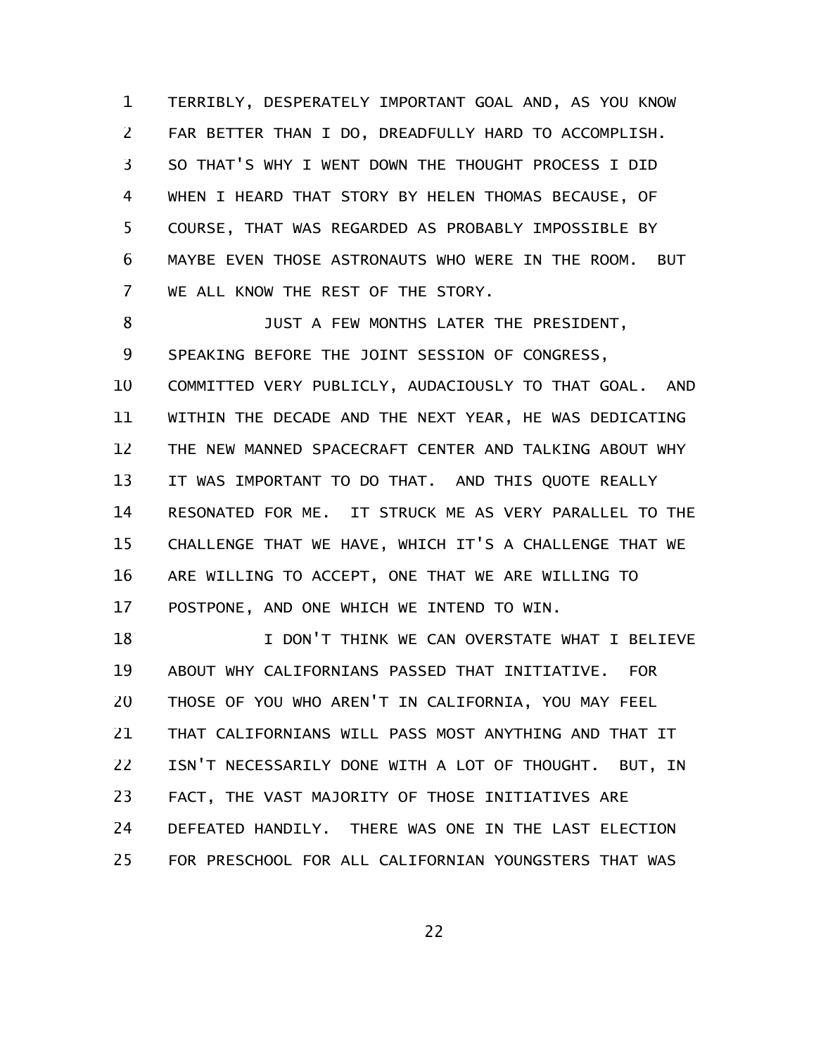TERRIBLY, DESPERATELY IMPORTANT GOAL AND, AS YOU KNOW FAR BETTER THAN I DO, DREADFULLY HARD TO ACCOMPLISH. SO THAT'S WHY I WENT DOWN THE THOUGHT PROCESS I DID WHEN I HEARD THAT STORY BY HELEN THOMAS BECAUSE, OF COURSE, THAT WAS REGARDED AS PROBABLY IMPOSSIBLE BY MAYBE EVEN THOSE ASTRONAUTS WHO WERE IN THE ROOM. BUT WE ALL KNOW THE REST OF THE STORY.

JUST A FEW MONTHS LATER THE PRESIDENT, SPEAKING BEFORE THE JOINT SESSION OF CONGRESS, COMMITTED VERY PUBLICLY, AUDACIOUSLY TO THAT GOAL. AND WITHIN THE DECADE AND THE NEXT YEAR, HE WAS DEDICATING THE NEW MANNED SPACECRAFT CENTER AND TALKING ABOUT WHY IT WAS IMPORTANT TO DO THAT. AND THIS QUOTE REALLY RESONATED FOR ME. IT STRUCK ME AS VERY PARALLEL TO THE CHALLENGE THAT WE HAVE, WHICH IT'S A CHALLENGE THAT WE ARE WILLING TO ACCEPT, ONE THAT WE ARE WILLING TO POSTPONE, AND ONE WHICH WE INTEND TO WIN.

I DON'T THINK WE CAN OVERSTATE WHAT I BELIEVE ABOUT WHY CALIFORNIANS PASSED THAT INITIATIVE. FOR THOSE OF YOU WHO AREN'T IN CALIFORNIA, YOU MAY FEEL THAT CALIFORNIANS WILL PASS MOST ANYTHING AND THAT IT ISN'T NECESSARILY DONE WITH A LOT OF THOUGHT. BUT, IN FACT, THE VAST MAJORITY OF THOSE INITIATIVES ARE DEFEATED HANDILY. THERE WAS ONE IN THE LAST ELECTION FOR PRESCHOOL FOR ALL CALIFORNIAN YOUNGSTERS THAT WAS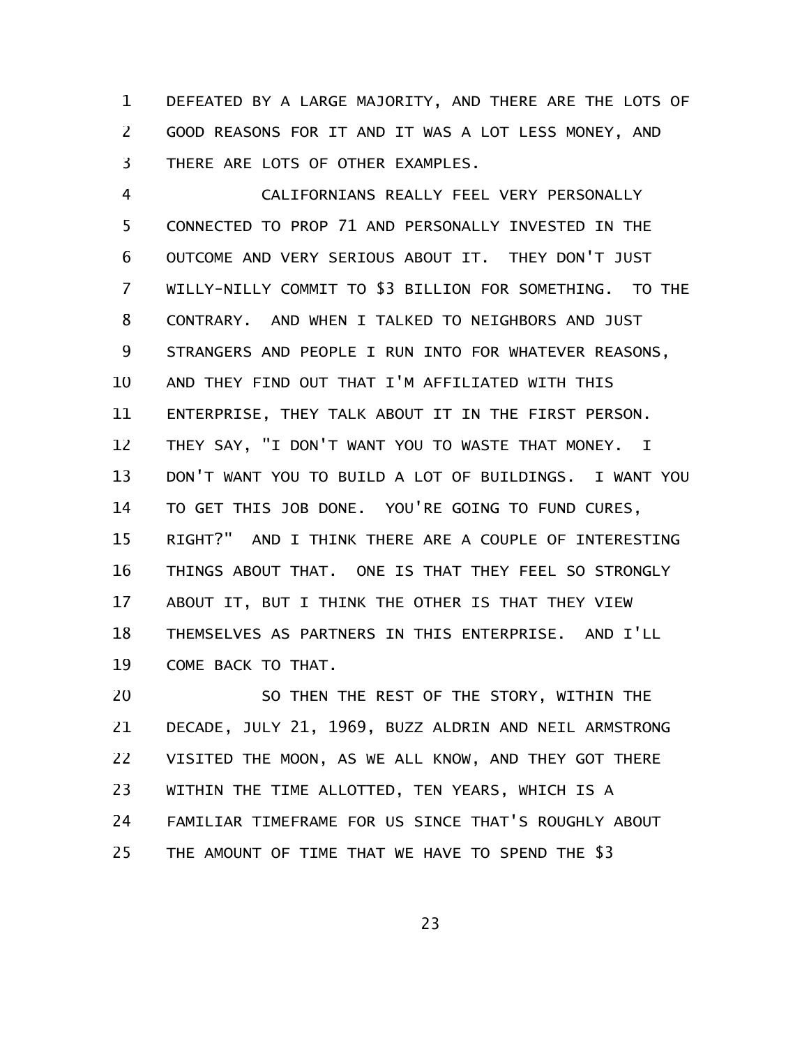DEFEATED BY A LARGE MAJORITY, AND THERE ARE THE LOTS OF GOOD REASONS FOR IT AND IT WAS A LOT LESS MONEY, AND THERE ARE LOTS OF OTHER EXAMPLES.

CALIFORNIANS REALLY FEEL VERY PERSONALLY CONNECTED TO PROP 71 AND PERSONALLY INVESTED IN THE OUTCOME AND VERY SERIOUS ABOUT IT. THEY DON'T JUST WILLY-NILLY COMMIT TO $3 BILLION FOR SOMETHING. TO THE CONTRARY. AND WHEN I TALKED TO NEIGHBORS AND JUST STRANGERS AND PEOPLE I RUN INTO FOR WHATEVER REASONS, AND THEY FIND OUT THAT I'M AFFILIATED WITH THIS ENTERPRISE, THEY TALK ABOUT IT IN THE FIRST PERSON. THEY SAY, "I DON'T WANT YOU TO WASTE THAT MONEY. I DON'T WANT YOU TO BUILD A LOT OF BUILDINGS. I WANT YOU TO GET THIS JOB DONE. YOU'RE GOING TO FUND CURES, RIGHT?" AND I THINK THERE ARE A COUPLE OF INTERESTING THINGS ABOUT THAT. ONE IS THAT THEY FEEL SO STRONGLY ABOUT IT, BUT I THINK THE OTHER IS THAT THEY VIEW THEMSELVES AS PARTNERS IN THIS ENTERPRISE. AND I'LL COME BACK TO THAT.

SO THEN THE REST OF THE STORY, WITHIN THE DECADE, JULY 21, 1969, BUZZ ALDRIN AND NEIL ARMSTRONG VISITED THE MOON, AS WE ALL KNOW, AND THEY GOT THERE WITHIN THE TIME ALLOTTED, TEN YEARS, WHICH IS A FAMILIAR TIMEFRAME FOR US SINCE THAT'S ROUGHLY ABOUT THE AMOUNT OF TIME THAT WE HAVE TO SPEND THE $3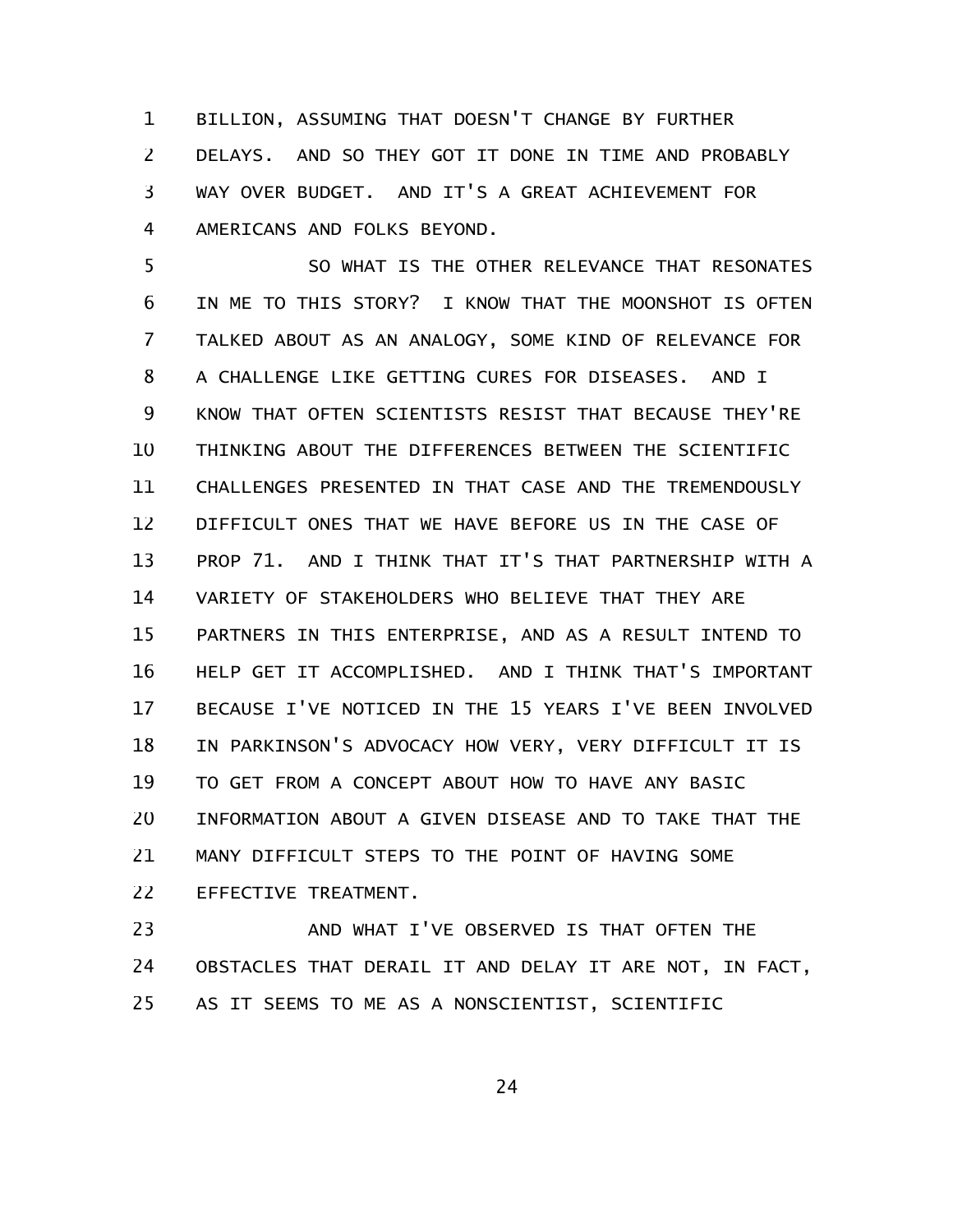BILLION, ASSUMING THAT DOESN'T CHANGE BY FURTHER DELAYS. AND SO THEY GOT IT DONE IN TIME AND PROBABLY WAY OVER BUDGET. AND IT'S A GREAT ACHIEVEMENT FOR AMERICANS AND FOLKS BEYOND.

SO WHAT IS THE OTHER RELEVANCE THAT RESONATES IN ME TO THIS STORY? I KNOW THAT THE MOONSHOT IS OFTEN TALKED ABOUT AS AN ANALOGY, SOME KIND OF RELEVANCE FOR A CHALLENGE LIKE GETTING CURES FOR DISEASES. AND I KNOW THAT OFTEN SCIENTISTS RESIST THAT BECAUSE THEY'RE THINKING ABOUT THE DIFFERENCES BETWEEN THE SCIENTIFIC CHALLENGES PRESENTED IN THAT CASE AND THE TREMENDOUSLY DIFFICULT ONES THAT WE HAVE BEFORE US IN THE CASE OF PROP 71. AND I THINK THAT IT'S THAT PARTNERSHIP WITH A VARIETY OF STAKEHOLDERS WHO BELIEVE THAT THEY ARE PARTNERS IN THIS ENTERPRISE, AND AS A RESULT INTEND TO HELP GET IT ACCOMPLISHED. AND I THINK THAT'S IMPORTANT BECAUSE I'VE NOTICED IN THE 15 YEARS I'VE BEEN INVOLVED IN PARKINSON'S ADVOCACY HOW VERY, VERY DIFFICULT IT IS TO GET FROM A CONCEPT ABOUT HOW TO HAVE ANY BASIC INFORMATION ABOUT A GIVEN DISEASE AND TO TAKE THAT THE MANY DIFFICULT STEPS TO THE POINT OF HAVING SOME EFFECTIVE TREATMENT.

AND WHAT I'VE OBSERVED IS THAT OFTEN THE OBSTACLES THAT DERAIL IT AND DELAY IT ARE NOT, IN FACT, AS IT SEEMS TO ME AS A NONSCIENTIST, SCIENTIFIC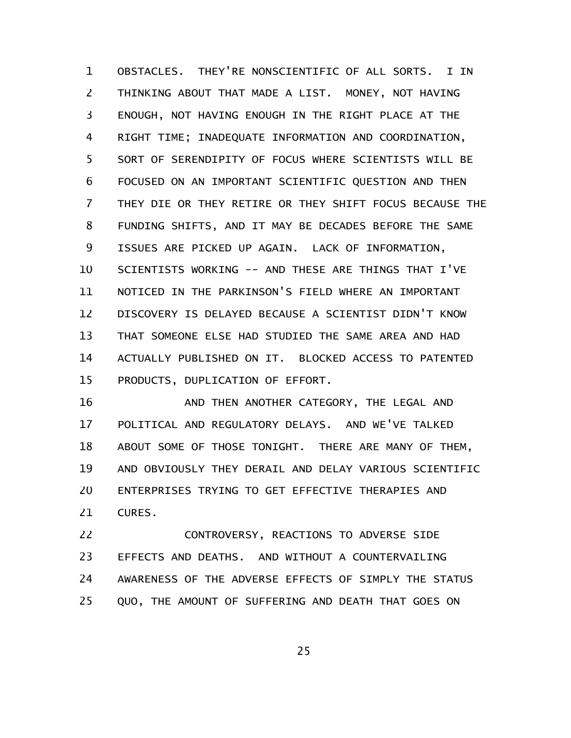OBSTACLES. THEY'RE NONSCIENTIFIC OF ALL SORTS. I IN THINKING ABOUT THAT MADE A LIST. MONEY, NOT HAVING ENOUGH, NOT HAVING ENOUGH IN THE RIGHT PLACE AT THE RIGHT TIME; INADEQUATE INFORMATION AND COORDINATION, SORT OF SERENDIPITY OF FOCUS WHERE SCIENTISTS WILL BE FOCUSED ON AN IMPORTANT SCIENTIFIC QUESTION AND THEN THEY DIE OR THEY RETIRE OR THEY SHIFT FOCUS BECAUSE THE FUNDING SHIFTS, AND IT MAY BE DECADES BEFORE THE SAME ISSUES ARE PICKED UP AGAIN. LACK OF INFORMATION, SCIENTISTS WORKING -- AND THESE ARE THINGS THAT I'VE NOTICED IN THE PARKINSON'S FIELD WHERE AN IMPORTANT DISCOVERY IS DELAYED BECAUSE A SCIENTIST DIDN'T KNOW THAT SOMEONE ELSE HAD STUDIED THE SAME AREA AND HAD ACTUALLY PUBLISHED ON IT. BLOCKED ACCESS TO PATENTED PRODUCTS, DUPLICATION OF EFFORT.

AND THEN ANOTHER CATEGORY, THE LEGAL AND POLITICAL AND REGULATORY DELAYS. AND WE'VE TALKED ABOUT SOME OF THOSE TONIGHT. THERE ARE MANY OF THEM, AND OBVIOUSLY THEY DERAIL AND DELAY VARIOUS SCIENTIFIC ENTERPRISES TRYING TO GET EFFECTIVE THERAPIES AND CURES.

CONTROVERSY, REACTIONS TO ADVERSE SIDE EFFECTS AND DEATHS. AND WITHOUT A COUNTERVAILING AWARENESS OF THE ADVERSE EFFECTS OF SIMPLY THE STATUS QUO, THE AMOUNT OF SUFFERING AND DEATH THAT GOES ON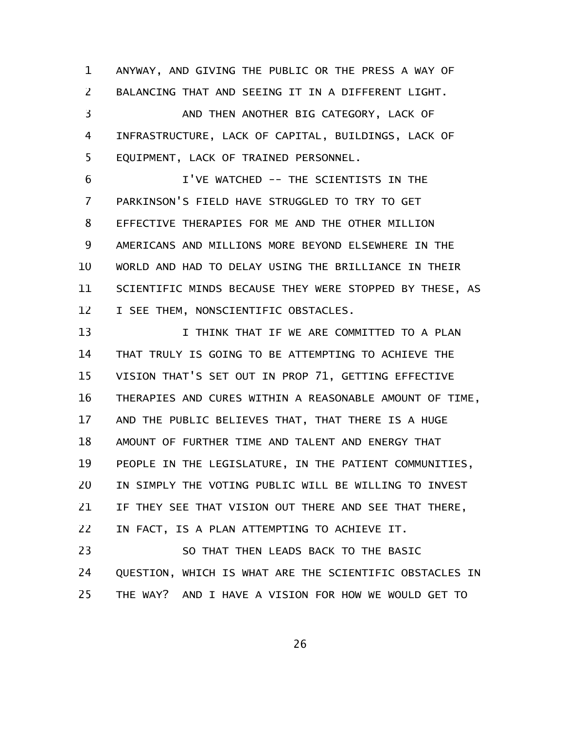ANYWAY, AND GIVING THE PUBLIC OR THE PRESS A WAY OF BALANCING THAT AND SEEING IT IN A DIFFERENT LIGHT.

AND THEN ANOTHER BIG CATEGORY, LACK OF INFRASTRUCTURE, LACK OF CAPITAL, BUILDINGS, LACK OF EQUIPMENT, LACK OF TRAINED PERSONNEL.

I'VE WATCHED -- THE SCIENTISTS IN THE PARKINSON'S FIELD HAVE STRUGGLED TO TRY TO GET EFFECTIVE THERAPIES FOR ME AND THE OTHER MILLION AMERICANS AND MILLIONS MORE BEYOND ELSEWHERE IN THE WORLD AND HAD TO DELAY USING THE BRILLIANCE IN THEIR SCIENTIFIC MINDS BECAUSE THEY WERE STOPPED BY THESE, AS I SEE THEM, NONSCIENTIFIC OBSTACLES.

I THINK THAT IF WE ARE COMMITTED TO A PLAN THAT TRULY IS GOING TO BE ATTEMPTING TO ACHIEVE THE VISION THAT'S SET OUT IN PROP 71, GETTING EFFECTIVE THERAPIES AND CURES WITHIN A REASONABLE AMOUNT OF TIME, AND THE PUBLIC BELIEVES THAT, THAT THERE IS A HUGE AMOUNT OF FURTHER TIME AND TALENT AND ENERGY THAT PEOPLE IN THE LEGISLATURE, IN THE PATIENT COMMUNITIES, IN SIMPLY THE VOTING PUBLIC WILL BE WILLING TO INVEST IF THEY SEE THAT VISION OUT THERE AND SEE THAT THERE, IN FACT, IS A PLAN ATTEMPTING TO ACHIEVE IT.

SO THAT THEN LEADS BACK TO THE BASIC QUESTION, WHICH IS WHAT ARE THE SCIENTIFIC OBSTACLES IN THE WAY? AND I HAVE A VISION FOR HOW WE WOULD GET TO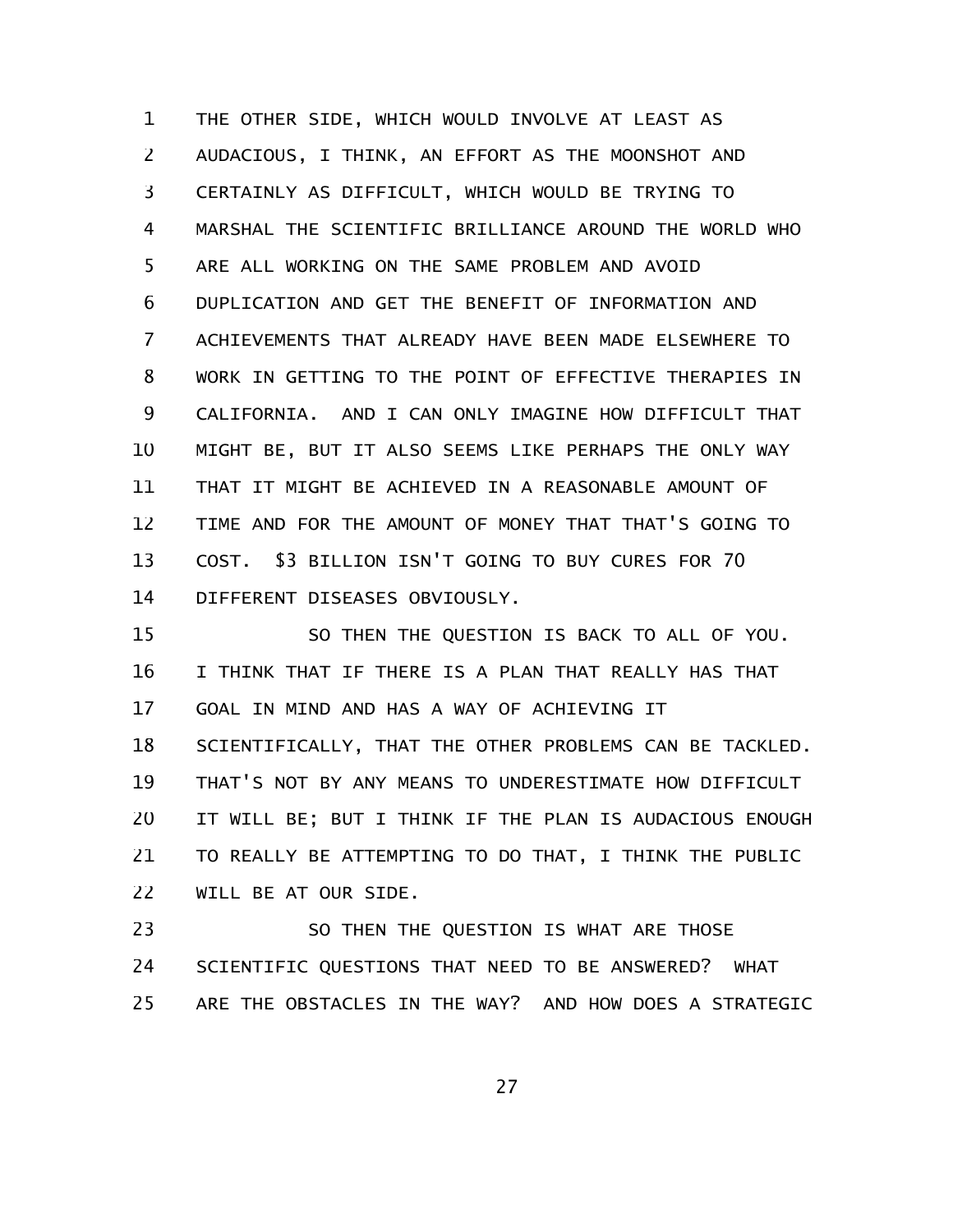THE OTHER SIDE, WHICH WOULD INVOLVE AT LEAST AS AUDACIOUS, I THINK, AN EFFORT AS THE MOONSHOT AND CERTAINLY AS DIFFICULT, WHICH WOULD BE TRYING TO MARSHAL THE SCIENTIFIC BRILLIANCE AROUND THE WORLD WHO ARE ALL WORKING ON THE SAME PROBLEM AND AVOID DUPLICATION AND GET THE BENEFIT OF INFORMATION AND ACHIEVEMENTS THAT ALREADY HAVE BEEN MADE ELSEWHERE TO WORK IN GETTING TO THE POINT OF EFFECTIVE THERAPIES IN CALIFORNIA. AND I CAN ONLY IMAGINE HOW DIFFICULT THAT MIGHT BE, BUT IT ALSO SEEMS LIKE PERHAPS THE ONLY WAY THAT IT MIGHT BE ACHIEVED IN A REASONABLE AMOUNT OF TIME AND FOR THE AMOUNT OF MONEY THAT THAT'S GOING TO COST. $3 BILLION ISN'T GOING TO BUY CURES FOR 70 DIFFERENT DISEASES OBVIOUSLY.

SO THEN THE QUESTION IS BACK TO ALL OF YOU. I THINK THAT IF THERE IS A PLAN THAT REALLY HAS THAT GOAL IN MIND AND HAS A WAY OF ACHIEVING IT SCIENTIFICALLY, THAT THE OTHER PROBLEMS CAN BE TACKLED. THAT'S NOT BY ANY MEANS TO UNDERESTIMATE HOW DIFFICULT IT WILL BE; BUT I THINK IF THE PLAN IS AUDACIOUS ENOUGH TO REALLY BE ATTEMPTING TO DO THAT, I THINK THE PUBLIC WILL BE AT OUR SIDE.

SO THEN THE QUESTION IS WHAT ARE THOSE SCIENTIFIC QUESTIONS THAT NEED TO BE ANSWERED? WHAT ARE THE OBSTACLES IN THE WAY? AND HOW DOES A STRATEGIC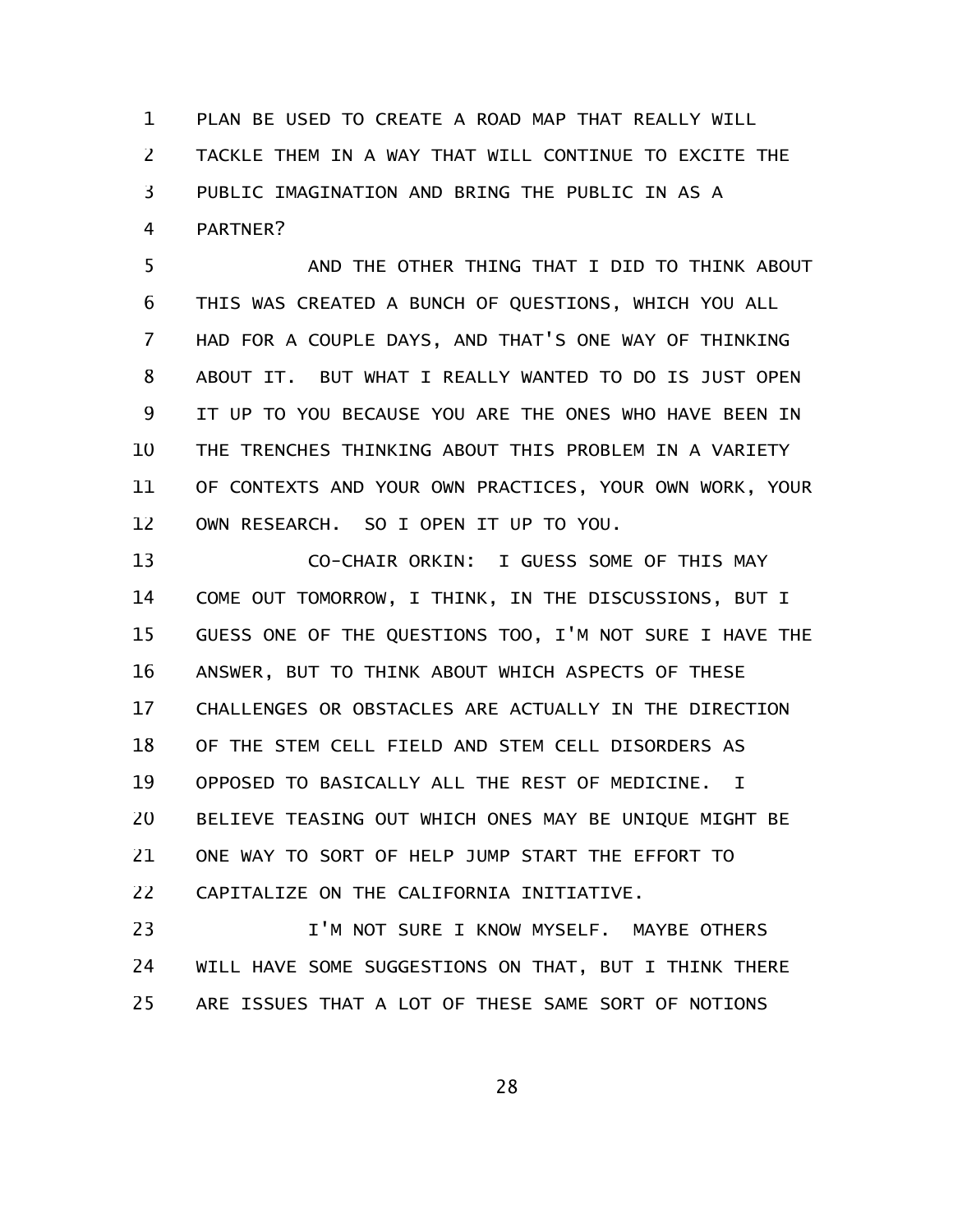PLAN BE USED TO CREATE A ROAD MAP THAT REALLY WILL TACKLE THEM IN A WAY THAT WILL CONTINUE TO EXCITE THE PUBLIC IMAGINATION AND BRING THE PUBLIC IN AS A PARTNER?

AND THE OTHER THING THAT I DID TO THINK ABOUT THIS WAS CREATED A BUNCH OF QUESTIONS, WHICH YOU ALL HAD FOR A COUPLE DAYS, AND THAT'S ONE WAY OF THINKING ABOUT IT. BUT WHAT I REALLY WANTED TO DO IS JUST OPEN IT UP TO YOU BECAUSE YOU ARE THE ONES WHO HAVE BEEN IN THE TRENCHES THINKING ABOUT THIS PROBLEM IN A VARIETY OF CONTEXTS AND YOUR OWN PRACTICES, YOUR OWN WORK, YOUR OWN RESEARCH. SO I OPEN IT UP TO YOU.

CO-CHAIR ORKIN: I GUESS SOME OF THIS MAY COME OUT TOMORROW, I THINK, IN THE DISCUSSIONS, BUT I GUESS ONE OF THE QUESTIONS TOO, I'M NOT SURE I HAVE THE ANSWER, BUT TO THINK ABOUT WHICH ASPECTS OF THESE CHALLENGES OR OBSTACLES ARE ACTUALLY IN THE DIRECTION OF THE STEM CELL FIELD AND STEM CELL DISORDERS AS OPPOSED TO BASICALLY ALL THE REST OF MEDICINE. I BELIEVE TEASING OUT WHICH ONES MAY BE UNIQUE MIGHT BE ONE WAY TO SORT OF HELP JUMP START THE EFFORT TO CAPITALIZE ON THE CALIFORNIA INITIATIVE.

I'M NOT SURE I KNOW MYSELF. MAYBE OTHERS WILL HAVE SOME SUGGESTIONS ON THAT, BUT I THINK THERE ARE ISSUES THAT A LOT OF THESE SAME SORT OF NOTIONS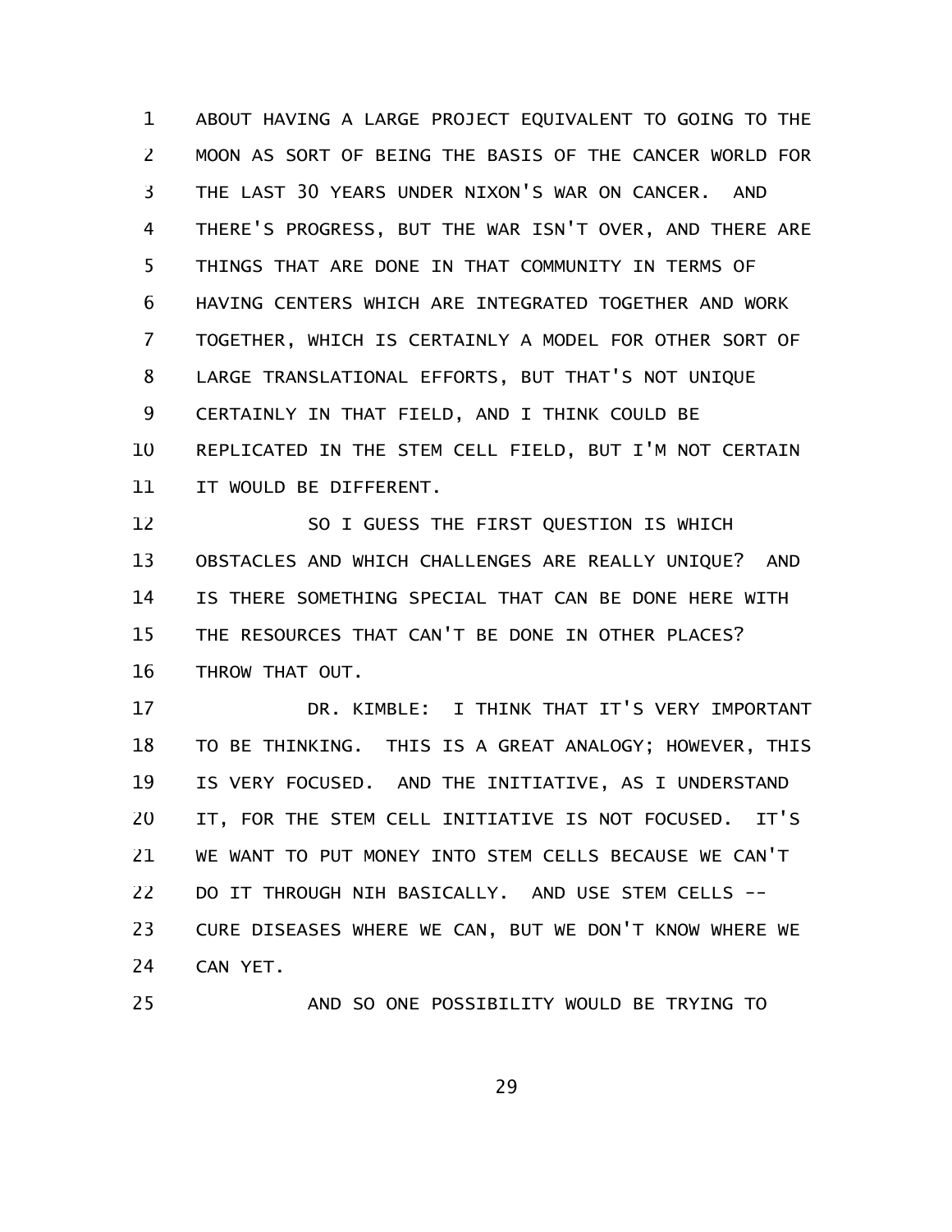ABOUT HAVING A LARGE PROJECT EQUIVALENT TO GOING TO THE MOON AS SORT OF BEING THE BASIS OF THE CANCER WORLD FOR THE LAST 30 YEARS UNDER NIXON'S WAR ON CANCER. AND THERE'S PROGRESS, BUT THE WAR ISN'T OVER, AND THERE ARE THINGS THAT ARE DONE IN THAT COMMUNITY IN TERMS OF HAVING CENTERS WHICH ARE INTEGRATED TOGETHER AND WORK TOGETHER, WHICH IS CERTAINLY A MODEL FOR OTHER SORT OF LARGE TRANSLATIONAL EFFORTS, BUT THAT'S NOT UNIQUE CERTAINLY IN THAT FIELD, AND I THINK COULD BE REPLICATED IN THE STEM CELL FIELD, BUT I'M NOT CERTAIN IT WOULD BE DIFFERENT.

SO I GUESS THE FIRST QUESTION IS WHICH OBSTACLES AND WHICH CHALLENGES ARE REALLY UNIQUE? AND IS THERE SOMETHING SPECIAL THAT CAN BE DONE HERE WITH THE RESOURCES THAT CAN'T BE DONE IN OTHER PLACES? THROW THAT OUT.

DR. KIMBLE: I THINK THAT IT'S VERY IMPORTANT TO BE THINKING. THIS IS A GREAT ANALOGY; HOWEVER, THIS IS VERY FOCUSED. AND THE INITIATIVE, AS I UNDERSTAND IT, FOR THE STEM CELL INITIATIVE IS NOT FOCUSED. IT'S WE WANT TO PUT MONEY INTO STEM CELLS BECAUSE WE CAN'T DO IT THROUGH NIH BASICALLY. AND USE STEM CELLS -- CURE DISEASES WHERE WE CAN, BUT WE DON'T KNOW WHERE WE CAN YET.

AND SO ONE POSSIBILITY WOULD BE TRYING TO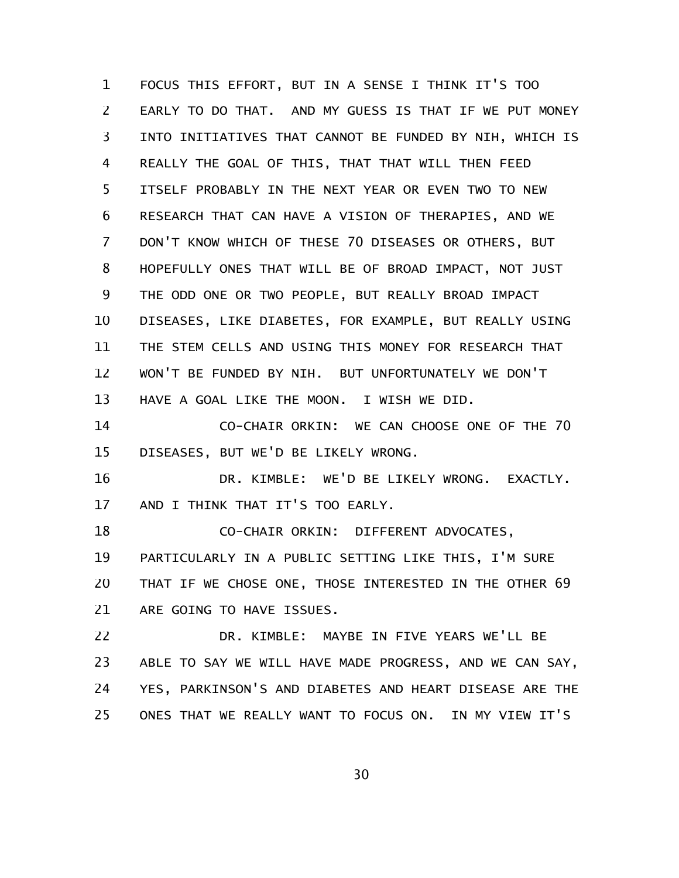FOCUS THIS EFFORT, BUT IN A SENSE I THINK IT'S TOO EARLY TO DO THAT. AND MY GUESS IS THAT IF WE PUT MONEY INTO INITIATIVES THAT CANNOT BE FUNDED BY NIH, WHICH IS REALLY THE GOAL OF THIS, THAT THAT WILL THEN FEED ITSELF PROBABLY IN THE NEXT YEAR OR EVEN TWO TO NEW RESEARCH THAT CAN HAVE A VISION OF THERAPIES, AND WE DON'T KNOW WHICH OF THESE 70 DISEASES OR OTHERS, BUT HOPEFULLY ONES THAT WILL BE OF BROAD IMPACT, NOT JUST THE ODD ONE OR TWO PEOPLE, BUT REALLY BROAD IMPACT DISEASES, LIKE DIABETES, FOR EXAMPLE, BUT REALLY USING THE STEM CELLS AND USING THIS MONEY FOR RESEARCH THAT WON'T BE FUNDED BY NIH. BUT UNFORTUNATELY WE DON'T HAVE A GOAL LIKE THE MOON. I WISH WE DID.

CO-CHAIR ORKIN: WE CAN CHOOSE ONE OF THE 70 DISEASES, BUT WE'D BE LIKELY WRONG.

DR. KIMBLE: WE'D BE LIKELY WRONG. EXACTLY. AND I THINK THAT IT'S TOO EARLY.

CO-CHAIR ORKIN: DIFFERENT ADVOCATES, PARTICULARLY IN A PUBLIC SETTING LIKE THIS, I'M SURE THAT IF WE CHOSE ONE, THOSE INTERESTED IN THE OTHER 69 ARE GOING TO HAVE ISSUES.

DR. KIMBLE: MAYBE IN FIVE YEARS WE'LL BE ABLE TO SAY WE WILL HAVE MADE PROGRESS, AND WE CAN SAY, YES, PARKINSON'S AND DIABETES AND HEART DISEASE ARE THE ONES THAT WE REALLY WANT TO FOCUS ON. IN MY VIEW IT'S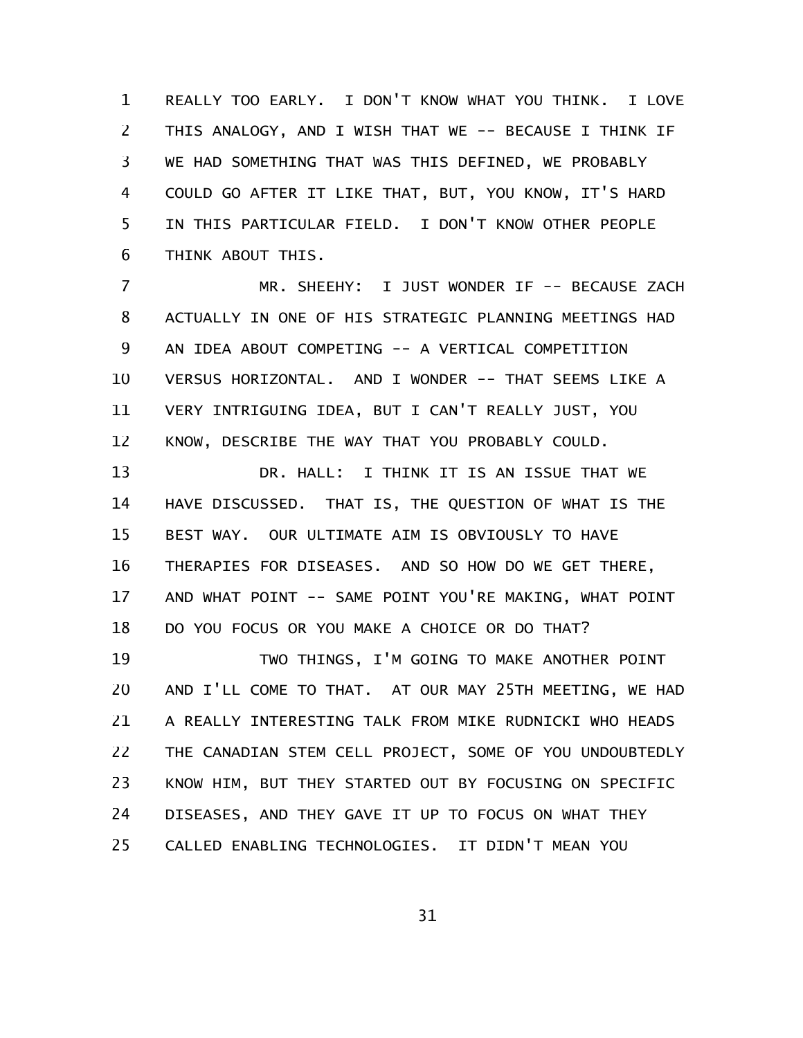REALLY TOO EARLY. I DON'T KNOW WHAT YOU THINK. I LOVE THIS ANALOGY, AND I WISH THAT WE -- BECAUSE I THINK IF WE HAD SOMETHING THAT WAS THIS DEFINED, WE PROBABLY COULD GO AFTER IT LIKE THAT, BUT, YOU KNOW, IT'S HARD IN THIS PARTICULAR FIELD. I DON'T KNOW OTHER PEOPLE THINK ABOUT THIS.

MR. SHEEHY: I JUST WONDER IF -- BECAUSE ZACH ACTUALLY IN ONE OF HIS STRATEGIC PLANNING MEETINGS HAD AN IDEA ABOUT COMPETING -- A VERTICAL COMPETITION VERSUS HORIZONTAL. AND I WONDER -- THAT SEEMS LIKE A VERY INTRIGUING IDEA, BUT I CAN'T REALLY JUST, YOU KNOW, DESCRIBE THE WAY THAT YOU PROBABLY COULD.

DR. HALL: I THINK IT IS AN ISSUE THAT WE HAVE DISCUSSED. THAT IS, THE QUESTION OF WHAT IS THE BEST WAY. OUR ULTIMATE AIM IS OBVIOUSLY TO HAVE THERAPIES FOR DISEASES. AND SO HOW DO WE GET THERE, AND WHAT POINT -- SAME POINT YOU'RE MAKING, WHAT POINT DO YOU FOCUS OR YOU MAKE A CHOICE OR DO THAT?

TWO THINGS, I'M GOING TO MAKE ANOTHER POINT AND I'LL COME TO THAT. AT OUR MAY 25TH MEETING, WE HAD A REALLY INTERESTING TALK FROM MIKE RUDNICKI WHO HEADS THE CANADIAN STEM CELL PROJECT, SOME OF YOU UNDOUBTEDLY KNOW HIM, BUT THEY STARTED OUT BY FOCUSING ON SPECIFIC DISEASES, AND THEY GAVE IT UP TO FOCUS ON WHAT THEY CALLED ENABLING TECHNOLOGIES. IT DIDN'T MEAN YOU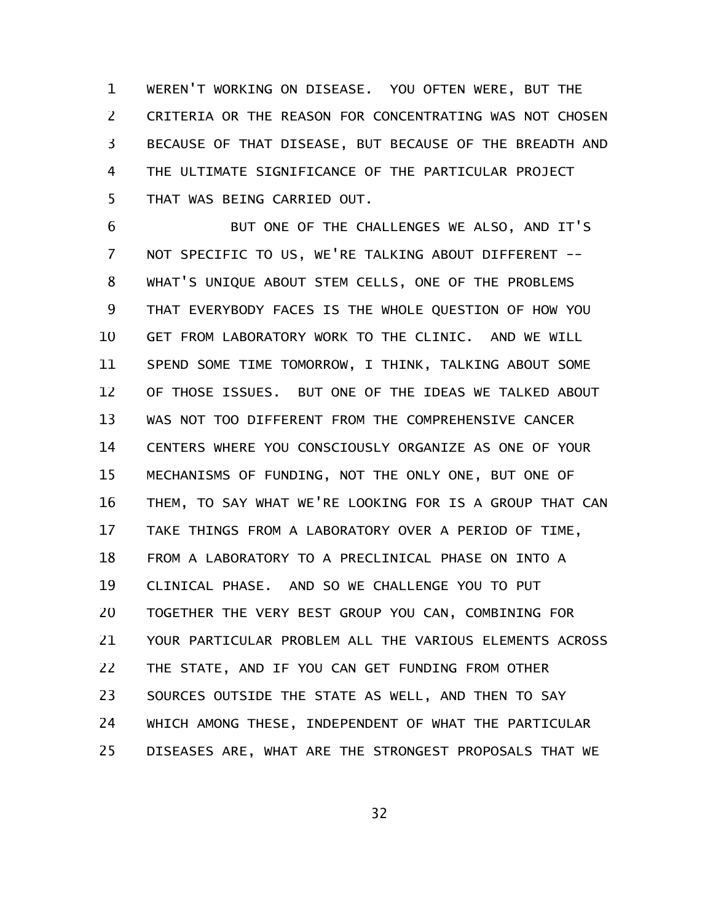WEREN'T WORKING ON DISEASE. YOU OFTEN WERE, BUT THE CRITERIA OR THE REASON FOR CONCENTRATING WAS NOT CHOSEN BECAUSE OF THAT DISEASE, BUT BECAUSE OF THE BREADTH AND THE ULTIMATE SIGNIFICANCE OF THE PARTICULAR PROJECT THAT WAS BEING CARRIED OUT.

BUT ONE OF THE CHALLENGES WE ALSO, AND IT'S NOT SPECIFIC TO US, WE'RE TALKING ABOUT DIFFERENT -- WHAT'S UNIQUE ABOUT STEM CELLS, ONE OF THE PROBLEMS THAT EVERYBODY FACES IS THE WHOLE QUESTION OF HOW YOU GET FROM LABORATORY WORK TO THE CLINIC. AND WE WILL SPEND SOME TIME TOMORROW, I THINK, TALKING ABOUT SOME OF THOSE ISSUES. BUT ONE OF THE IDEAS WE TALKED ABOUT WAS NOT TOO DIFFERENT FROM THE COMPREHENSIVE CANCER CENTERS WHERE YOU CONSCIOUSLY ORGANIZE AS ONE OF YOUR MECHANISMS OF FUNDING, NOT THE ONLY ONE, BUT ONE OF THEM, TO SAY WHAT WE'RE LOOKING FOR IS A GROUP THAT CAN TAKE THINGS FROM A LABORATORY OVER A PERIOD OF TIME, FROM A LABORATORY TO A PRECLINICAL PHASE ON INTO A CLINICAL PHASE. AND SO WE CHALLENGE YOU TO PUT TOGETHER THE VERY BEST GROUP YOU CAN, COMBINING FOR YOUR PARTICULAR PROBLEM ALL THE VARIOUS ELEMENTS ACROSS THE STATE, AND IF YOU CAN GET FUNDING FROM OTHER SOURCES OUTSIDE THE STATE AS WELL, AND THEN TO SAY WHICH AMONG THESE, INDEPENDENT OF WHAT THE PARTICULAR DISEASES ARE, WHAT ARE THE STRONGEST PROPOSALS THAT WE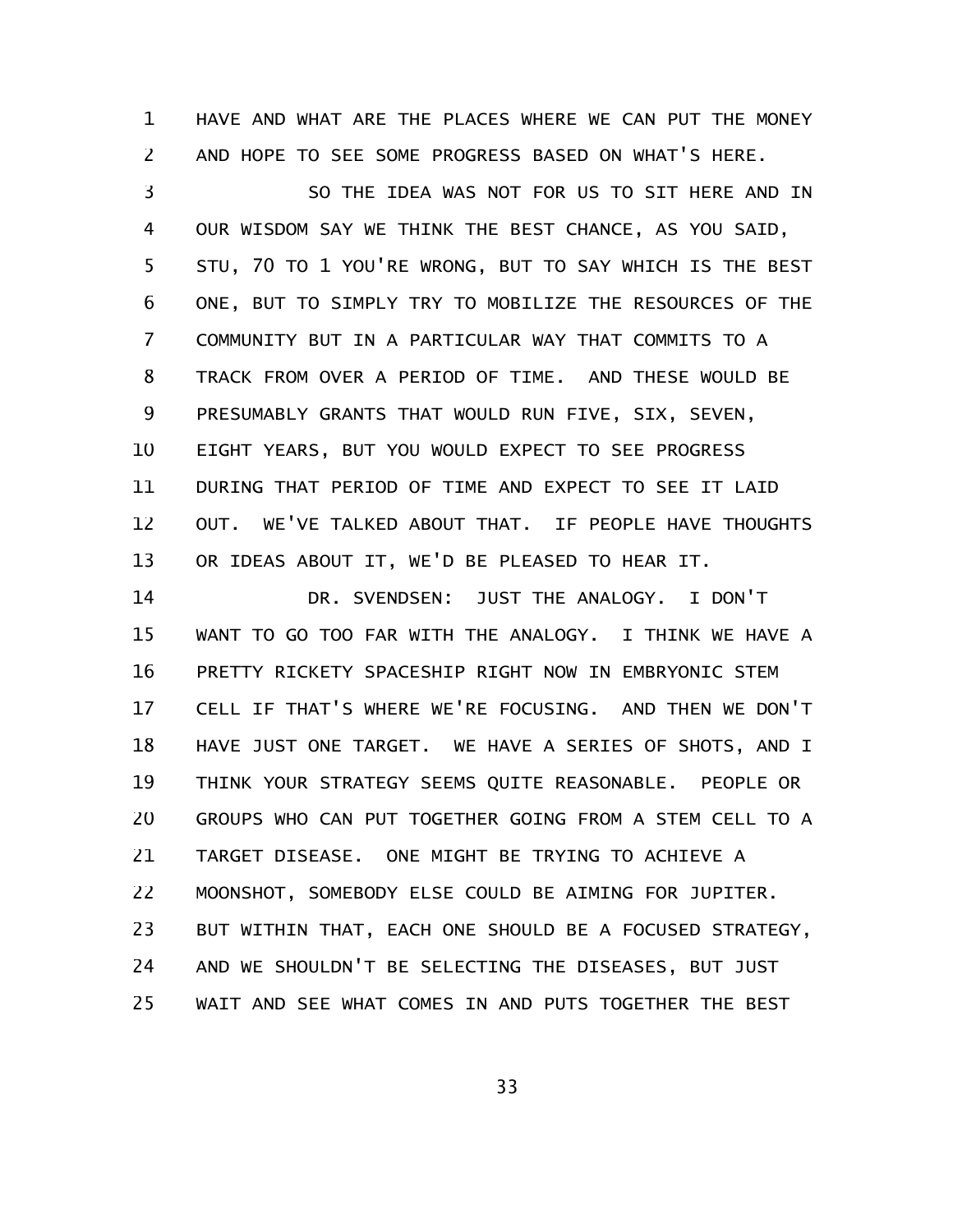HAVE AND WHAT ARE THE PLACES WHERE WE CAN PUT THE MONEY AND HOPE TO SEE SOME PROGRESS BASED ON WHAT'S HERE.

SO THE IDEA WAS NOT FOR US TO SIT HERE AND IN OUR WISDOM SAY WE THINK THE BEST CHANCE, AS YOU SAID, STU, 70 TO 1 YOU'RE WRONG, BUT TO SAY WHICH IS THE BEST ONE, BUT TO SIMPLY TRY TO MOBILIZE THE RESOURCES OF THE COMMUNITY BUT IN A PARTICULAR WAY THAT COMMITS TO A TRACK FROM OVER A PERIOD OF TIME. AND THESE WOULD BE PRESUMABLY GRANTS THAT WOULD RUN FIVE, SIX, SEVEN, EIGHT YEARS, BUT YOU WOULD EXPECT TO SEE PROGRESS DURING THAT PERIOD OF TIME AND EXPECT TO SEE IT LAID OUT. WE'VE TALKED ABOUT THAT. IF PEOPLE HAVE THOUGHTS OR IDEAS ABOUT IT, WE'D BE PLEASED TO HEAR IT.

DR. SVENDSEN: JUST THE ANALOGY. I DON'T WANT TO GO TOO FAR WITH THE ANALOGY. I THINK WE HAVE A PRETTY RICKETY SPACESHIP RIGHT NOW IN EMBRYONIC STEM CELL IF THAT'S WHERE WE'RE FOCUSING. AND THEN WE DON'T HAVE JUST ONE TARGET. WE HAVE A SERIES OF SHOTS, AND I THINK YOUR STRATEGY SEEMS QUITE REASONABLE. PEOPLE OR GROUPS WHO CAN PUT TOGETHER GOING FROM A STEM CELL TO A TARGET DISEASE. ONE MIGHT BE TRYING TO ACHIEVE A MOONSHOT, SOMEBODY ELSE COULD BE AIMING FOR JUPITER. BUT WITHIN THAT, EACH ONE SHOULD BE A FOCUSED STRATEGY, AND WE SHOULDN'T BE SELECTING THE DISEASES, BUT JUST WAIT AND SEE WHAT COMES IN AND PUTS TOGETHER THE BEST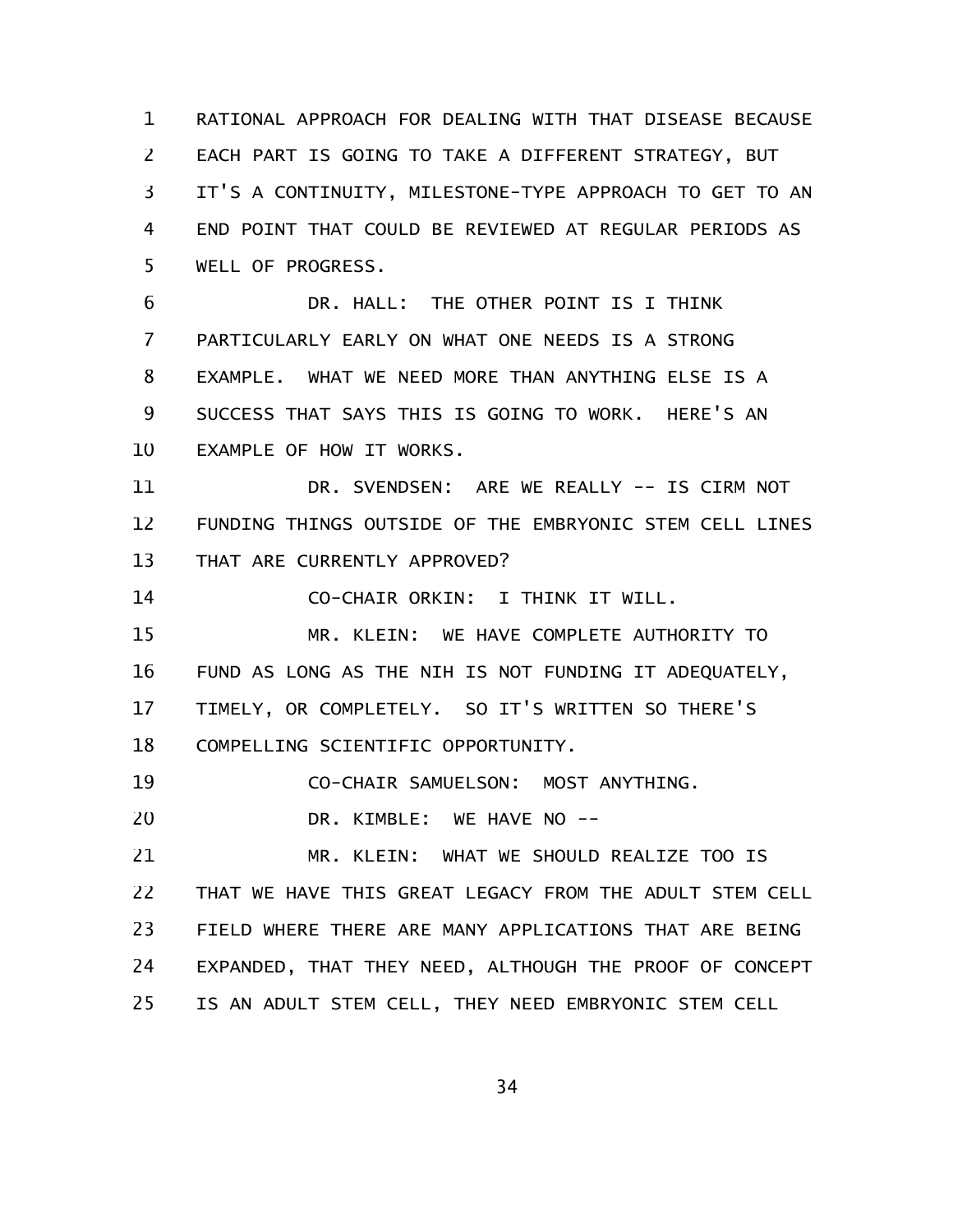RATIONAL APPROACH FOR DEALING WITH THAT DISEASE BECAUSE EACH PART IS GOING TO TAKE A DIFFERENT STRATEGY, BUT IT'S A CONTINUITY, MILESTONE-TYPE APPROACH TO GET TO AN END POINT THAT COULD BE REVIEWED AT REGULAR PERIODS AS WELL OF PROGRESS.

DR. HALL: THE OTHER POINT IS I THINK PARTICULARLY EARLY ON WHAT ONE NEEDS IS A STRONG EXAMPLE. WHAT WE NEED MORE THAN ANYTHING ELSE IS A SUCCESS THAT SAYS THIS IS GOING TO WORK. HERE'S AN EXAMPLE OF HOW IT WORKS.

DR. SVENDSEN: ARE WE REALLY -- IS CIRM NOT FUNDING THINGS OUTSIDE OF THE EMBRYONIC STEM CELL LINES THAT ARE CURRENTLY APPROVED?

CO-CHAIR ORKIN: I THINK IT WILL.

MR. KLEIN: WE HAVE COMPLETE AUTHORITY TO FUND AS LONG AS THE NIH IS NOT FUNDING IT ADEQUATELY, TIMELY, OR COMPLETELY. SO IT'S WRITTEN SO THERE'S COMPELLING SCIENTIFIC OPPORTUNITY.

CO-CHAIR SAMUELSON: MOST ANYTHING.

DR. KIMBLE: WE HAVE NO --

MR. KLEIN: WHAT WE SHOULD REALIZE TOO IS THAT WE HAVE THIS GREAT LEGACY FROM THE ADULT STEM CELL FIELD WHERE THERE ARE MANY APPLICATIONS THAT ARE BEING EXPANDED, THAT THEY NEED, ALTHOUGH THE PROOF OF CONCEPT IS AN ADULT STEM CELL, THEY NEED EMBRYONIC STEM CELL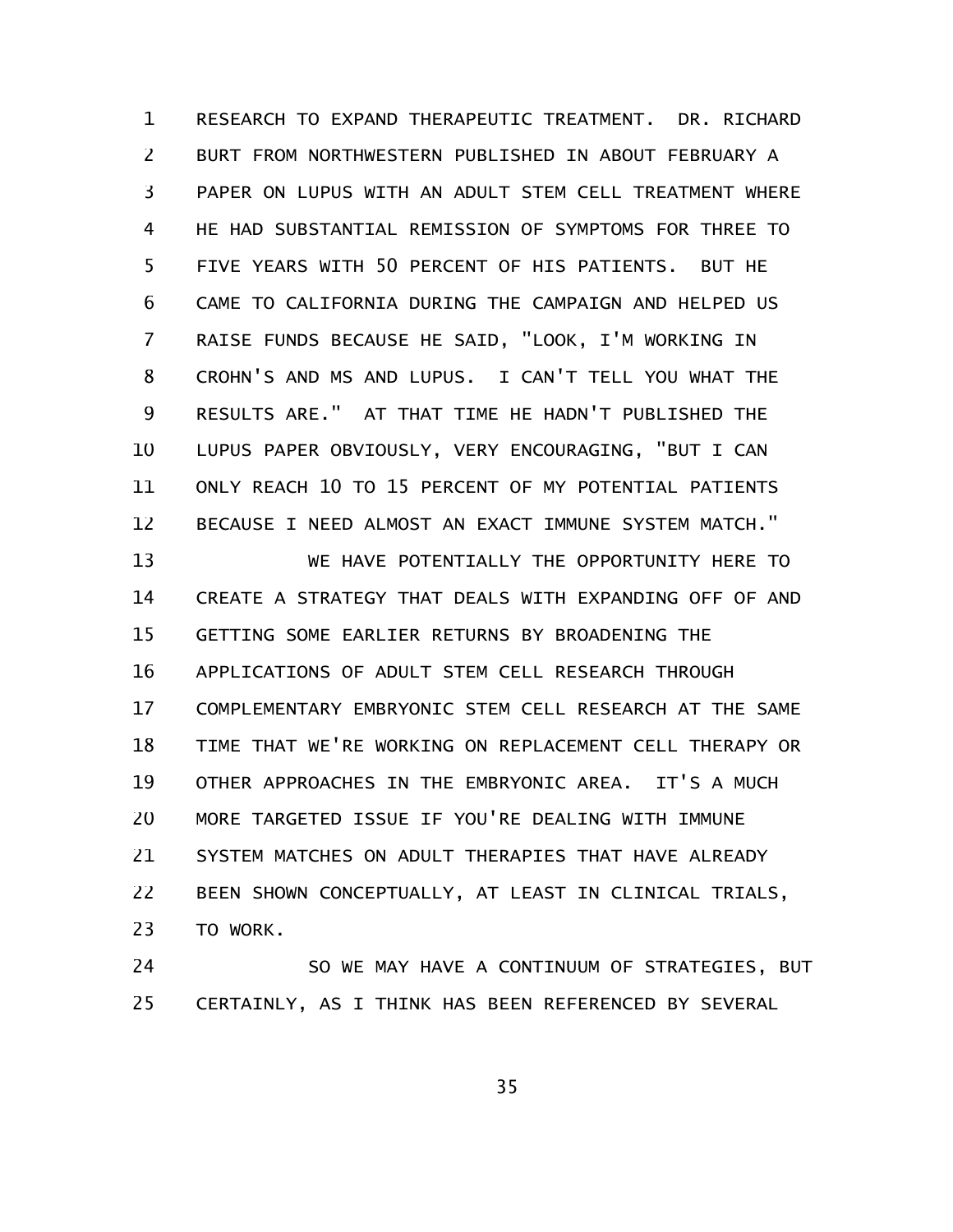RESEARCH TO EXPAND THERAPEUTIC TREATMENT. DR. RICHARD BURT FROM NORTHWESTERN PUBLISHED IN ABOUT FEBRUARY A PAPER ON LUPUS WITH AN ADULT STEM CELL TREATMENT WHERE HE HAD SUBSTANTIAL REMISSION OF SYMPTOMS FOR THREE TO FIVE YEARS WITH 50 PERCENT OF HIS PATIENTS. BUT HE CAME TO CALIFORNIA DURING THE CAMPAIGN AND HELPED US RAISE FUNDS BECAUSE HE SAID, "LOOK, I'M WORKING IN CROHN'S AND MS AND LUPUS. I CAN'T TELL YOU WHAT THE RESULTS ARE." AT THAT TIME HE HADN'T PUBLISHED THE LUPUS PAPER OBVIOUSLY, VERY ENCOURAGING, "BUT I CAN ONLY REACH 10 TO 15 PERCENT OF MY POTENTIAL PATIENTS BECAUSE I NEED ALMOST AN EXACT IMMUNE SYSTEM MATCH."

WE HAVE POTENTIALLY THE OPPORTUNITY HERE TO CREATE A STRATEGY THAT DEALS WITH EXPANDING OFF OF AND GETTING SOME EARLIER RETURNS BY BROADENING THE APPLICATIONS OF ADULT STEM CELL RESEARCH THROUGH COMPLEMENTARY EMBRYONIC STEM CELL RESEARCH AT THE SAME TIME THAT WE'RE WORKING ON REPLACEMENT CELL THERAPY OR OTHER APPROACHES IN THE EMBRYONIC AREA. IT'S A MUCH MORE TARGETED ISSUE IF YOU'RE DEALING WITH IMMUNE SYSTEM MATCHES ON ADULT THERAPIES THAT HAVE ALREADY BEEN SHOWN CONCEPTUALLY, AT LEAST IN CLINICAL TRIALS, TO WORK.

SO WE MAY HAVE A CONTINUUM OF STRATEGIES, BUT CERTAINLY, AS I THINK HAS BEEN REFERENCED BY SEVERAL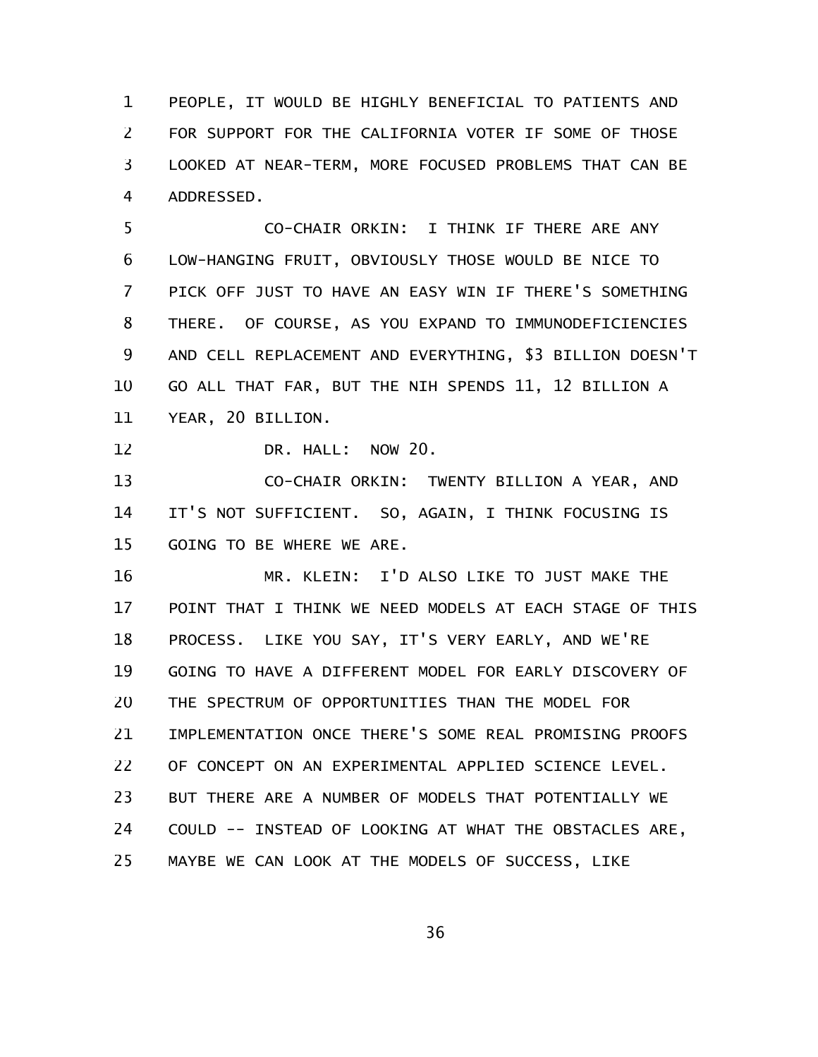PEOPLE, IT WOULD BE HIGHLY BENEFICIAL TO PATIENTS AND FOR SUPPORT FOR THE CALIFORNIA VOTER IF SOME OF THOSE LOOKED AT NEAR-TERM, MORE FOCUSED PROBLEMS THAT CAN BE ADDRESSED.

CO-CHAIR ORKIN: I THINK IF THERE ARE ANY LOW-HANGING FRUIT, OBVIOUSLY THOSE WOULD BE NICE TO PICK OFF JUST TO HAVE AN EASY WIN IF THERE'S SOMETHING THERE. OF COURSE, AS YOU EXPAND TO IMMUNODEFICIENCIES AND CELL REPLACEMENT AND EVERYTHING, $3 BILLION DOESN'T GO ALL THAT FAR, BUT THE NIH SPENDS 11, 12 BILLION A YEAR, 20 BILLION.

DR. HALL: NOW 20.

CO-CHAIR ORKIN: TWENTY BILLION A YEAR, AND IT'S NOT SUFFICIENT. SO, AGAIN, I THINK FOCUSING IS GOING TO BE WHERE WE ARE.

MR. KLEIN: I'D ALSO LIKE TO JUST MAKE THE POINT THAT I THINK WE NEED MODELS AT EACH STAGE OF THIS PROCESS. LIKE YOU SAY, IT'S VERY EARLY, AND WE'RE GOING TO HAVE A DIFFERENT MODEL FOR EARLY DISCOVERY OF THE SPECTRUM OF OPPORTUNITIES THAN THE MODEL FOR IMPLEMENTATION ONCE THERE'S SOME REAL PROMISING PROOFS OF CONCEPT ON AN EXPERIMENTAL APPLIED SCIENCE LEVEL. BUT THERE ARE A NUMBER OF MODELS THAT POTENTIALLY WE COULD -- INSTEAD OF LOOKING AT WHAT THE OBSTACLES ARE, MAYBE WE CAN LOOK AT THE MODELS OF SUCCESS, LIKE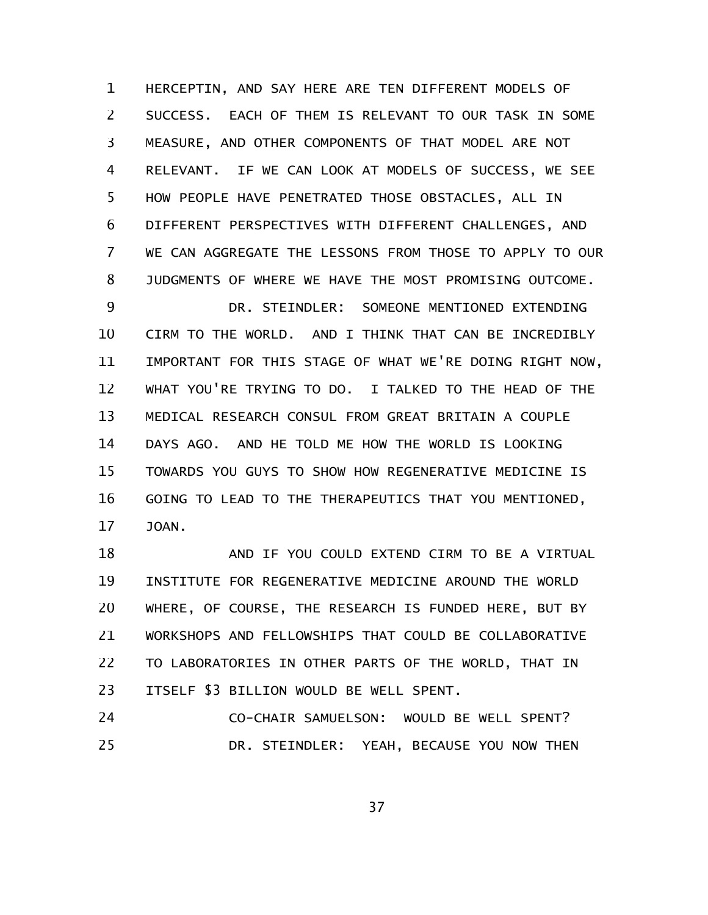HERCEPTIN, AND SAY HERE ARE TEN DIFFERENT MODELS OF SUCCESS. EACH OF THEM IS RELEVANT TO OUR TASK IN SOME MEASURE, AND OTHER COMPONENTS OF THAT MODEL ARE NOT RELEVANT. IF WE CAN LOOK AT MODELS OF SUCCESS, WE SEE HOW PEOPLE HAVE PENETRATED THOSE OBSTACLES, ALL IN DIFFERENT PERSPECTIVES WITH DIFFERENT CHALLENGES, AND WE CAN AGGREGATE THE LESSONS FROM THOSE TO APPLY TO OUR JUDGMENTS OF WHERE WE HAVE THE MOST PROMISING OUTCOME.

DR. STEINDLER: SOMEONE MENTIONED EXTENDING CIRM TO THE WORLD. AND I THINK THAT CAN BE INCREDIBLY IMPORTANT FOR THIS STAGE OF WHAT WE'RE DOING RIGHT NOW, WHAT YOU'RE TRYING TO DO. I TALKED TO THE HEAD OF THE MEDICAL RESEARCH CONSUL FROM GREAT BRITAIN A COUPLE DAYS AGO. AND HE TOLD ME HOW THE WORLD IS LOOKING TOWARDS YOU GUYS TO SHOW HOW REGENERATIVE MEDICINE IS GOING TO LEAD TO THE THERAPEUTICS THAT YOU MENTIONED, JOAN.

AND IF YOU COULD EXTEND CIRM TO BE A VIRTUAL INSTITUTE FOR REGENERATIVE MEDICINE AROUND THE WORLD WHERE, OF COURSE, THE RESEARCH IS FUNDED HERE, BUT BY WORKSHOPS AND FELLOWSHIPS THAT COULD BE COLLABORATIVE TO LABORATORIES IN OTHER PARTS OF THE WORLD, THAT IN ITSELF $3 BILLION WOULD BE WELL SPENT.

CO-CHAIR SAMUELSON: WOULD BE WELL SPENT?

DR. STEINDLER: YEAH, BECAUSE YOU NOW THEN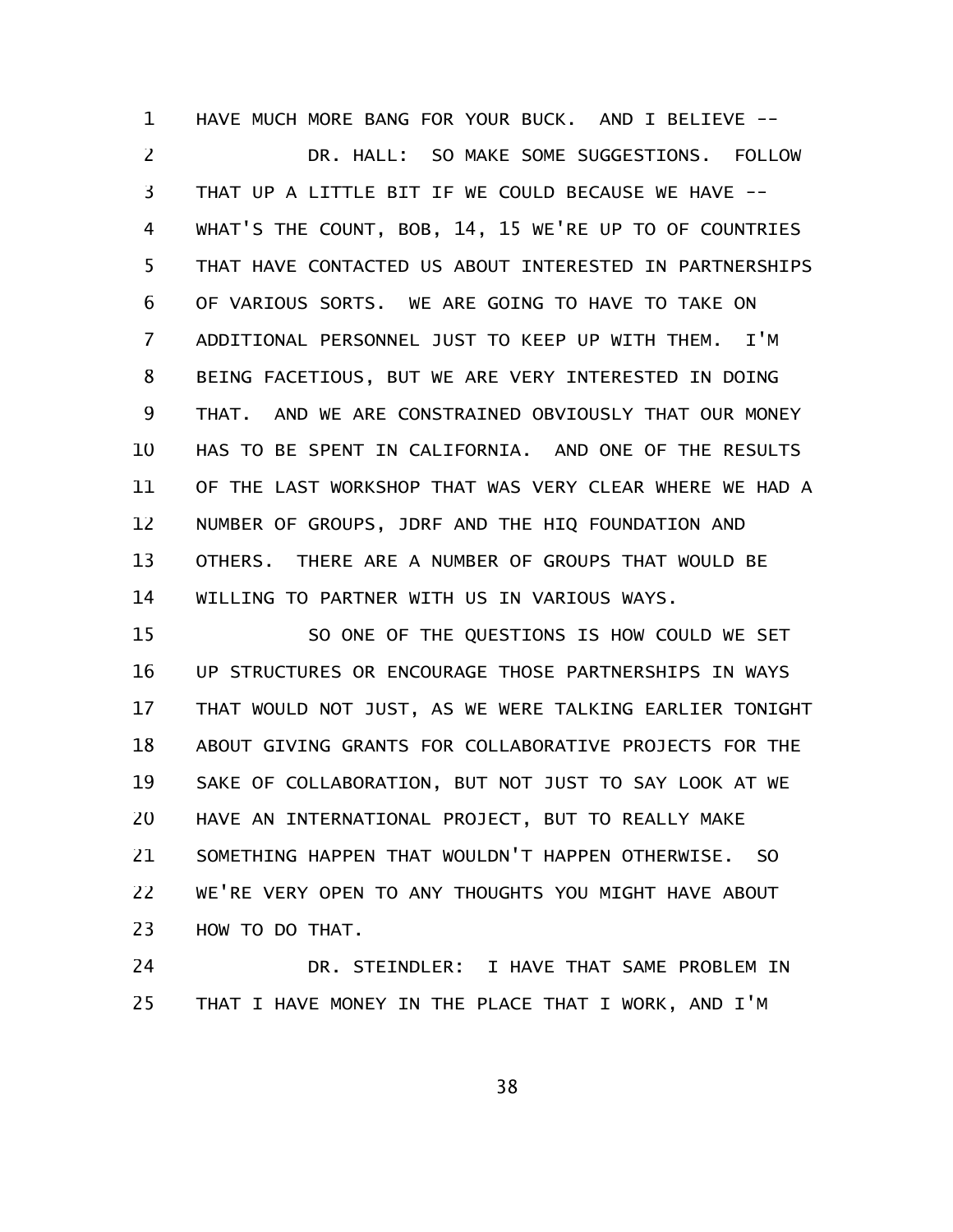HAVE MUCH MORE BANG FOR YOUR BUCK. AND I BELIEVE --

DR. HALL: SO MAKE SOME SUGGESTIONS. FOLLOW THAT UP A LITTLE BIT IF WE COULD BECAUSE WE HAVE -- WHAT'S THE COUNT, BOB, 14, 15 WE'RE UP TO OF COUNTRIES THAT HAVE CONTACTED US ABOUT INTERESTED IN PARTNERSHIPS OF VARIOUS SORTS. WE ARE GOING TO HAVE TO TAKE ON ADDITIONAL PERSONNEL JUST TO KEEP UP WITH THEM. I'M BEING FACETIOUS, BUT WE ARE VERY INTERESTED IN DOING THAT. AND WE ARE CONSTRAINED OBVIOUSLY THAT OUR MONEY HAS TO BE SPENT IN CALIFORNIA. AND ONE OF THE RESULTS OF THE LAST WORKSHOP THAT WAS VERY CLEAR WHERE WE HAD A NUMBER OF GROUPS, JDRF AND THE HIQ FOUNDATION AND OTHERS. THERE ARE A NUMBER OF GROUPS THAT WOULD BE WILLING TO PARTNER WITH US IN VARIOUS WAYS.

SO ONE OF THE QUESTIONS IS HOW COULD WE SET UP STRUCTURES OR ENCOURAGE THOSE PARTNERSHIPS IN WAYS THAT WOULD NOT JUST, AS WE WERE TALKING EARLIER TONIGHT ABOUT GIVING GRANTS FOR COLLABORATIVE PROJECTS FOR THE SAKE OF COLLABORATION, BUT NOT JUST TO SAY LOOK AT WE HAVE AN INTERNATIONAL PROJECT, BUT TO REALLY MAKE SOMETHING HAPPEN THAT WOULDN'T HAPPEN OTHERWISE. SO WE'RE VERY OPEN TO ANY THOUGHTS YOU MIGHT HAVE ABOUT HOW TO DO THAT.

DR. STEINDLER: I HAVE THAT SAME PROBLEM IN THAT I HAVE MONEY IN THE PLACE THAT I WORK, AND I'M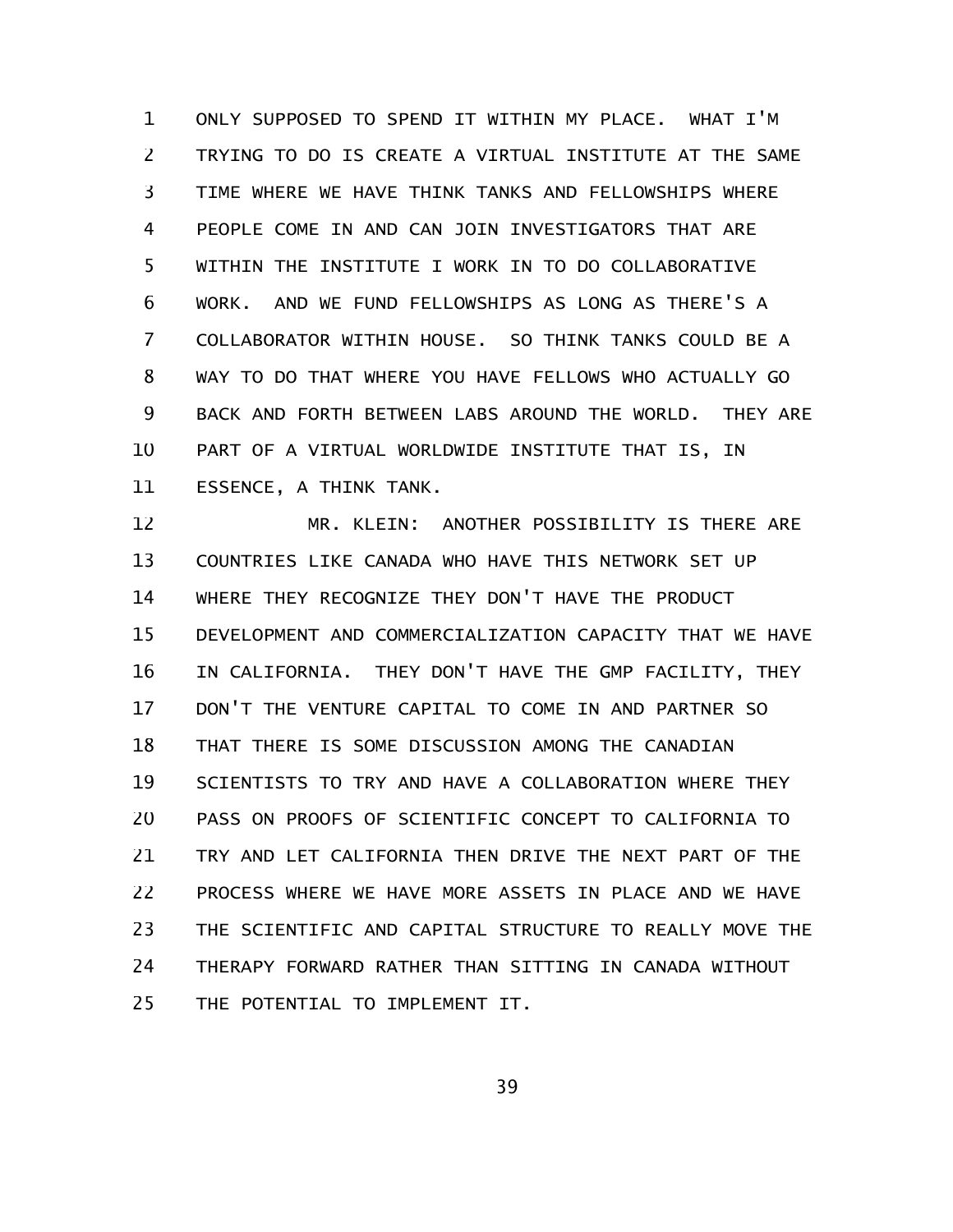ONLY SUPPOSED TO SPEND IT WITHIN MY PLACE. WHAT I'M TRYING TO DO IS CREATE A VIRTUAL INSTITUTE AT THE SAME TIME WHERE WE HAVE THINK TANKS AND FELLOWSHIPS WHERE PEOPLE COME IN AND CAN JOIN INVESTIGATORS THAT ARE WITHIN THE INSTITUTE I WORK IN TO DO COLLABORATIVE WORK. AND WE FUND FELLOWSHIPS AS LONG AS THERE'S A COLLABORATOR WITHIN HOUSE. SO THINK TANKS COULD BE A WAY TO DO THAT WHERE YOU HAVE FELLOWS WHO ACTUALLY GO BACK AND FORTH BETWEEN LABS AROUND THE WORLD. THEY ARE PART OF A VIRTUAL WORLDWIDE INSTITUTE THAT IS, IN ESSENCE, A THINK TANK.

MR. KLEIN: ANOTHER POSSIBILITY IS THERE ARE COUNTRIES LIKE CANADA WHO HAVE THIS NETWORK SET UP WHERE THEY RECOGNIZE THEY DON'T HAVE THE PRODUCT DEVELOPMENT AND COMMERCIALIZATION CAPACITY THAT WE HAVE IN CALIFORNIA. THEY DON'T HAVE THE GMP FACILITY, THEY DON'T THE VENTURE CAPITAL TO COME IN AND PARTNER SO THAT THERE IS SOME DISCUSSION AMONG THE CANADIAN SCIENTISTS TO TRY AND HAVE A COLLABORATION WHERE THEY PASS ON PROOFS OF SCIENTIFIC CONCEPT TO CALIFORNIA TO TRY AND LET CALIFORNIA THEN DRIVE THE NEXT PART OF THE PROCESS WHERE WE HAVE MORE ASSETS IN PLACE AND WE HAVE THE SCIENTIFIC AND CAPITAL STRUCTURE TO REALLY MOVE THE THERAPY FORWARD RATHER THAN SITTING IN CANADA WITHOUT THE POTENTIAL TO IMPLEMENT IT.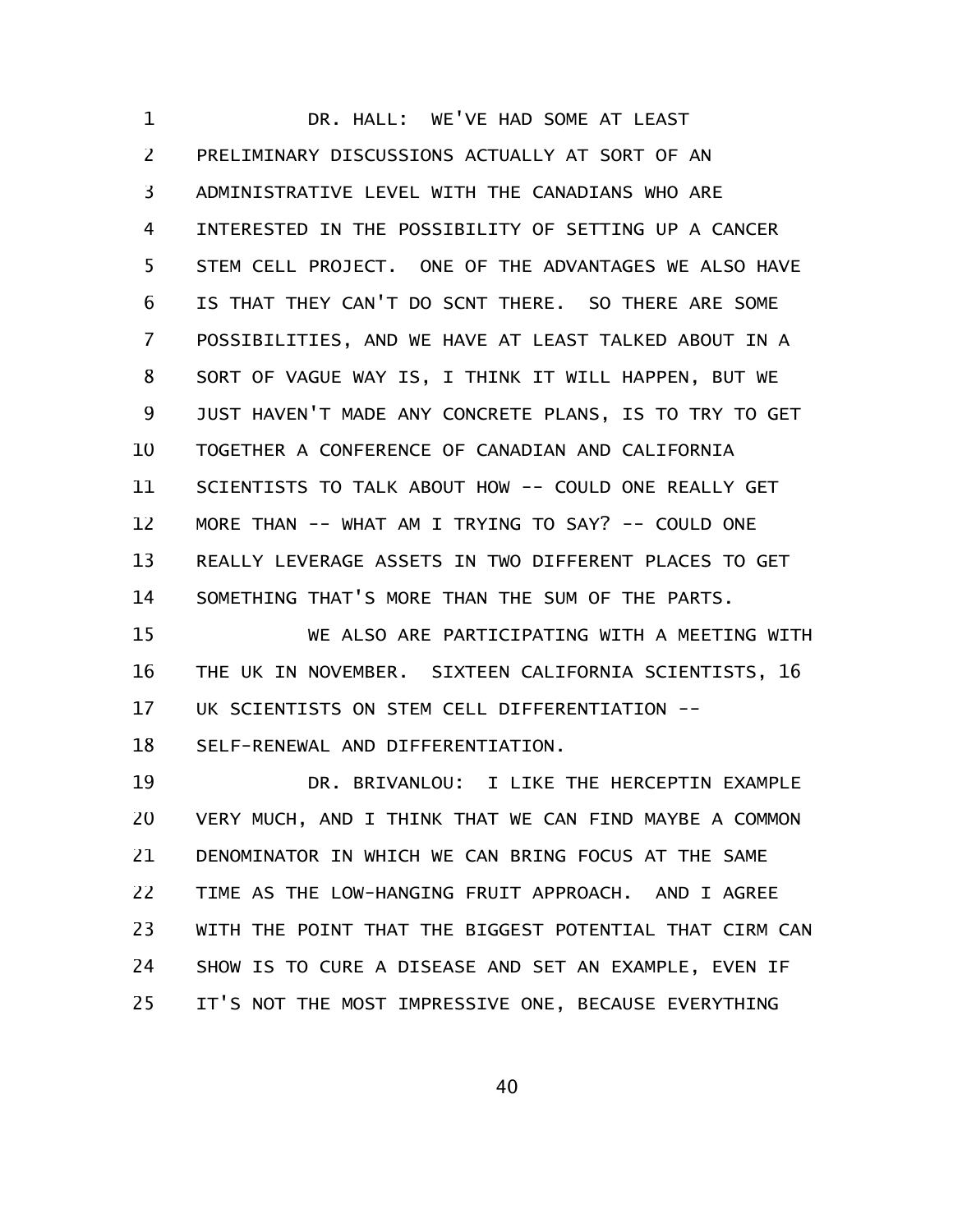DR. HALL: WE'VE HAD SOME AT LEAST PRELIMINARY DISCUSSIONS ACTUALLY AT SORT OF AN ADMINISTRATIVE LEVEL WITH THE CANADIANS WHO ARE INTERESTED IN THE POSSIBILITY OF SETTING UP A CANCER STEM CELL PROJECT. ONE OF THE ADVANTAGES WE ALSO HAVE IS THAT THEY CAN'T DO SCNT THERE. SO THERE ARE SOME POSSIBILITIES, AND WE HAVE AT LEAST TALKED ABOUT IN A SORT OF VAGUE WAY IS, I THINK IT WILL HAPPEN, BUT WE JUST HAVEN'T MADE ANY CONCRETE PLANS, IS TO TRY TO GET TOGETHER A CONFERENCE OF CANADIAN AND CALIFORNIA SCIENTISTS TO TALK ABOUT HOW -- COULD ONE REALLY GET MORE THAN -- WHAT AM I TRYING TO SAY? -- COULD ONE REALLY LEVERAGE ASSETS IN TWO DIFFERENT PLACES TO GET SOMETHING THAT'S MORE THAN THE SUM OF THE PARTS.

WE ALSO ARE PARTICIPATING WITH A MEETING WITH THE UK IN NOVEMBER. SIXTEEN CALIFORNIA SCIENTISTS, 16 UK SCIENTISTS ON STEM CELL DIFFERENTIATION -- SELF-RENEWAL AND DIFFERENTIATION.

DR. BRIVANLOU: I LIKE THE HERCEPTIN EXAMPLE VERY MUCH, AND I THINK THAT WE CAN FIND MAYBE A COMMON DENOMINATOR IN WHICH WE CAN BRING FOCUS AT THE SAME TIME AS THE LOW-HANGING FRUIT APPROACH. AND I AGREE WITH THE POINT THAT THE BIGGEST POTENTIAL THAT CIRM CAN SHOW IS TO CURE A DISEASE AND SET AN EXAMPLE, EVEN IF IT'S NOT THE MOST IMPRESSIVE ONE, BECAUSE EVERYTHING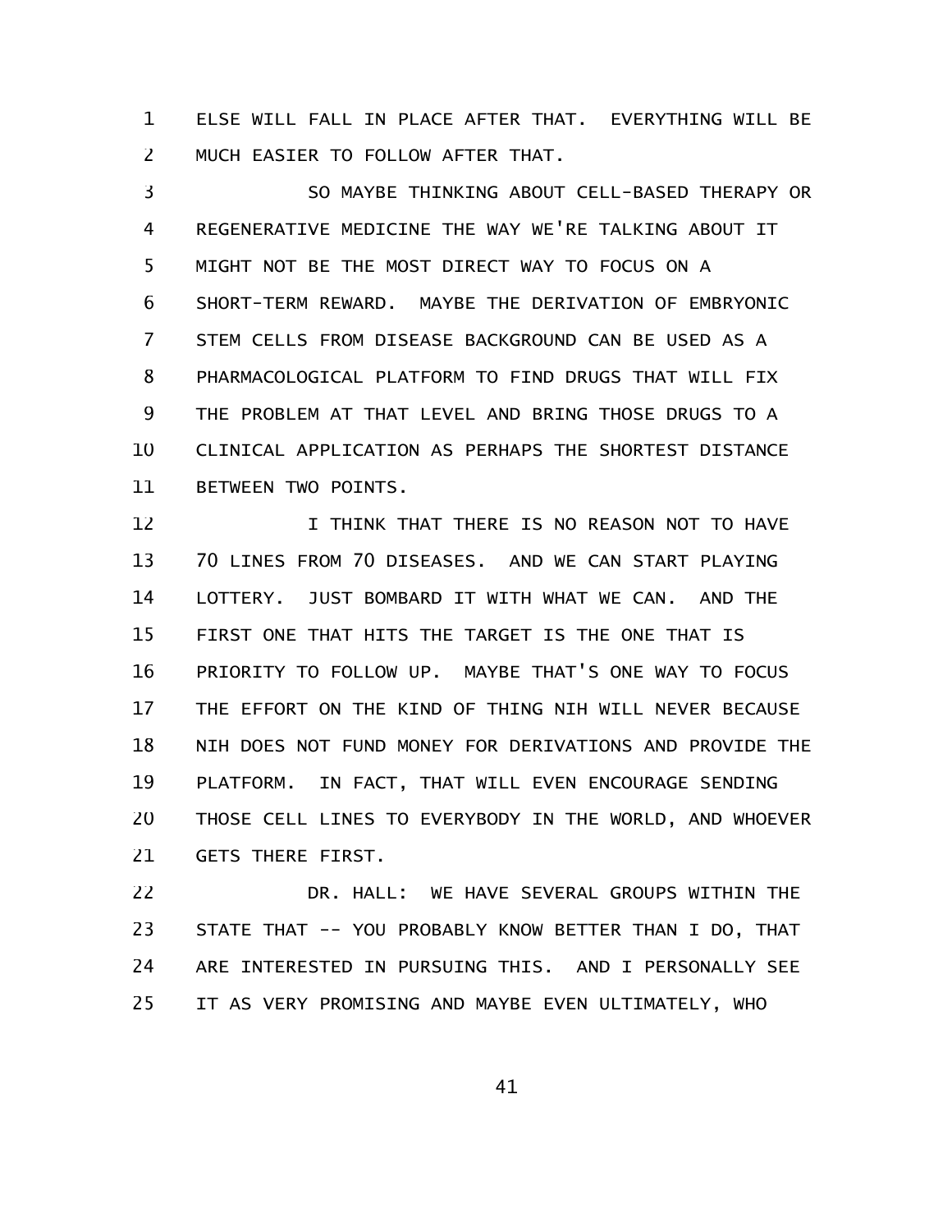ELSE WILL FALL IN PLACE AFTER THAT. EVERYTHING WILL BE MUCH EASIER TO FOLLOW AFTER THAT.

SO MAYBE THINKING ABOUT CELL-BASED THERAPY OR REGENERATIVE MEDICINE THE WAY WE'RE TALKING ABOUT IT MIGHT NOT BE THE MOST DIRECT WAY TO FOCUS ON A SHORT-TERM REWARD. MAYBE THE DERIVATION OF EMBRYONIC STEM CELLS FROM DISEASE BACKGROUND CAN BE USED AS A PHARMACOLOGICAL PLATFORM TO FIND DRUGS THAT WILL FIX THE PROBLEM AT THAT LEVEL AND BRING THOSE DRUGS TO A CLINICAL APPLICATION AS PERHAPS THE SHORTEST DISTANCE BETWEEN TWO POINTS.

I THINK THAT THERE IS NO REASON NOT TO HAVE 70 LINES FROM 70 DISEASES. AND WE CAN START PLAYING LOTTERY. JUST BOMBARD IT WITH WHAT WE CAN. AND THE FIRST ONE THAT HITS THE TARGET IS THE ONE THAT IS PRIORITY TO FOLLOW UP. MAYBE THAT'S ONE WAY TO FOCUS THE EFFORT ON THE KIND OF THING NIH WILL NEVER BECAUSE NIH DOES NOT FUND MONEY FOR DERIVATIONS AND PROVIDE THE PLATFORM. IN FACT, THAT WILL EVEN ENCOURAGE SENDING THOSE CELL LINES TO EVERYBODY IN THE WORLD, AND WHOEVER GETS THERE FIRST.

DR. HALL: WE HAVE SEVERAL GROUPS WITHIN THE STATE THAT -- YOU PROBABLY KNOW BETTER THAN I DO, THAT ARE INTERESTED IN PURSUING THIS. AND I PERSONALLY SEE IT AS VERY PROMISING AND MAYBE EVEN ULTIMATELY, WHO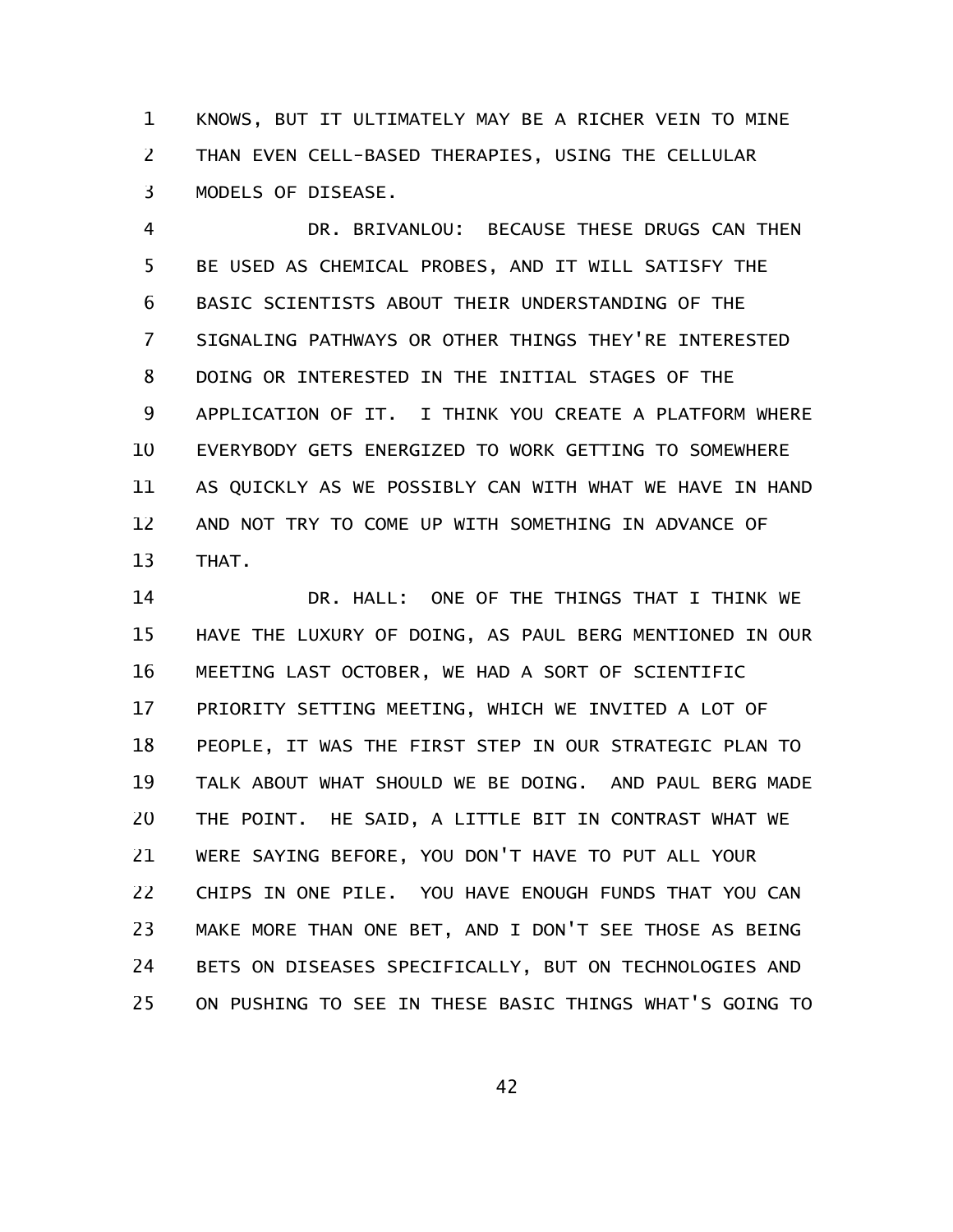KNOWS, BUT IT ULTIMATELY MAY BE A RICHER VEIN TO MINE THAN EVEN CELL-BASED THERAPIES, USING THE CELLULAR MODELS OF DISEASE.

DR. BRIVANLOU: BECAUSE THESE DRUGS CAN THEN BE USED AS CHEMICAL PROBES, AND IT WILL SATISFY THE BASIC SCIENTISTS ABOUT THEIR UNDERSTANDING OF THE SIGNALING PATHWAYS OR OTHER THINGS THEY'RE INTERESTED DOING OR INTERESTED IN THE INITIAL STAGES OF THE APPLICATION OF IT. I THINK YOU CREATE A PLATFORM WHERE EVERYBODY GETS ENERGIZED TO WORK GETTING TO SOMEWHERE AS QUICKLY AS WE POSSIBLY CAN WITH WHAT WE HAVE IN HAND AND NOT TRY TO COME UP WITH SOMETHING IN ADVANCE OF THAT.

DR. HALL: ONE OF THE THINGS THAT I THINK WE HAVE THE LUXURY OF DOING, AS PAUL BERG MENTIONED IN OUR MEETING LAST OCTOBER, WE HAD A SORT OF SCIENTIFIC PRIORITY SETTING MEETING, WHICH WE INVITED A LOT OF PEOPLE, IT WAS THE FIRST STEP IN OUR STRATEGIC PLAN TO TALK ABOUT WHAT SHOULD WE BE DOING. AND PAUL BERG MADE THE POINT. HE SAID, A LITTLE BIT IN CONTRAST WHAT WE WERE SAYING BEFORE, YOU DON'T HAVE TO PUT ALL YOUR CHIPS IN ONE PILE. YOU HAVE ENOUGH FUNDS THAT YOU CAN MAKE MORE THAN ONE BET, AND I DON'T SEE THOSE AS BEING BETS ON DISEASES SPECIFICALLY, BUT ON TECHNOLOGIES AND ON PUSHING TO SEE IN THESE BASIC THINGS WHAT'S GOING TO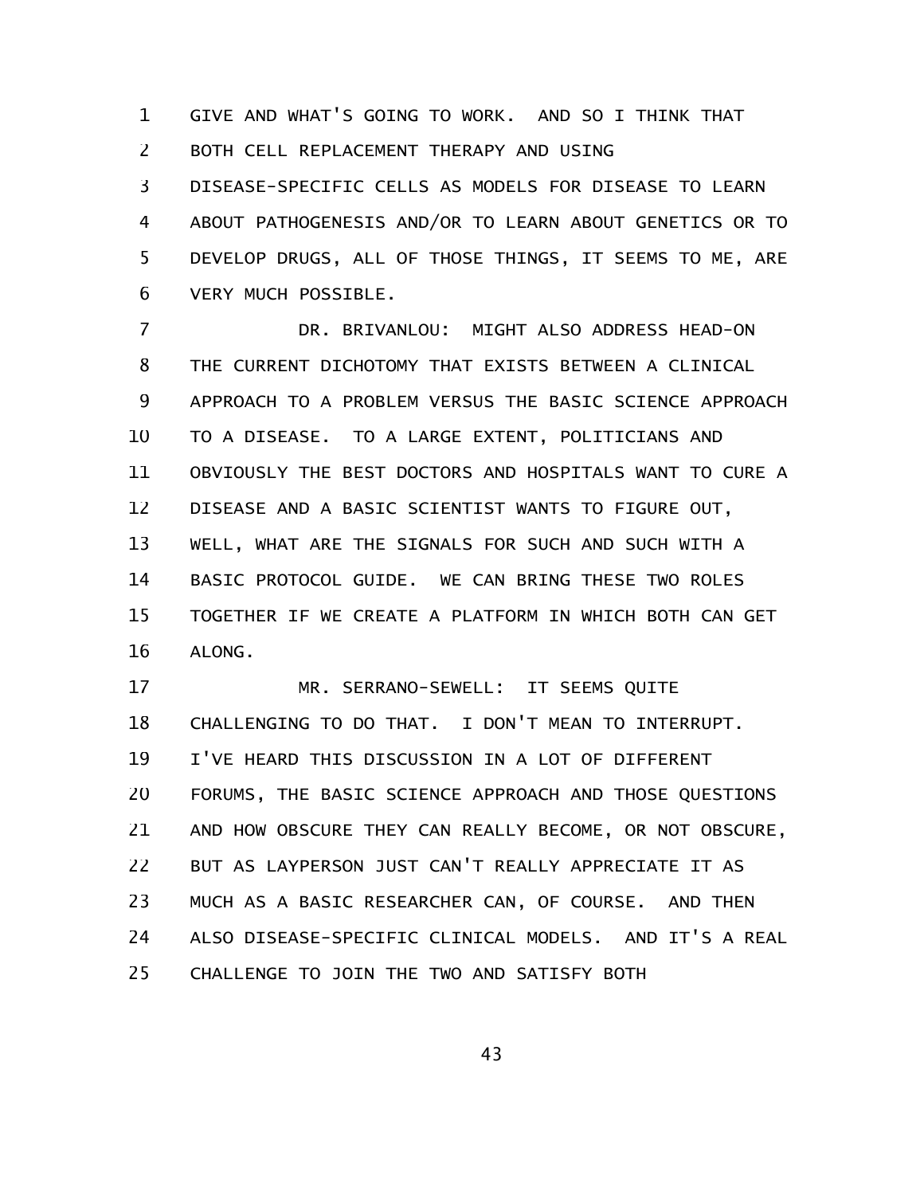GIVE AND WHAT'S GOING TO WORK. AND SO I THINK THAT BOTH CELL REPLACEMENT THERAPY AND USING DISEASE-SPECIFIC CELLS AS MODELS FOR DISEASE TO LEARN ABOUT PATHOGENESIS AND/OR TO LEARN ABOUT GENETICS OR TO DEVELOP DRUGS, ALL OF THOSE THINGS, IT SEEMS TO ME, ARE VERY MUCH POSSIBLE.

DR. BRIVANLOU: MIGHT ALSO ADDRESS HEAD-ON THE CURRENT DICHOTOMY THAT EXISTS BETWEEN A CLINICAL APPROACH TO A PROBLEM VERSUS THE BASIC SCIENCE APPROACH TO A DISEASE. TO A LARGE EXTENT, POLITICIANS AND OBVIOUSLY THE BEST DOCTORS AND HOSPITALS WANT TO CURE A DISEASE AND A BASIC SCIENTIST WANTS TO FIGURE OUT, WELL, WHAT ARE THE SIGNALS FOR SUCH AND SUCH WITH A BASIC PROTOCOL GUIDE. WE CAN BRING THESE TWO ROLES TOGETHER IF WE CREATE A PLATFORM IN WHICH BOTH CAN GET ALONG.

MR. SERRANO-SEWELL: IT SEEMS QUITE CHALLENGING TO DO THAT. I DON'T MEAN TO INTERRUPT. I'VE HEARD THIS DISCUSSION IN A LOT OF DIFFERENT FORUMS, THE BASIC SCIENCE APPROACH AND THOSE QUESTIONS AND HOW OBSCURE THEY CAN REALLY BECOME, OR NOT OBSCURE, BUT AS LAYPERSON JUST CAN'T REALLY APPRECIATE IT AS MUCH AS A BASIC RESEARCHER CAN, OF COURSE. AND THEN ALSO DISEASE-SPECIFIC CLINICAL MODELS. AND IT'S A REAL CHALLENGE TO JOIN THE TWO AND SATISFY BOTH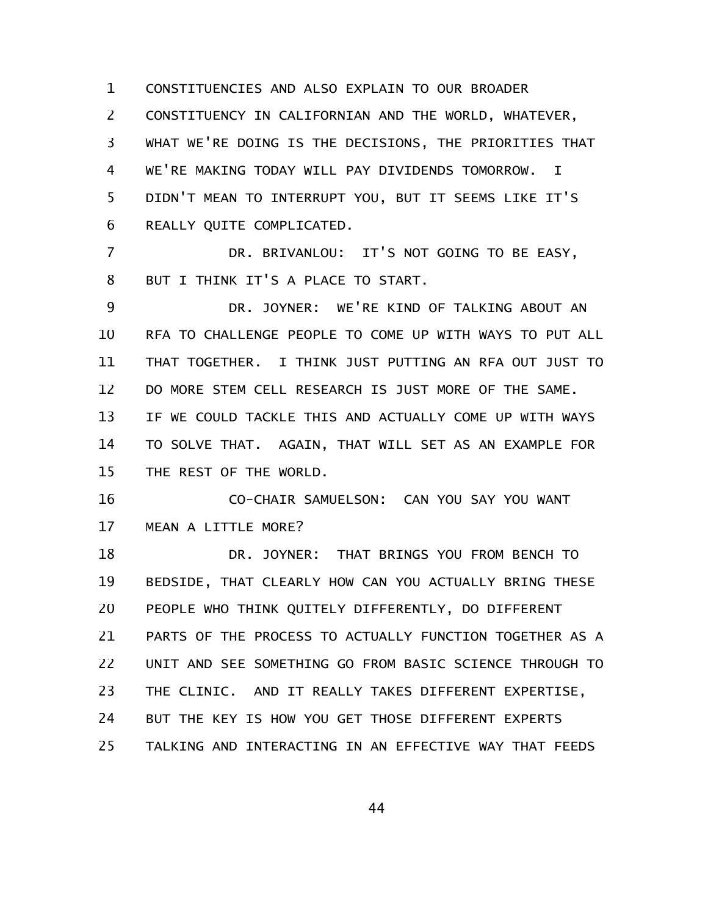CONSTITUENCIES AND ALSO EXPLAIN TO OUR BROADER CONSTITUENCY IN CALIFORNIAN AND THE WORLD, WHATEVER, WHAT WE'RE DOING IS THE DECISIONS, THE PRIORITIES THAT WE'RE MAKING TODAY WILL PAY DIVIDENDS TOMORROW. I DIDN'T MEAN TO INTERRUPT YOU, BUT IT SEEMS LIKE IT'S REALLY QUITE COMPLICATED.

DR. BRIVANLOU: IT'S NOT GOING TO BE EASY, BUT I THINK IT'S A PLACE TO START.

DR. JOYNER: WE'RE KIND OF TALKING ABOUT AN RFA TO CHALLENGE PEOPLE TO COME UP WITH WAYS TO PUT ALL THAT TOGETHER. I THINK JUST PUTTING AN RFA OUT JUST TO DO MORE STEM CELL RESEARCH IS JUST MORE OF THE SAME. IF WE COULD TACKLE THIS AND ACTUALLY COME UP WITH WAYS TO SOLVE THAT. AGAIN, THAT WILL SET AS AN EXAMPLE FOR THE REST OF THE WORLD.

CO-CHAIR SAMUELSON: CAN YOU SAY YOU WANT MEAN A LITTLE MORE?

DR. JOYNER: THAT BRINGS YOU FROM BENCH TO BEDSIDE, THAT CLEARLY HOW CAN YOU ACTUALLY BRING THESE PEOPLE WHO THINK QUITELY DIFFERENTLY, DO DIFFERENT PARTS OF THE PROCESS TO ACTUALLY FUNCTION TOGETHER AS A UNIT AND SEE SOMETHING GO FROM BASIC SCIENCE THROUGH TO THE CLINIC. AND IT REALLY TAKES DIFFERENT EXPERTISE, BUT THE KEY IS HOW YOU GET THOSE DIFFERENT EXPERTS TALKING AND INTERACTING IN AN EFFECTIVE WAY THAT FEEDS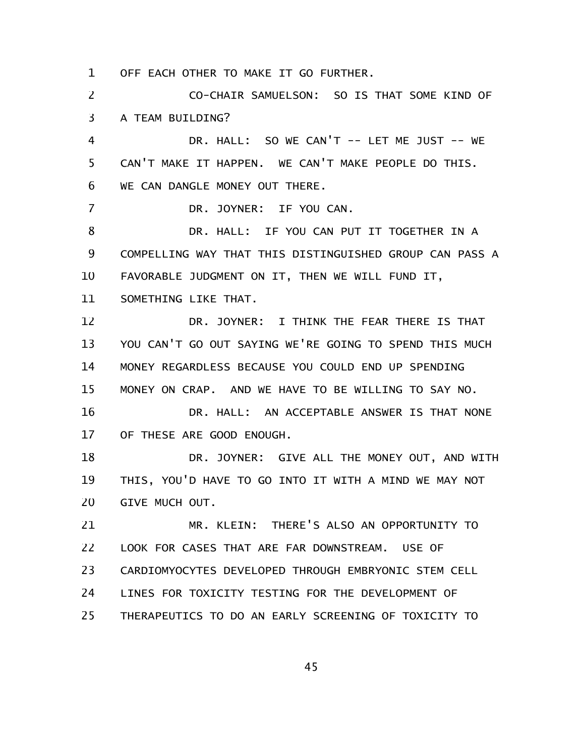OFF EACH OTHER TO MAKE IT GO FURTHER.

CO-CHAIR SAMUELSON: SO IS THAT SOME KIND OF A TEAM BUILDING?

DR. HALL: SO WE CAN'T -- LET ME JUST -- WE CAN'T MAKE IT HAPPEN. WE CAN'T MAKE PEOPLE DO THIS. WE CAN DANGLE MONEY OUT THERE.

DR. JOYNER: IF YOU CAN.

DR. HALL: IF YOU CAN PUT IT TOGETHER IN A COMPELLING WAY THAT THIS DISTINGUISHED GROUP CAN PASS A FAVORABLE JUDGMENT ON IT, THEN WE WILL FUND IT, SOMETHING LIKE THAT.

DR. JOYNER: I THINK THE FEAR THERE IS THAT YOU CAN'T GO OUT SAYING WE'RE GOING TO SPEND THIS MUCH MONEY REGARDLESS BECAUSE YOU COULD END UP SPENDING MONEY ON CRAP. AND WE HAVE TO BE WILLING TO SAY NO.

DR. HALL: AN ACCEPTABLE ANSWER IS THAT NONE OF THESE ARE GOOD ENOUGH.

DR. JOYNER: GIVE ALL THE MONEY OUT, AND WITH THIS, YOU'D HAVE TO GO INTO IT WITH A MIND WE MAY NOT GIVE MUCH OUT.

MR. KLEIN: THERE'S ALSO AN OPPORTUNITY TO LOOK FOR CASES THAT ARE FAR DOWNSTREAM. USE OF CARDIOMYOCYTES DEVELOPED THROUGH EMBRYONIC STEM CELL LINES FOR TOXICITY TESTING FOR THE DEVELOPMENT OF THERAPEUTICS TO DO AN EARLY SCREENING OF TOXICITY TO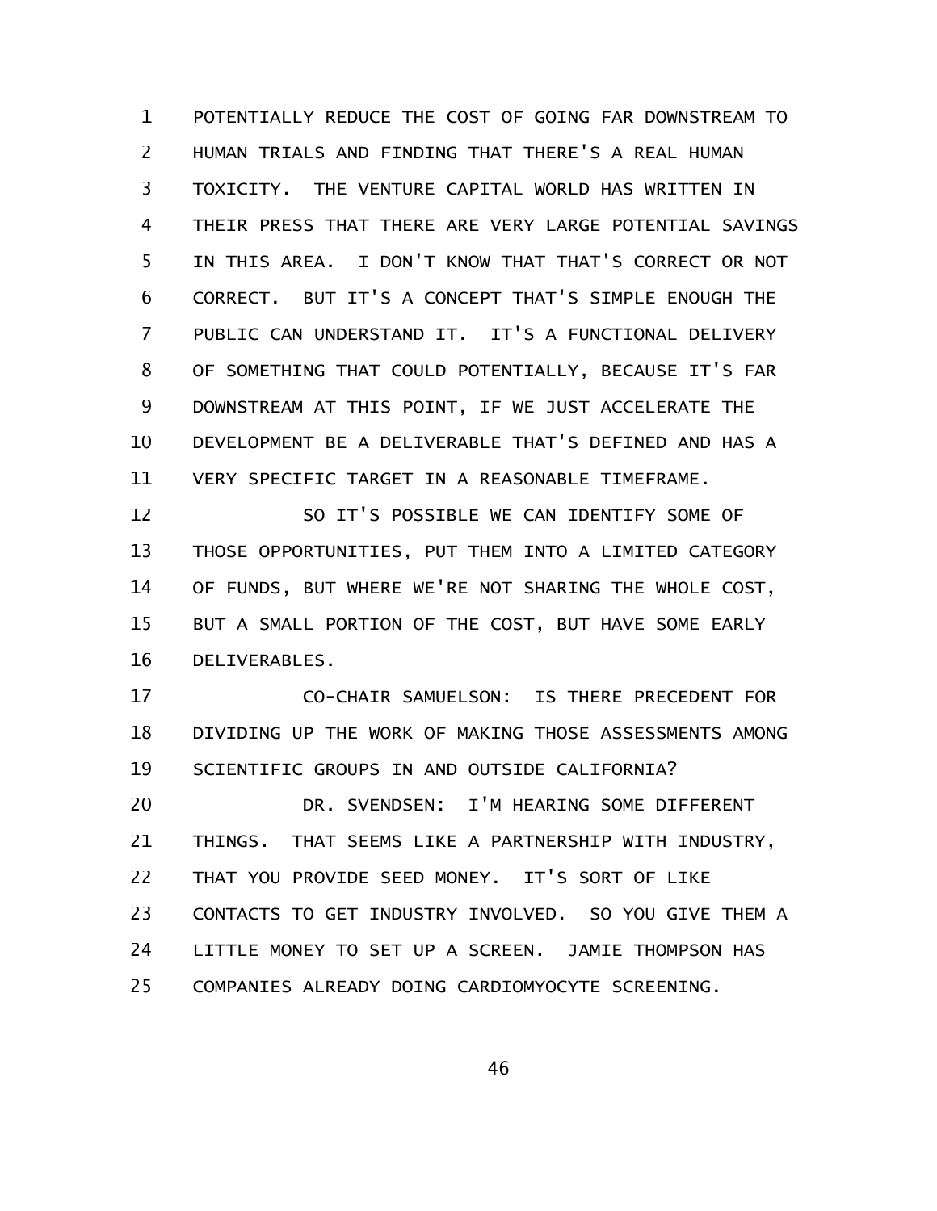POTENTIALLY REDUCE THE COST OF GOING FAR DOWNSTREAM TO HUMAN TRIALS AND FINDING THAT THERE'S A REAL HUMAN TOXICITY. THE VENTURE CAPITAL WORLD HAS WRITTEN IN THEIR PRESS THAT THERE ARE VERY LARGE POTENTIAL SAVINGS IN THIS AREA. I DON'T KNOW THAT THAT'S CORRECT OR NOT CORRECT. BUT IT'S A CONCEPT THAT'S SIMPLE ENOUGH THE PUBLIC CAN UNDERSTAND IT. IT'S A FUNCTIONAL DELIVERY OF SOMETHING THAT COULD POTENTIALLY, BECAUSE IT'S FAR DOWNSTREAM AT THIS POINT, IF WE JUST ACCELERATE THE DEVELOPMENT BE A DELIVERABLE THAT'S DEFINED AND HAS A VERY SPECIFIC TARGET IN A REASONABLE TIMEFRAME.

SO IT'S POSSIBLE WE CAN IDENTIFY SOME OF THOSE OPPORTUNITIES, PUT THEM INTO A LIMITED CATEGORY OF FUNDS, BUT WHERE WE'RE NOT SHARING THE WHOLE COST, BUT A SMALL PORTION OF THE COST, BUT HAVE SOME EARLY DELIVERABLES.

CO-CHAIR SAMUELSON: IS THERE PRECEDENT FOR DIVIDING UP THE WORK OF MAKING THOSE ASSESSMENTS AMONG SCIENTIFIC GROUPS IN AND OUTSIDE CALIFORNIA?

DR. SVENDSEN: I'M HEARING SOME DIFFERENT THINGS. THAT SEEMS LIKE A PARTNERSHIP WITH INDUSTRY, THAT YOU PROVIDE SEED MONEY. IT'S SORT OF LIKE CONTACTS TO GET INDUSTRY INVOLVED. SO YOU GIVE THEM A LITTLE MONEY TO SET UP A SCREEN. JAMIE THOMPSON HAS COMPANIES ALREADY DOING CARDIOMYOCYTE SCREENING.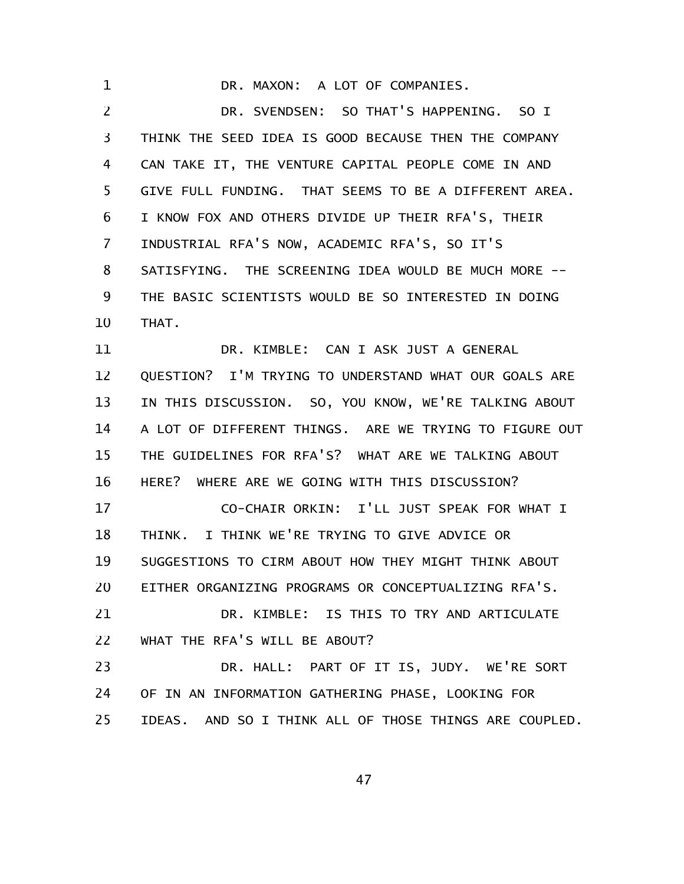DR. MAXON: A LOT OF COMPANIES.

DR. SVENDSEN: SO THAT'S HAPPENING. SO I THINK THE SEED IDEA IS GOOD BECAUSE THEN THE COMPANY CAN TAKE IT, THE VENTURE CAPITAL PEOPLE COME IN AND GIVE FULL FUNDING. THAT SEEMS TO BE A DIFFERENT AREA. I KNOW FOX AND OTHERS DIVIDE UP THEIR RFA'S, THEIR INDUSTRIAL RFA'S NOW, ACADEMIC RFA'S, SO IT'S SATISFYING. THE SCREENING IDEA WOULD BE MUCH MORE -- THE BASIC SCIENTISTS WOULD BE SO INTERESTED IN DOING THAT.

DR. KIMBLE: CAN I ASK JUST A GENERAL QUESTION? I'M TRYING TO UNDERSTAND WHAT OUR GOALS ARE IN THIS DISCUSSION. SO, YOU KNOW, WE'RE TALKING ABOUT A LOT OF DIFFERENT THINGS. ARE WE TRYING TO FIGURE OUT THE GUIDELINES FOR RFA'S? WHAT ARE WE TALKING ABOUT HERE? WHERE ARE WE GOING WITH THIS DISCUSSION?

CO-CHAIR ORKIN: I'LL JUST SPEAK FOR WHAT I THINK. I THINK WE'RE TRYING TO GIVE ADVICE OR SUGGESTIONS TO CIRM ABOUT HOW THEY MIGHT THINK ABOUT EITHER ORGANIZING PROGRAMS OR CONCEPTUALIZING RFA'S.

DR. KIMBLE: IS THIS TO TRY AND ARTICULATE WHAT THE RFA'S WILL BE ABOUT?

DR. HALL: PART OF IT IS, JUDY. WE'RE SORT OF IN AN INFORMATION GATHERING PHASE, LOOKING FOR IDEAS. AND SO I THINK ALL OF THOSE THINGS ARE COUPLED.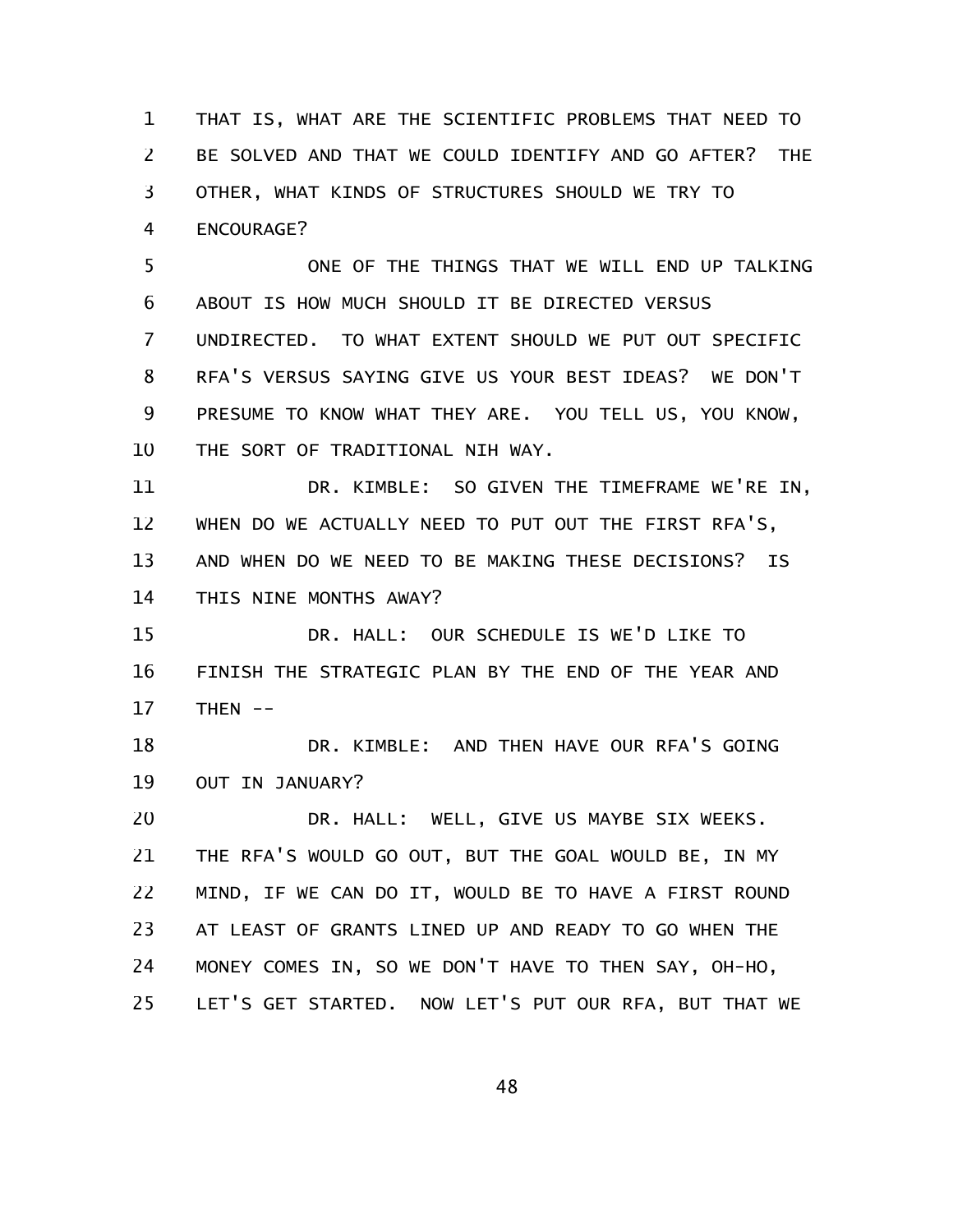THAT IS, WHAT ARE THE SCIENTIFIC PROBLEMS THAT NEED TO BE SOLVED AND THAT WE COULD IDENTIFY AND GO AFTER? THE OTHER, WHAT KINDS OF STRUCTURES SHOULD WE TRY TO ENCOURAGE?

ONE OF THE THINGS THAT WE WILL END UP TALKING ABOUT IS HOW MUCH SHOULD IT BE DIRECTED VERSUS UNDIRECTED. TO WHAT EXTENT SHOULD WE PUT OUT SPECIFIC RFA'S VERSUS SAYING GIVE US YOUR BEST IDEAS? WE DON'T PRESUME TO KNOW WHAT THEY ARE. YOU TELL US, YOU KNOW, THE SORT OF TRADITIONAL NIH WAY.

DR. KIMBLE: SO GIVEN THE TIMEFRAME WE'RE IN, WHEN DO WE ACTUALLY NEED TO PUT OUT THE FIRST RFA'S, AND WHEN DO WE NEED TO BE MAKING THESE DECISIONS? IS THIS NINE MONTHS AWAY?

DR. HALL: OUR SCHEDULE IS WE'D LIKE TO FINISH THE STRATEGIC PLAN BY THE END OF THE YEAR AND THEN --

DR. KIMBLE: AND THEN HAVE OUR RFA'S GOING OUT IN JANUARY?

DR. HALL: WELL, GIVE US MAYBE SIX WEEKS. THE RFA'S WOULD GO OUT, BUT THE GOAL WOULD BE, IN MY MIND, IF WE CAN DO IT, WOULD BE TO HAVE A FIRST ROUND AT LEAST OF GRANTS LINED UP AND READY TO GO WHEN THE MONEY COMES IN, SO WE DON'T HAVE TO THEN SAY, OH-HO, LET'S GET STARTED. NOW LET'S PUT OUR RFA, BUT THAT WE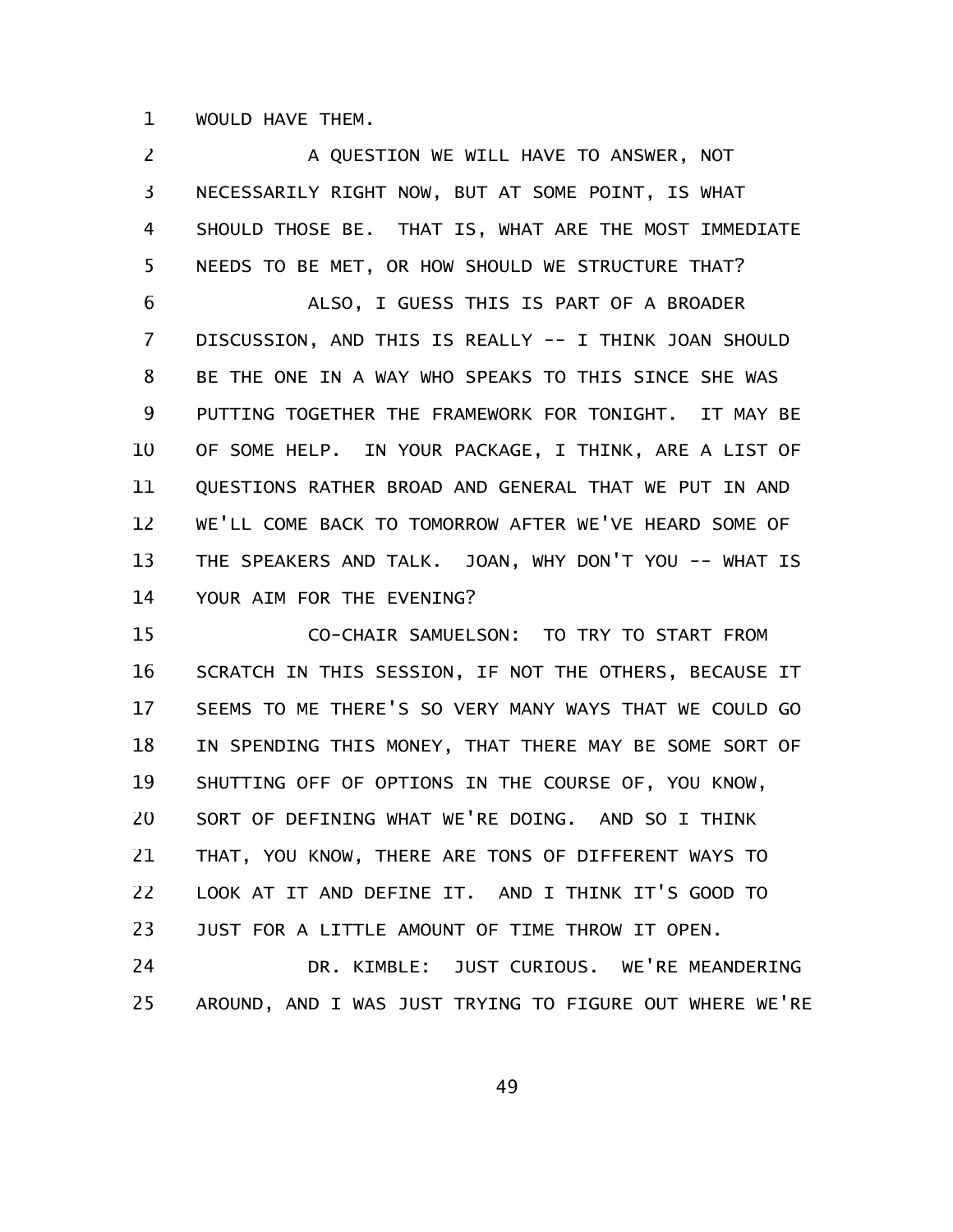WOULD HAVE THEM.

A QUESTION WE WILL HAVE TO ANSWER, NOT NECESSARILY RIGHT NOW, BUT AT SOME POINT, IS WHAT SHOULD THOSE BE. THAT IS, WHAT ARE THE MOST IMMEDIATE NEEDS TO BE MET, OR HOW SHOULD WE STRUCTURE THAT?

ALSO, I GUESS THIS IS PART OF A BROADER DISCUSSION, AND THIS IS REALLY -- I THINK JOAN SHOULD BE THE ONE IN A WAY WHO SPEAKS TO THIS SINCE SHE WAS PUTTING TOGETHER THE FRAMEWORK FOR TONIGHT. IT MAY BE OF SOME HELP. IN YOUR PACKAGE, I THINK, ARE A LIST OF QUESTIONS RATHER BROAD AND GENERAL THAT WE PUT IN AND WE'LL COME BACK TO TOMORROW AFTER WE'VE HEARD SOME OF THE SPEAKERS AND TALK. JOAN, WHY DON'T YOU -- WHAT IS YOUR AIM FOR THE EVENING?

CO-CHAIR SAMUELSON: TO TRY TO START FROM SCRATCH IN THIS SESSION, IF NOT THE OTHERS, BECAUSE IT SEEMS TO ME THERE'S SO VERY MANY WAYS THAT WE COULD GO IN SPENDING THIS MONEY, THAT THERE MAY BE SOME SORT OF SHUTTING OFF OF OPTIONS IN THE COURSE OF, YOU KNOW, SORT OF DEFINING WHAT WE'RE DOING. AND SO I THINK THAT, YOU KNOW, THERE ARE TONS OF DIFFERENT WAYS TO LOOK AT IT AND DEFINE IT. AND I THINK IT'S GOOD TO JUST FOR A LITTLE AMOUNT OF TIME THROW IT OPEN.

DR. KIMBLE: JUST CURIOUS. WE'RE MEANDERING AROUND, AND I WAS JUST TRYING TO FIGURE OUT WHERE WE'RE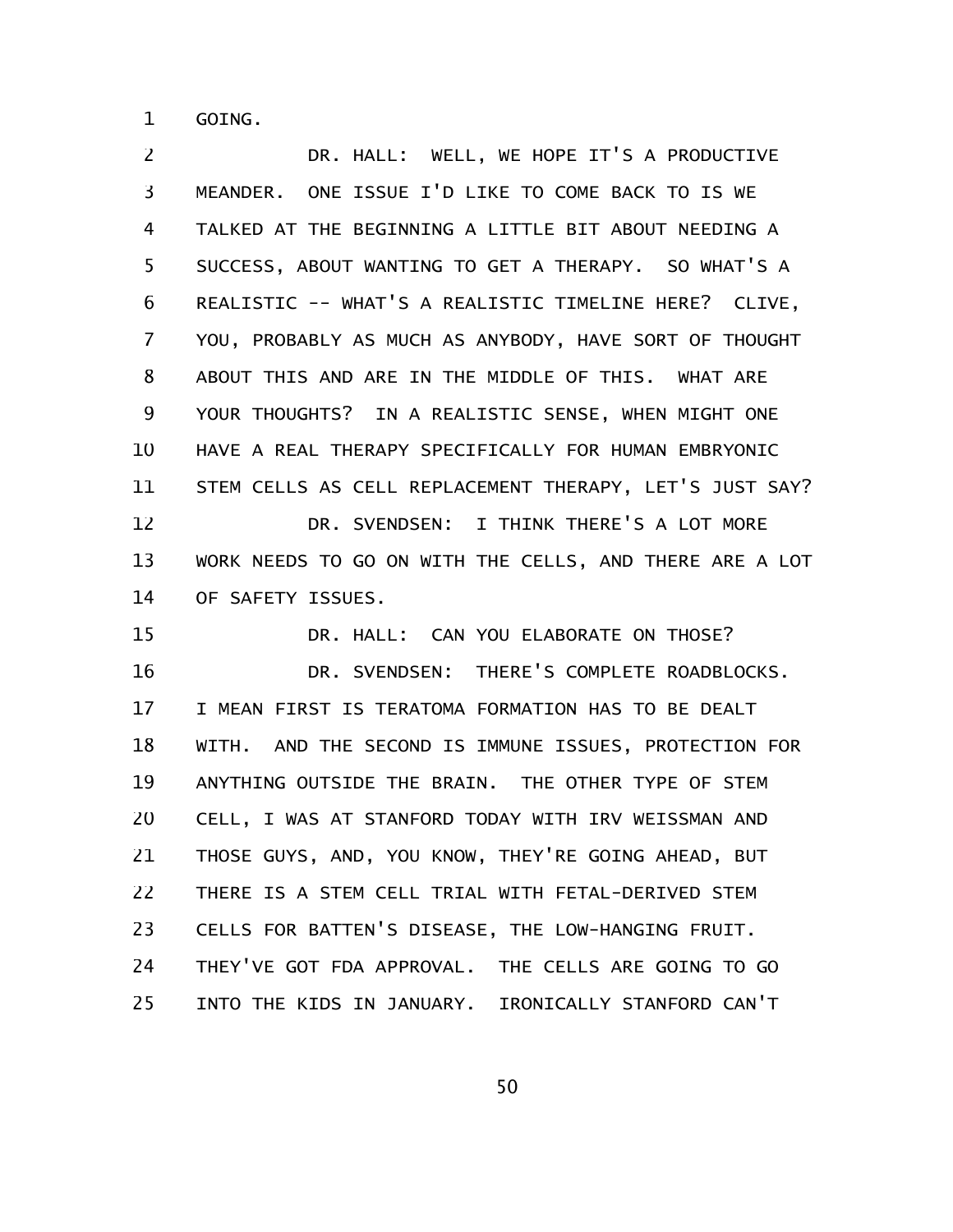GOING.

DR. HALL: WELL, WE HOPE IT'S A PRODUCTIVE MEANDER. ONE ISSUE I'D LIKE TO COME BACK TO IS WE TALKED AT THE BEGINNING A LITTLE BIT ABOUT NEEDING A SUCCESS, ABOUT WANTING TO GET A THERAPY. SO WHAT'S A REALISTIC -- WHAT'S A REALISTIC TIMELINE HERE? CLIVE, YOU, PROBABLY AS MUCH AS ANYBODY, HAVE SORT OF THOUGHT ABOUT THIS AND ARE IN THE MIDDLE OF THIS. WHAT ARE YOUR THOUGHTS? IN A REALISTIC SENSE, WHEN MIGHT ONE HAVE A REAL THERAPY SPECIFICALLY FOR HUMAN EMBRYONIC STEM CELLS AS CELL REPLACEMENT THERAPY, LET'S JUST SAY?

DR. SVENDSEN: I THINK THERE'S A LOT MORE WORK NEEDS TO GO ON WITH THE CELLS, AND THERE ARE A LOT OF SAFETY ISSUES.

DR. HALL: CAN YOU ELABORATE ON THOSE?

DR. SVENDSEN: THERE'S COMPLETE ROADBLOCKS. I MEAN FIRST IS TERATOMA FORMATION HAS TO BE DEALT WITH. AND THE SECOND IS IMMUNE ISSUES, PROTECTION FOR ANYTHING OUTSIDE THE BRAIN. THE OTHER TYPE OF STEM CELL, I WAS AT STANFORD TODAY WITH IRV WEISSMAN AND THOSE GUYS, AND, YOU KNOW, THEY'RE GOING AHEAD, BUT THERE IS A STEM CELL TRIAL WITH FETAL-DERIVED STEM CELLS FOR BATTEN'S DISEASE, THE LOW-HANGING FRUIT. THEY'VE GOT FDA APPROVAL. THE CELLS ARE GOING TO GO INTO THE KIDS IN JANUARY. IRONICALLY STANFORD CAN'T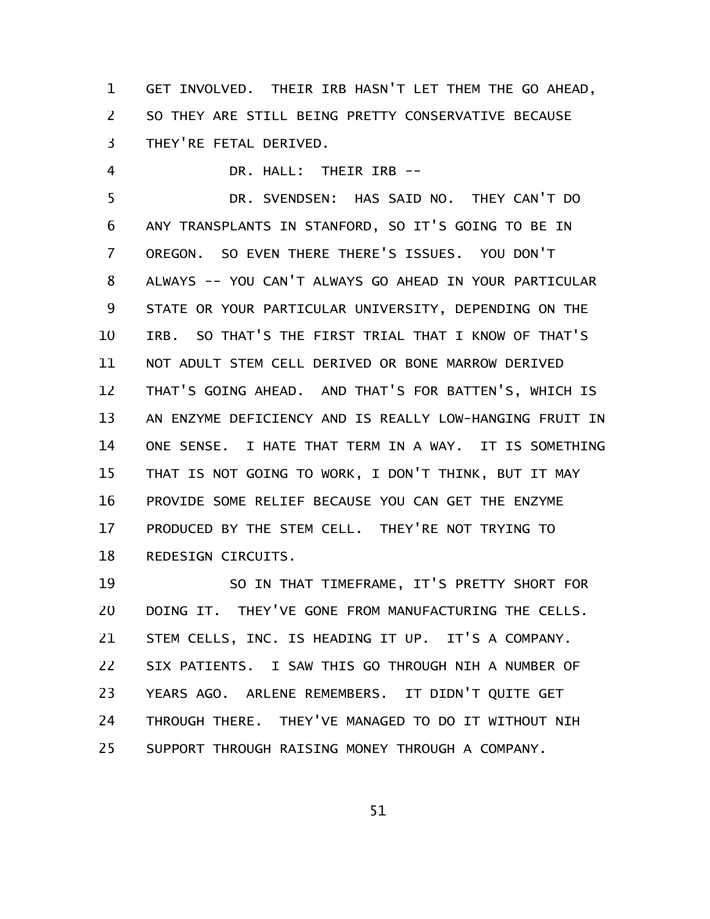GET INVOLVED. THEIR IRB HASN'T LET THEM THE GO AHEAD, SO THEY ARE STILL BEING PRETTY CONSERVATIVE BECAUSE THEY'RE FETAL DERIVED.

DR. HALL: THEIR IRB --

DR. SVENDSEN: HAS SAID NO. THEY CAN'T DO ANY TRANSPLANTS IN STANFORD, SO IT'S GOING TO BE IN OREGON. SO EVEN THERE THERE'S ISSUES. YOU DON'T ALWAYS -- YOU CAN'T ALWAYS GO AHEAD IN YOUR PARTICULAR STATE OR YOUR PARTICULAR UNIVERSITY, DEPENDING ON THE IRB. SO THAT'S THE FIRST TRIAL THAT I KNOW OF THAT'S NOT ADULT STEM CELL DERIVED OR BONE MARROW DERIVED THAT'S GOING AHEAD. AND THAT'S FOR BATTEN'S, WHICH IS AN ENZYME DEFICIENCY AND IS REALLY LOW-HANGING FRUIT IN ONE SENSE. I HATE THAT TERM IN A WAY. IT IS SOMETHING THAT IS NOT GOING TO WORK, I DON'T THINK, BUT IT MAY PROVIDE SOME RELIEF BECAUSE YOU CAN GET THE ENZYME PRODUCED BY THE STEM CELL. THEY'RE NOT TRYING TO REDESIGN CIRCUITS.

SO IN THAT TIMEFRAME, IT'S PRETTY SHORT FOR DOING IT. THEY'VE GONE FROM MANUFACTURING THE CELLS. STEM CELLS, INC. IS HEADING IT UP. IT'S A COMPANY. SIX PATIENTS. I SAW THIS GO THROUGH NIH A NUMBER OF YEARS AGO. ARLENE REMEMBERS. IT DIDN'T QUITE GET THROUGH THERE. THEY'VE MANAGED TO DO IT WITHOUT NIH SUPPORT THROUGH RAISING MONEY THROUGH A COMPANY.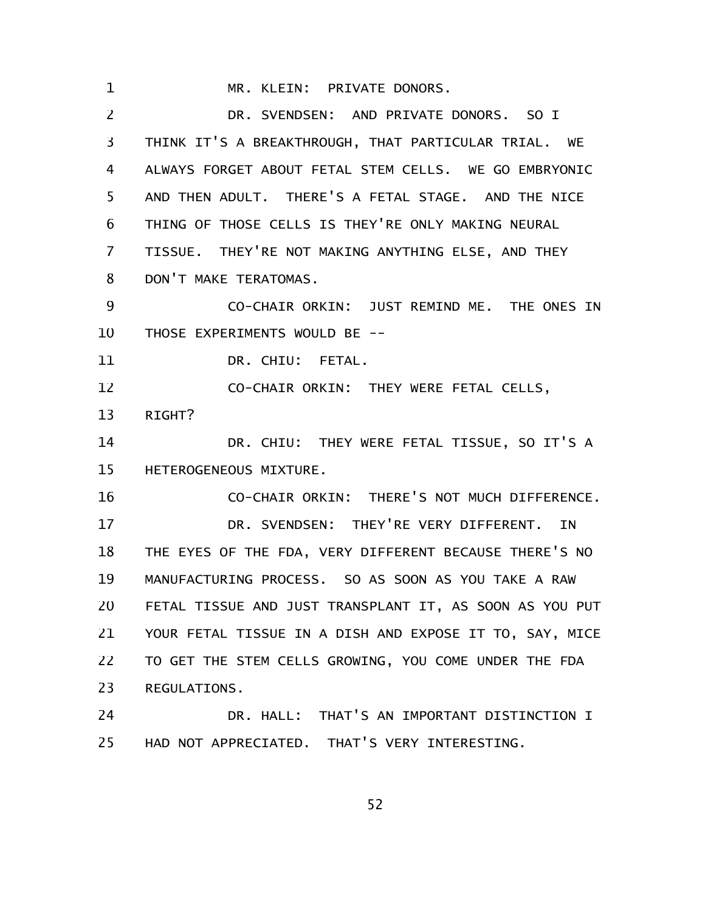MR. KLEIN: PRIVATE DONORS.

DR. SVENDSEN: AND PRIVATE DONORS. SO I THINK IT'S A BREAKTHROUGH, THAT PARTICULAR TRIAL. WE ALWAYS FORGET ABOUT FETAL STEM CELLS. WE GO EMBRYONIC AND THEN ADULT. THERE'S A FETAL STAGE. AND THE NICE THING OF THOSE CELLS IS THEY'RE ONLY MAKING NEURAL TISSUE. THEY'RE NOT MAKING ANYTHING ELSE, AND THEY DON'T MAKE TERATOMAS.

CO-CHAIR ORKIN: JUST REMIND ME. THE ONES IN THOSE EXPERIMENTS WOULD BE --

DR. CHIU: FETAL.

CO-CHAIR ORKIN: THEY WERE FETAL CELLS, RIGHT?

DR. CHIU: THEY WERE FETAL TISSUE, SO IT'S A HETEROGENEOUS MIXTURE.

CO-CHAIR ORKIN: THERE'S NOT MUCH DIFFERENCE.

DR. SVENDSEN: THEY'RE VERY DIFFERENT. IN THE EYES OF THE FDA, VERY DIFFERENT BECAUSE THERE'S NO MANUFACTURING PROCESS. SO AS SOON AS YOU TAKE A RAW FETAL TISSUE AND JUST TRANSPLANT IT, AS SOON AS YOU PUT YOUR FETAL TISSUE IN A DISH AND EXPOSE IT TO, SAY, MICE TO GET THE STEM CELLS GROWING, YOU COME UNDER THE FDA REGULATIONS.

DR. HALL: THAT'S AN IMPORTANT DISTINCTION I HAD NOT APPRECIATED. THAT'S VERY INTERESTING.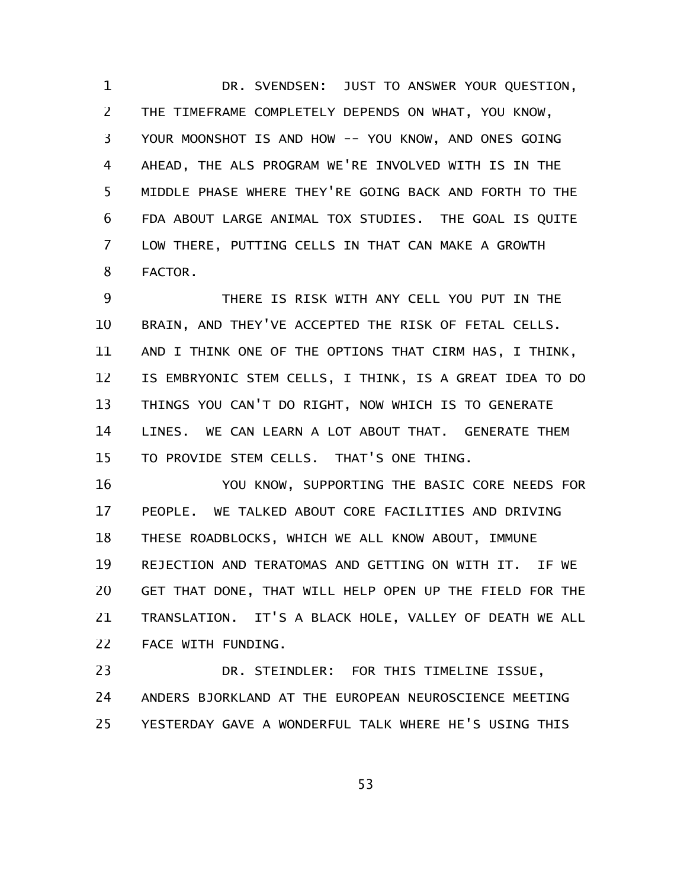DR. SVENDSEN: JUST TO ANSWER YOUR QUESTION, THE TIMEFRAME COMPLETELY DEPENDS ON WHAT, YOU KNOW, YOUR MOONSHOT IS AND HOW -- YOU KNOW, AND ONES GOING AHEAD, THE ALS PROGRAM WE'RE INVOLVED WITH IS IN THE MIDDLE PHASE WHERE THEY'RE GOING BACK AND FORTH TO THE FDA ABOUT LARGE ANIMAL TOX STUDIES. THE GOAL IS QUITE LOW THERE, PUTTING CELLS IN THAT CAN MAKE A GROWTH FACTOR.

THERE IS RISK WITH ANY CELL YOU PUT IN THE BRAIN, AND THEY'VE ACCEPTED THE RISK OF FETAL CELLS. AND I THINK ONE OF THE OPTIONS THAT CIRM HAS, I THINK, IS EMBRYONIC STEM CELLS, I THINK, IS A GREAT IDEA TO DO THINGS YOU CAN'T DO RIGHT, NOW WHICH IS TO GENERATE LINES. WE CAN LEARN A LOT ABOUT THAT. GENERATE THEM TO PROVIDE STEM CELLS. THAT'S ONE THING.

YOU KNOW, SUPPORTING THE BASIC CORE NEEDS FOR PEOPLE. WE TALKED ABOUT CORE FACILITIES AND DRIVING THESE ROADBLOCKS, WHICH WE ALL KNOW ABOUT, IMMUNE REJECTION AND TERATOMAS AND GETTING ON WITH IT. IF WE GET THAT DONE, THAT WILL HELP OPEN UP THE FIELD FOR THE TRANSLATION. IT'S A BLACK HOLE, VALLEY OF DEATH WE ALL FACE WITH FUNDING.

DR. STEINDLER: FOR THIS TIMELINE ISSUE, ANDERS BJORKLAND AT THE EUROPEAN NEUROSCIENCE MEETING YESTERDAY GAVE A WONDERFUL TALK WHERE HE'S USING THIS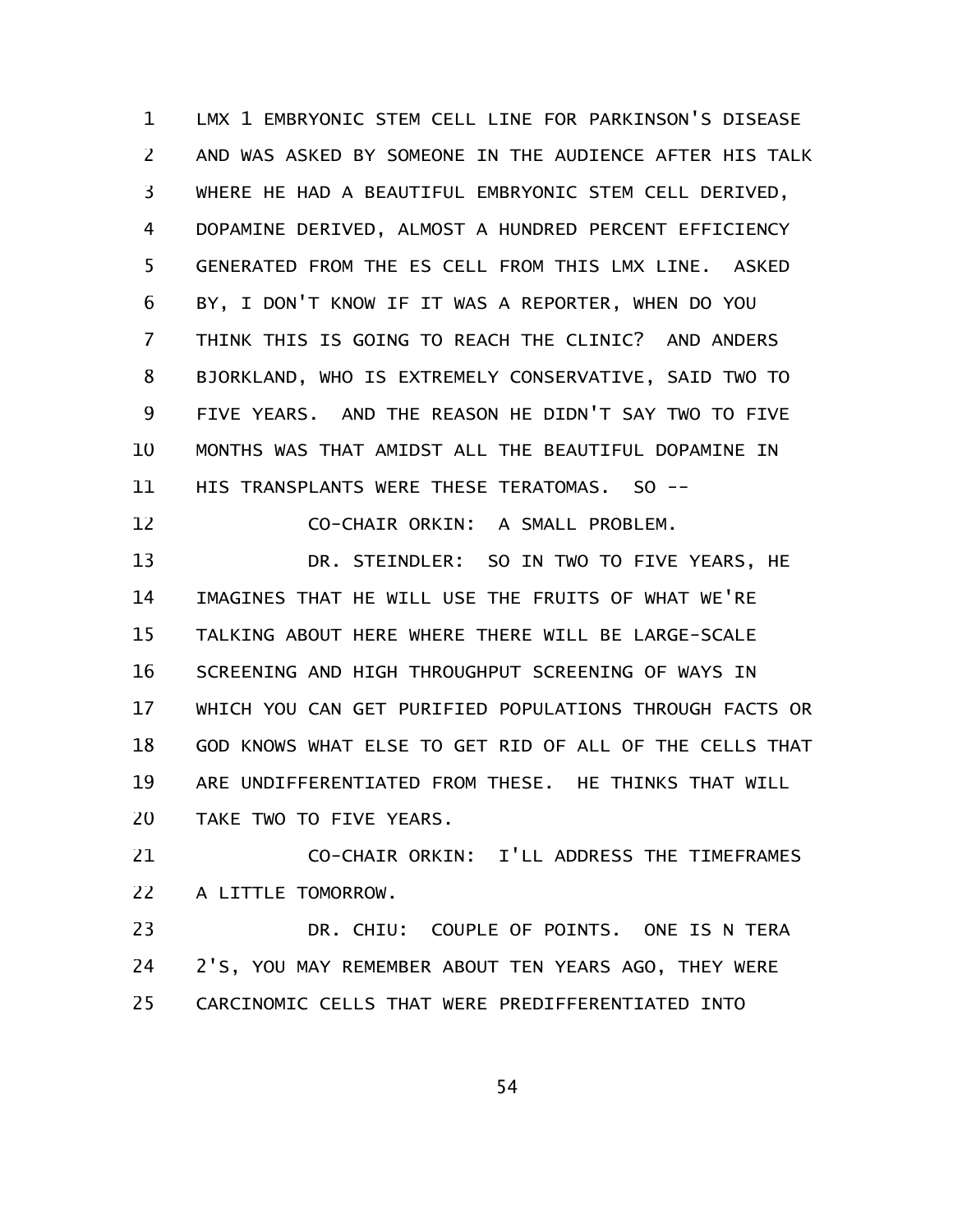LMX 1 EMBRYONIC STEM CELL LINE FOR PARKINSON'S DISEASE AND WAS ASKED BY SOMEONE IN THE AUDIENCE AFTER HIS TALK WHERE HE HAD A BEAUTIFUL EMBRYONIC STEM CELL DERIVED, DOPAMINE DERIVED, ALMOST A HUNDRED PERCENT EFFICIENCY GENERATED FROM THE ES CELL FROM THIS LMX LINE. ASKED BY, I DON'T KNOW IF IT WAS A REPORTER, WHEN DO YOU THINK THIS IS GOING TO REACH THE CLINIC? AND ANDERS BJORKLAND, WHO IS EXTREMELY CONSERVATIVE, SAID TWO TO FIVE YEARS. AND THE REASON HE DIDN'T SAY TWO TO FIVE MONTHS WAS THAT AMIDST ALL THE BEAUTIFUL DOPAMINE IN HIS TRANSPLANTS WERE THESE TERATOMAS. SO --

CO-CHAIR ORKIN: A SMALL PROBLEM.

DR. STEINDLER: SO IN TWO TO FIVE YEARS, HE IMAGINES THAT HE WILL USE THE FRUITS OF WHAT WE'RE TALKING ABOUT HERE WHERE THERE WILL BE LARGE-SCALE SCREENING AND HIGH THROUGHPUT SCREENING OF WAYS IN WHICH YOU CAN GET PURIFIED POPULATIONS THROUGH FACTS OR GOD KNOWS WHAT ELSE TO GET RID OF ALL OF THE CELLS THAT ARE UNDIFFERENTIATED FROM THESE. HE THINKS THAT WILL TAKE TWO TO FIVE YEARS.

CO-CHAIR ORKIN: I'LL ADDRESS THE TIMEFRAMES A LITTLE TOMORROW.

DR. CHIU: COUPLE OF POINTS. ONE IS N TERA 2'S, YOU MAY REMEMBER ABOUT TEN YEARS AGO, THEY WERE CARCINOMIC CELLS THAT WERE PREDIFFERENTIATED INTO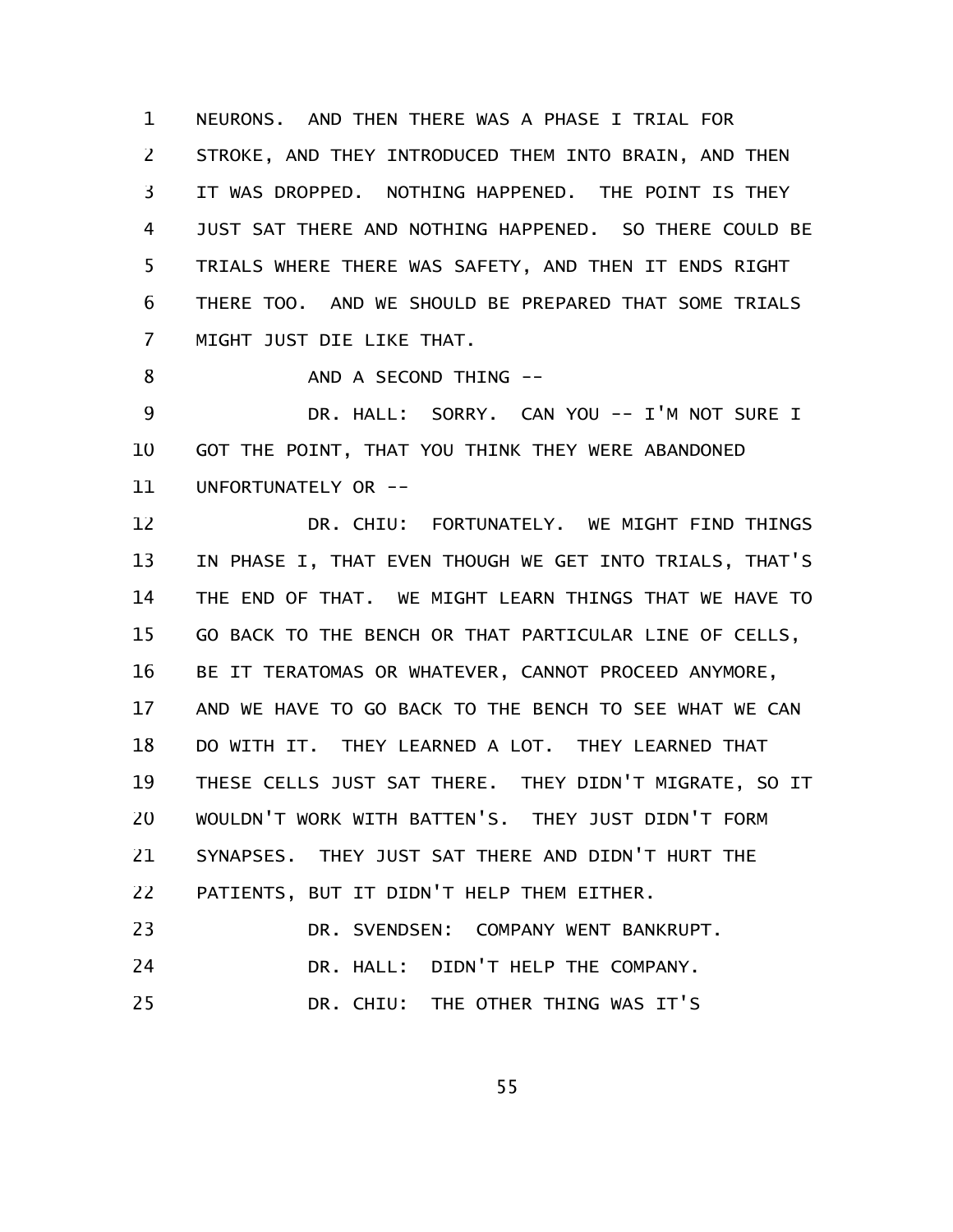NEURONS. AND THEN THERE WAS A PHASE I TRIAL FOR STROKE, AND THEY INTRODUCED THEM INTO BRAIN, AND THEN IT WAS DROPPED. NOTHING HAPPENED. THE POINT IS THEY JUST SAT THERE AND NOTHING HAPPENED. SO THERE COULD BE TRIALS WHERE THERE WAS SAFETY, AND THEN IT ENDS RIGHT THERE TOO. AND WE SHOULD BE PREPARED THAT SOME TRIALS MIGHT JUST DIE LIKE THAT.

AND A SECOND THING --

DR. HALL: SORRY. CAN YOU -- I'M NOT SURE I GOT THE POINT, THAT YOU THINK THEY WERE ABANDONED UNFORTUNATELY OR --

DR. CHIU: FORTUNATELY. WE MIGHT FIND THINGS IN PHASE I, THAT EVEN THOUGH WE GET INTO TRIALS, THAT'S THE END OF THAT. WE MIGHT LEARN THINGS THAT WE HAVE TO GO BACK TO THE BENCH OR THAT PARTICULAR LINE OF CELLS, BE IT TERATOMAS OR WHATEVER, CANNOT PROCEED ANYMORE, AND WE HAVE TO GO BACK TO THE BENCH TO SEE WHAT WE CAN DO WITH IT. THEY LEARNED A LOT. THEY LEARNED THAT THESE CELLS JUST SAT THERE. THEY DIDN'T MIGRATE, SO IT WOULDN'T WORK WITH BATTEN'S. THEY JUST DIDN'T FORM SYNAPSES. THEY JUST SAT THERE AND DIDN'T HURT THE PATIENTS, BUT IT DIDN'T HELP THEM EITHER.

DR. SVENDSEN: COMPANY WENT BANKRUPT.

DR. HALL: DIDN'T HELP THE COMPANY.

DR. CHIU: THE OTHER THING WAS IT'S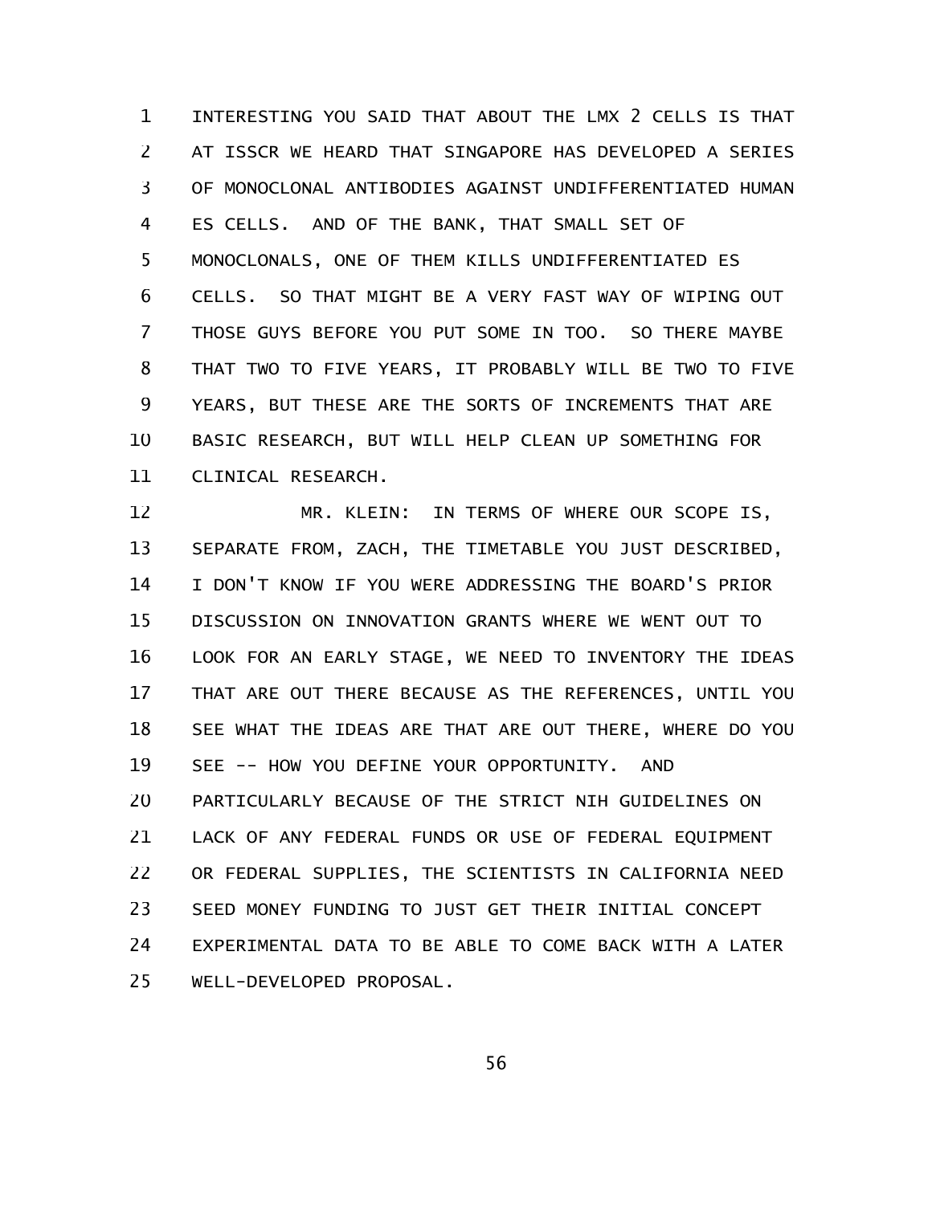INTERESTING YOU SAID THAT ABOUT THE LMX 2 CELLS IS THAT AT ISSCR WE HEARD THAT SINGAPORE HAS DEVELOPED A SERIES OF MONOCLONAL ANTIBODIES AGAINST UNDIFFERENTIATED HUMAN ES CELLS. AND OF THE BANK, THAT SMALL SET OF MONOCLONALS, ONE OF THEM KILLS UNDIFFERENTIATED ES CELLS. SO THAT MIGHT BE A VERY FAST WAY OF WIPING OUT THOSE GUYS BEFORE YOU PUT SOME IN TOO. SO THERE MAYBE THAT TWO TO FIVE YEARS, IT PROBABLY WILL BE TWO TO FIVE YEARS, BUT THESE ARE THE SORTS OF INCREMENTS THAT ARE BASIC RESEARCH, BUT WILL HELP CLEAN UP SOMETHING FOR CLINICAL RESEARCH.

MR. KLEIN: IN TERMS OF WHERE OUR SCOPE IS, SEPARATE FROM, ZACH, THE TIMETABLE YOU JUST DESCRIBED, I DON'T KNOW IF YOU WERE ADDRESSING THE BOARD'S PRIOR DISCUSSION ON INNOVATION GRANTS WHERE WE WENT OUT TO LOOK FOR AN EARLY STAGE, WE NEED TO INVENTORY THE IDEAS THAT ARE OUT THERE BECAUSE AS THE REFERENCES, UNTIL YOU SEE WHAT THE IDEAS ARE THAT ARE OUT THERE, WHERE DO YOU SEE -- HOW YOU DEFINE YOUR OPPORTUNITY. AND PARTICULARLY BECAUSE OF THE STRICT NIH GUIDELINES ON LACK OF ANY FEDERAL FUNDS OR USE OF FEDERAL EQUIPMENT OR FEDERAL SUPPLIES, THE SCIENTISTS IN CALIFORNIA NEED SEED MONEY FUNDING TO JUST GET THEIR INITIAL CONCEPT EXPERIMENTAL DATA TO BE ABLE TO COME BACK WITH A LATER WELL-DEVELOPED PROPOSAL.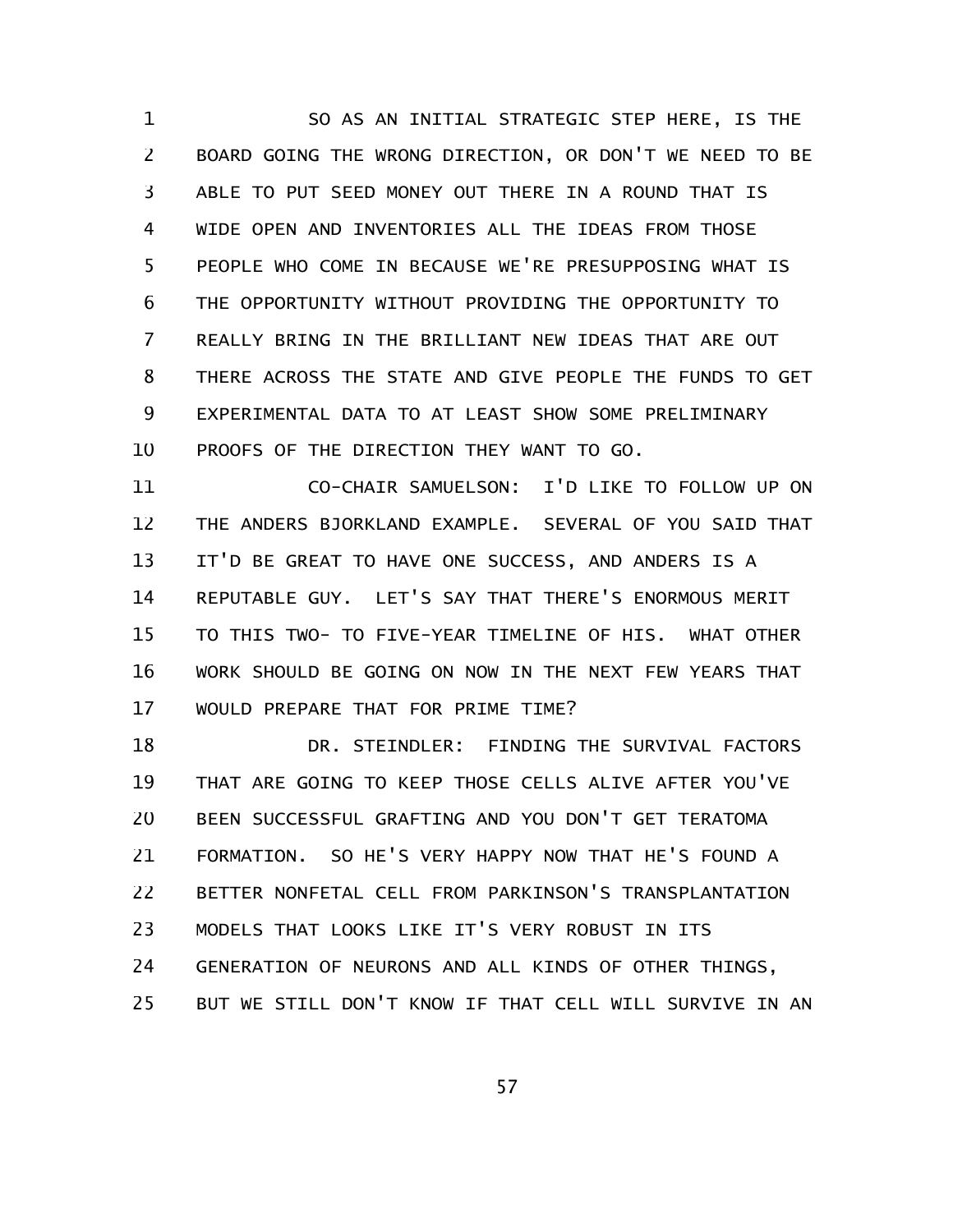SO AS AN INITIAL STRATEGIC STEP HERE, IS THE BOARD GOING THE WRONG DIRECTION, OR DON'T WE NEED TO BE ABLE TO PUT SEED MONEY OUT THERE IN A ROUND THAT IS WIDE OPEN AND INVENTORIES ALL THE IDEAS FROM THOSE PEOPLE WHO COME IN BECAUSE WE'RE PRESUPPOSING WHAT IS THE OPPORTUNITY WITHOUT PROVIDING THE OPPORTUNITY TO REALLY BRING IN THE BRILLIANT NEW IDEAS THAT ARE OUT THERE ACROSS THE STATE AND GIVE PEOPLE THE FUNDS TO GET EXPERIMENTAL DATA TO AT LEAST SHOW SOME PRELIMINARY PROOFS OF THE DIRECTION THEY WANT TO GO.

CO-CHAIR SAMUELSON: I'D LIKE TO FOLLOW UP ON THE ANDERS BJORKLAND EXAMPLE. SEVERAL OF YOU SAID THAT IT'D BE GREAT TO HAVE ONE SUCCESS, AND ANDERS IS A REPUTABLE GUY. LET'S SAY THAT THERE'S ENORMOUS MERIT TO THIS TWO- TO FIVE-YEAR TIMELINE OF HIS. WHAT OTHER WORK SHOULD BE GOING ON NOW IN THE NEXT FEW YEARS THAT WOULD PREPARE THAT FOR PRIME TIME?

DR. STEINDLER: FINDING THE SURVIVAL FACTORS THAT ARE GOING TO KEEP THOSE CELLS ALIVE AFTER YOU'VE BEEN SUCCESSFUL GRAFTING AND YOU DON'T GET TERATOMA FORMATION. SO HE'S VERY HAPPY NOW THAT HE'S FOUND A BETTER NONFETAL CELL FROM PARKINSON'S TRANSPLANTATION MODELS THAT LOOKS LIKE IT'S VERY ROBUST IN ITS GENERATION OF NEURONS AND ALL KINDS OF OTHER THINGS, BUT WE STILL DON'T KNOW IF THAT CELL WILL SURVIVE IN AN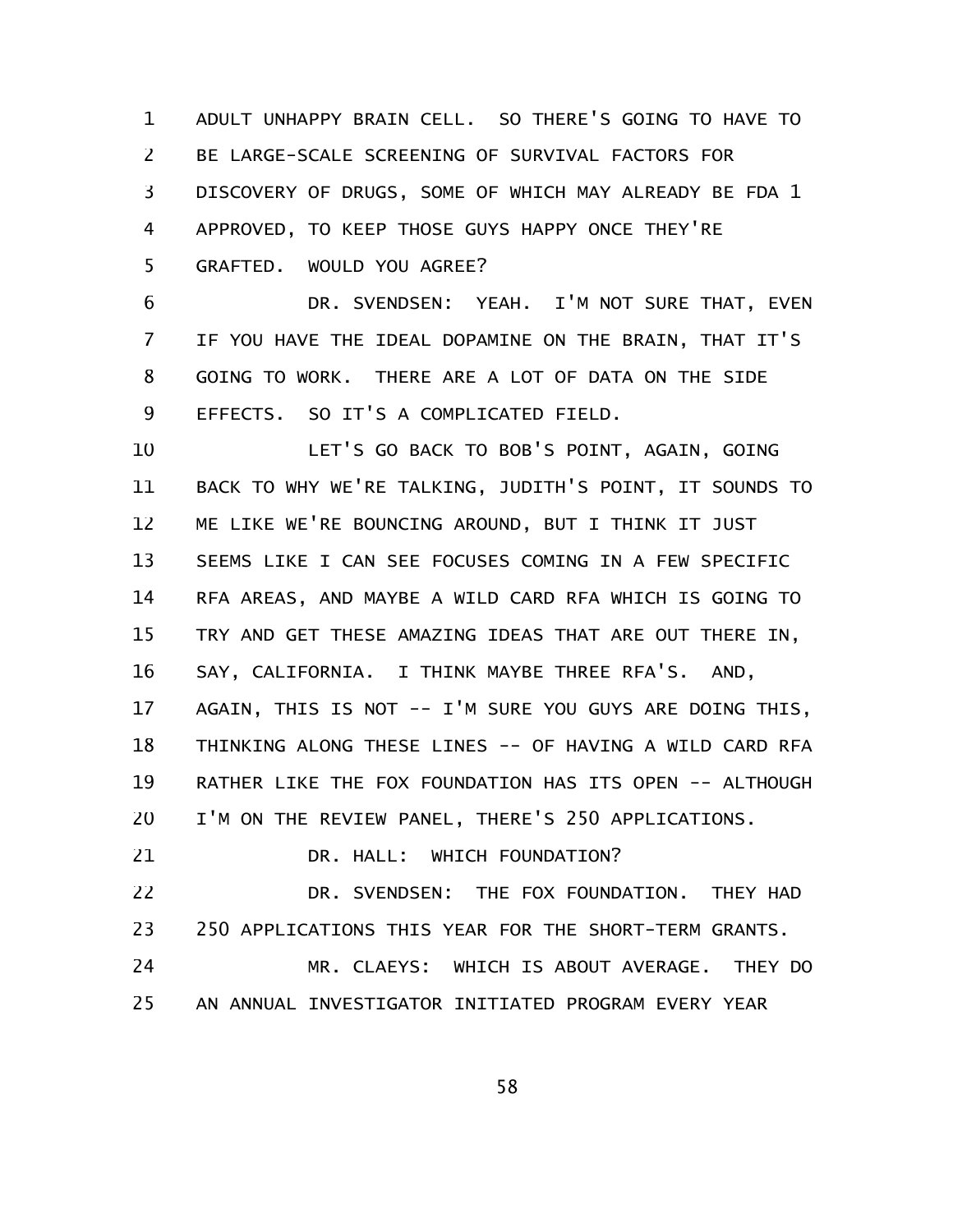ADULT UNHAPPY BRAIN CELL. SO THERE'S GOING TO HAVE TO BE LARGE-SCALE SCREENING OF SURVIVAL FACTORS FOR DISCOVERY OF DRUGS, SOME OF WHICH MAY ALREADY BE FDA 1 APPROVED, TO KEEP THOSE GUYS HAPPY ONCE THEY'RE GRAFTED. WOULD YOU AGREE?

DR. SVENDSEN: YEAH. I'M NOT SURE THAT, EVEN IF YOU HAVE THE IDEAL DOPAMINE ON THE BRAIN, THAT IT'S GOING TO WORK. THERE ARE A LOT OF DATA ON THE SIDE EFFECTS. SO IT'S A COMPLICATED FIELD.

LET'S GO BACK TO BOB'S POINT, AGAIN, GOING BACK TO WHY WE'RE TALKING, JUDITH'S POINT, IT SOUNDS TO ME LIKE WE'RE BOUNCING AROUND, BUT I THINK IT JUST SEEMS LIKE I CAN SEE FOCUSES COMING IN A FEW SPECIFIC RFA AREAS, AND MAYBE A WILD CARD RFA WHICH IS GOING TO TRY AND GET THESE AMAZING IDEAS THAT ARE OUT THERE IN, SAY, CALIFORNIA. I THINK MAYBE THREE RFA'S. AND, AGAIN, THIS IS NOT -- I'M SURE YOU GUYS ARE DOING THIS, THINKING ALONG THESE LINES -- OF HAVING A WILD CARD RFA RATHER LIKE THE FOX FOUNDATION HAS ITS OPEN -- ALTHOUGH I'M ON THE REVIEW PANEL, THERE'S 250 APPLICATIONS.

DR. HALL: WHICH FOUNDATION?

DR. SVENDSEN: THE FOX FOUNDATION. THEY HAD 250 APPLICATIONS THIS YEAR FOR THE SHORT-TERM GRANTS.

MR. CLAEYS: WHICH IS ABOUT AVERAGE. THEY DO AN ANNUAL INVESTIGATOR INITIATED PROGRAM EVERY YEAR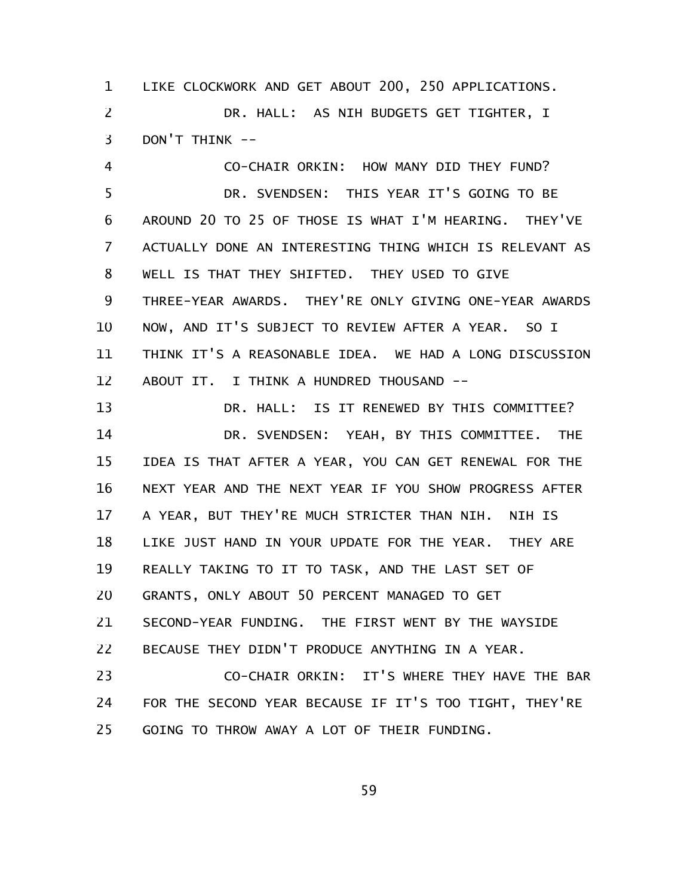LIKE CLOCKWORK AND GET ABOUT 200, 250 APPLICATIONS.

DR. HALL: AS NIH BUDGETS GET TIGHTER, I DON'T THINK --

CO-CHAIR ORKIN: HOW MANY DID THEY FUND?

DR. SVENDSEN: THIS YEAR IT'S GOING TO BE AROUND 20 TO 25 OF THOSE IS WHAT I'M HEARING. THEY'VE ACTUALLY DONE AN INTERESTING THING WHICH IS RELEVANT AS WELL IS THAT THEY SHIFTED. THEY USED TO GIVE THREE-YEAR AWARDS. THEY'RE ONLY GIVING ONE-YEAR AWARDS NOW, AND IT'S SUBJECT TO REVIEW AFTER A YEAR. SO I THINK IT'S A REASONABLE IDEA. WE HAD A LONG DISCUSSION ABOUT IT. I THINK A HUNDRED THOUSAND --

DR. HALL: IS IT RENEWED BY THIS COMMITTEE?

DR. SVENDSEN: YEAH, BY THIS COMMITTEE. THE IDEA IS THAT AFTER A YEAR, YOU CAN GET RENEWAL FOR THE NEXT YEAR AND THE NEXT YEAR IF YOU SHOW PROGRESS AFTER A YEAR, BUT THEY'RE MUCH STRICTER THAN NIH. NIH IS LIKE JUST HAND IN YOUR UPDATE FOR THE YEAR. THEY ARE REALLY TAKING TO IT TO TASK, AND THE LAST SET OF GRANTS, ONLY ABOUT 50 PERCENT MANAGED TO GET SECOND-YEAR FUNDING. THE FIRST WENT BY THE WAYSIDE BECAUSE THEY DIDN'T PRODUCE ANYTHING IN A YEAR.

CO-CHAIR ORKIN: IT'S WHERE THEY HAVE THE BAR FOR THE SECOND YEAR BECAUSE IF IT'S TOO TIGHT, THEY'RE GOING TO THROW AWAY A LOT OF THEIR FUNDING.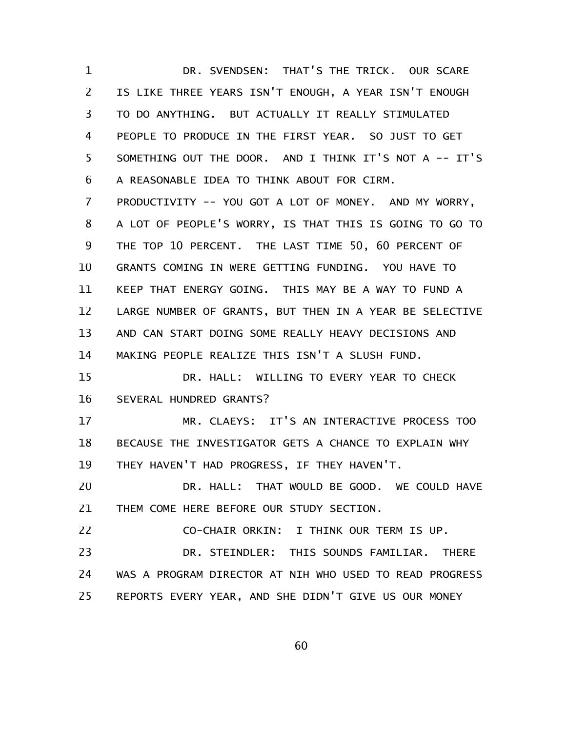DR. SVENDSEN: THAT'S THE TRICK. OUR SCARE IS LIKE THREE YEARS ISN'T ENOUGH, A YEAR ISN'T ENOUGH TO DO ANYTHING. BUT ACTUALLY IT REALLY STIMULATED PEOPLE TO PRODUCE IN THE FIRST YEAR. SO JUST TO GET SOMETHING OUT THE DOOR. AND I THINK IT'S NOT A -- IT'S A REASONABLE IDEA TO THINK ABOUT FOR CIRM. PRODUCTIVITY -- YOU GOT A LOT OF MONEY. AND MY WORRY, A LOT OF PEOPLE'S WORRY, IS THAT THIS IS GOING TO GO TO THE TOP 10 PERCENT. THE LAST TIME 50, 60 PERCENT OF GRANTS COMING IN WERE GETTING FUNDING. YOU HAVE TO KEEP THAT ENERGY GOING. THIS MAY BE A WAY TO FUND A LARGE NUMBER OF GRANTS, BUT THEN IN A YEAR BE SELECTIVE AND CAN START DOING SOME REALLY HEAVY DECISIONS AND MAKING PEOPLE REALIZE THIS ISN'T A SLUSH FUND.

DR. HALL: WILLING TO EVERY YEAR TO CHECK SEVERAL HUNDRED GRANTS?

MR. CLAEYS: IT'S AN INTERACTIVE PROCESS TOO BECAUSE THE INVESTIGATOR GETS A CHANCE TO EXPLAIN WHY THEY HAVEN'T HAD PROGRESS, IF THEY HAVEN'T.

DR. HALL: THAT WOULD BE GOOD. WE COULD HAVE THEM COME HERE BEFORE OUR STUDY SECTION.

CO-CHAIR ORKIN: I THINK OUR TERM IS UP.

DR. STEINDLER: THIS SOUNDS FAMILIAR. THERE WAS A PROGRAM DIRECTOR AT NIH WHO USED TO READ PROGRESS REPORTS EVERY YEAR, AND SHE DIDN'T GIVE US OUR MONEY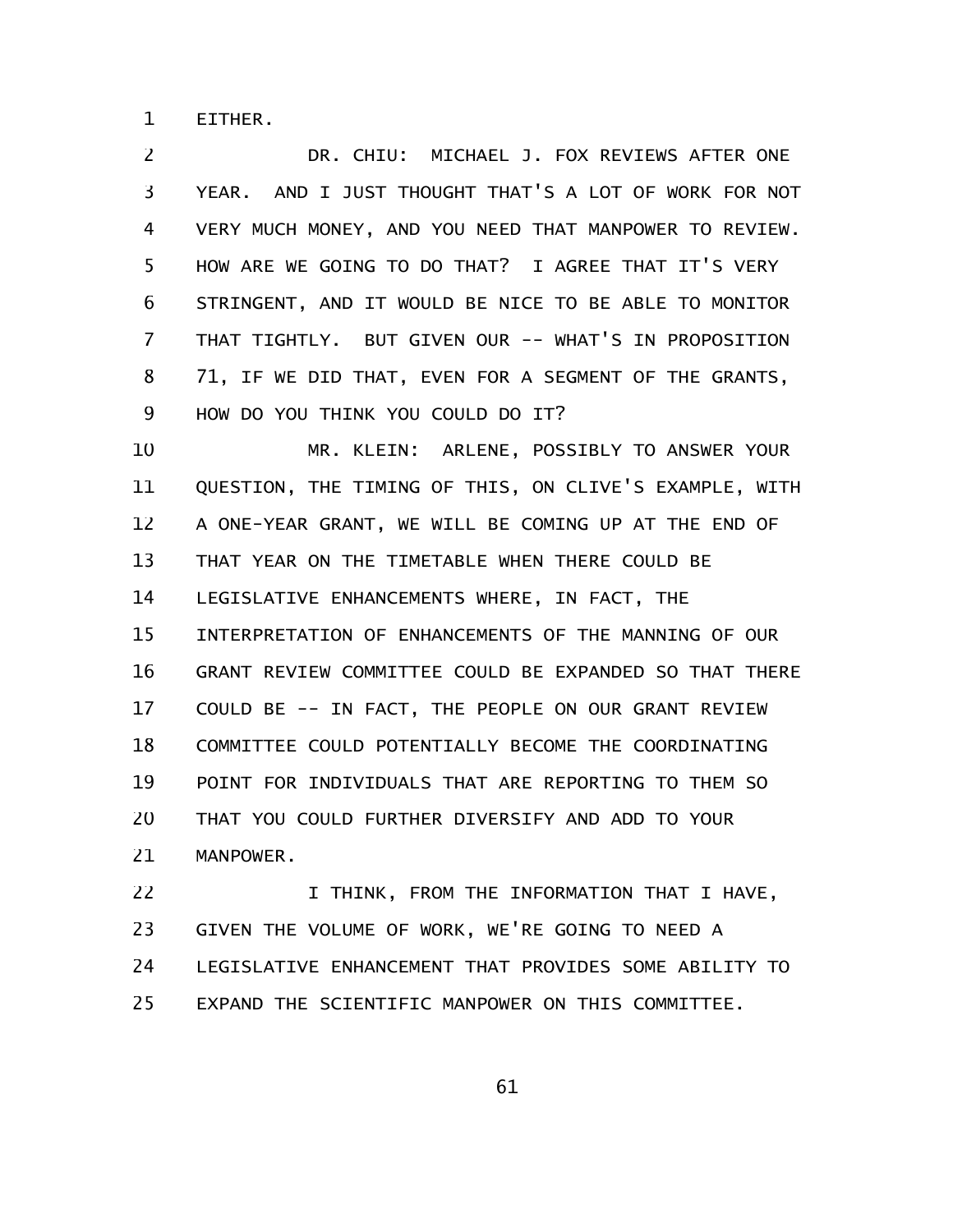EITHER.

DR. CHIU: MICHAEL J. FOX REVIEWS AFTER ONE YEAR. AND I JUST THOUGHT THAT'S A LOT OF WORK FOR NOT VERY MUCH MONEY, AND YOU NEED THAT MANPOWER TO REVIEW. HOW ARE WE GOING TO DO THAT? I AGREE THAT IT'S VERY STRINGENT, AND IT WOULD BE NICE TO BE ABLE TO MONITOR THAT TIGHTLY. BUT GIVEN OUR -- WHAT'S IN PROPOSITION 71, IF WE DID THAT, EVEN FOR A SEGMENT OF THE GRANTS, HOW DO YOU THINK YOU COULD DO IT?

MR. KLEIN: ARLENE, POSSIBLY TO ANSWER YOUR QUESTION, THE TIMING OF THIS, ON CLIVE'S EXAMPLE, WITH A ONE-YEAR GRANT, WE WILL BE COMING UP AT THE END OF THAT YEAR ON THE TIMETABLE WHEN THERE COULD BE LEGISLATIVE ENHANCEMENTS WHERE, IN FACT, THE INTERPRETATION OF ENHANCEMENTS OF THE MANNING OF OUR GRANT REVIEW COMMITTEE COULD BE EXPANDED SO THAT THERE COULD BE -- IN FACT, THE PEOPLE ON OUR GRANT REVIEW COMMITTEE COULD POTENTIALLY BECOME THE COORDINATING POINT FOR INDIVIDUALS THAT ARE REPORTING TO THEM SO THAT YOU COULD FURTHER DIVERSIFY AND ADD TO YOUR MANPOWER.

I THINK, FROM THE INFORMATION THAT I HAVE, GIVEN THE VOLUME OF WORK, WE'RE GOING TO NEED A LEGISLATIVE ENHANCEMENT THAT PROVIDES SOME ABILITY TO EXPAND THE SCIENTIFIC MANPOWER ON THIS COMMITTEE.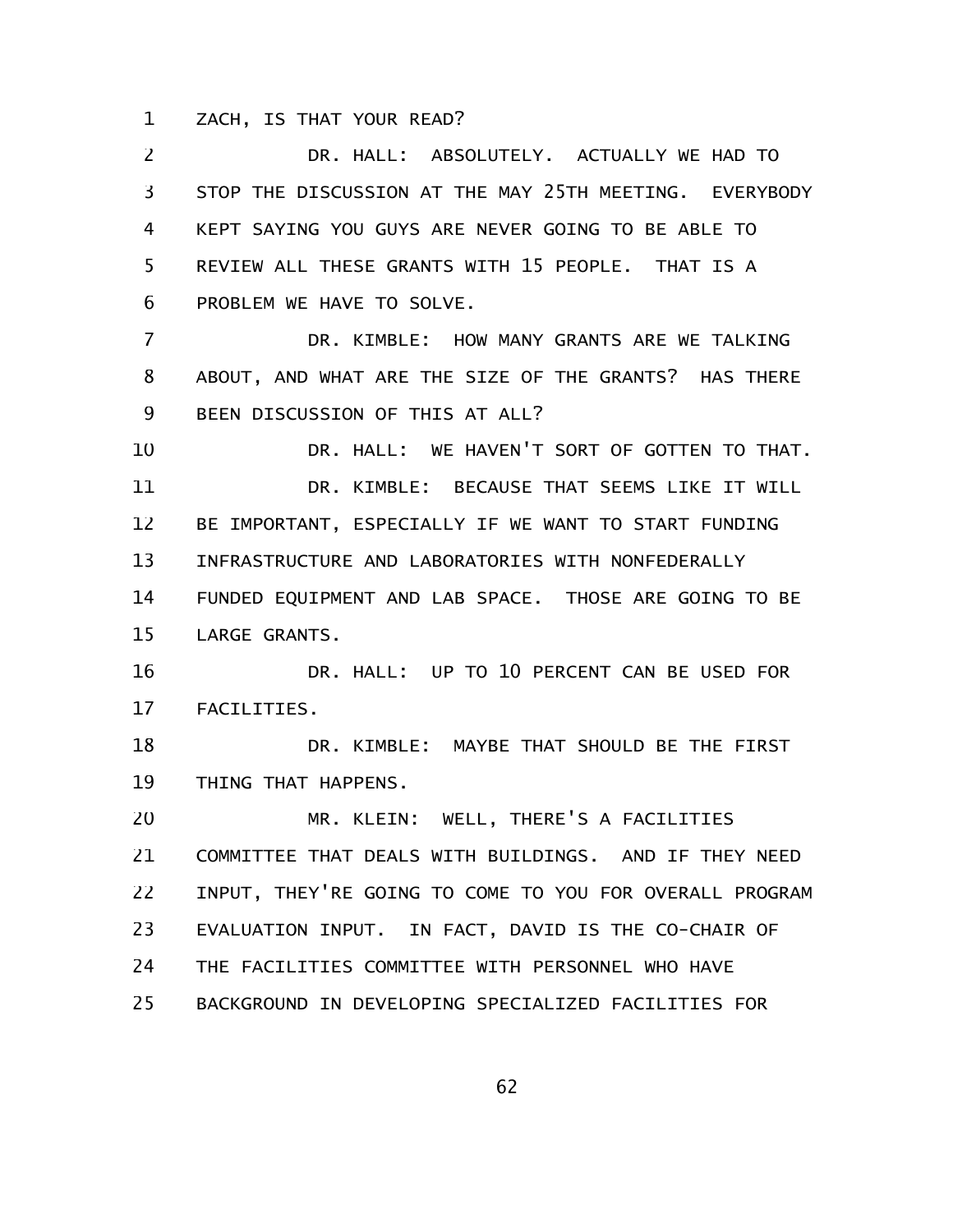ZACH, IS THAT YOUR READ?

DR. HALL: ABSOLUTELY. ACTUALLY WE HAD TO STOP THE DISCUSSION AT THE MAY 25TH MEETING. EVERYBODY KEPT SAYING YOU GUYS ARE NEVER GOING TO BE ABLE TO REVIEW ALL THESE GRANTS WITH 15 PEOPLE. THAT IS A PROBLEM WE HAVE TO SOLVE.

DR. KIMBLE: HOW MANY GRANTS ARE WE TALKING ABOUT, AND WHAT ARE THE SIZE OF THE GRANTS? HAS THERE BEEN DISCUSSION OF THIS AT ALL?

DR. HALL: WE HAVEN'T SORT OF GOTTEN TO THAT.

DR. KIMBLE: BECAUSE THAT SEEMS LIKE IT WILL BE IMPORTANT, ESPECIALLY IF WE WANT TO START FUNDING INFRASTRUCTURE AND LABORATORIES WITH NONFEDERALLY FUNDED EQUIPMENT AND LAB SPACE. THOSE ARE GOING TO BE LARGE GRANTS.

DR. HALL: UP TO 10 PERCENT CAN BE USED FOR FACILITIES.

DR. KIMBLE: MAYBE THAT SHOULD BE THE FIRST THING THAT HAPPENS.

MR. KLEIN: WELL, THERE'S A FACILITIES COMMITTEE THAT DEALS WITH BUILDINGS. AND IF THEY NEED INPUT, THEY'RE GOING TO COME TO YOU FOR OVERALL PROGRAM EVALUATION INPUT. IN FACT, DAVID IS THE CO-CHAIR OF THE FACILITIES COMMITTEE WITH PERSONNEL WHO HAVE BACKGROUND IN DEVELOPING SPECIALIZED FACILITIES FOR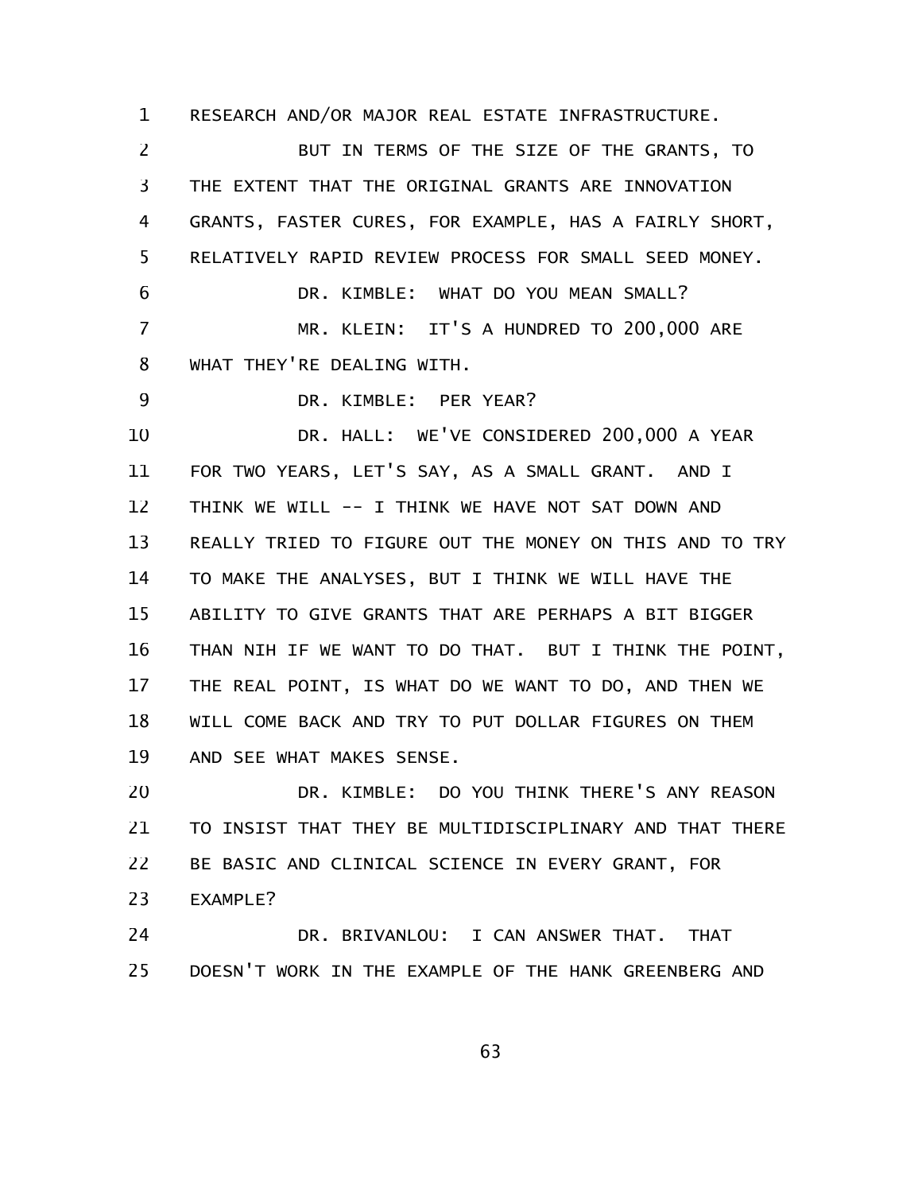RESEARCH AND/OR MAJOR REAL ESTATE INFRASTRUCTURE.

BUT IN TERMS OF THE SIZE OF THE GRANTS, TO THE EXTENT THAT THE ORIGINAL GRANTS ARE INNOVATION GRANTS, FASTER CURES, FOR EXAMPLE, HAS A FAIRLY SHORT, RELATIVELY RAPID REVIEW PROCESS FOR SMALL SEED MONEY.

DR. KIMBLE: WHAT DO YOU MEAN SMALL?

MR. KLEIN: IT'S A HUNDRED TO 200,000 ARE WHAT THEY'RE DEALING WITH.

DR. KIMBLE: PER YEAR?

DR. HALL: WE'VE CONSIDERED 200,000 A YEAR FOR TWO YEARS, LET'S SAY, AS A SMALL GRANT. AND I THINK WE WILL -- I THINK WE HAVE NOT SAT DOWN AND REALLY TRIED TO FIGURE OUT THE MONEY ON THIS AND TO TRY TO MAKE THE ANALYSES, BUT I THINK WE WILL HAVE THE ABILITY TO GIVE GRANTS THAT ARE PERHAPS A BIT BIGGER THAN NIH IF WE WANT TO DO THAT. BUT I THINK THE POINT, THE REAL POINT, IS WHAT DO WE WANT TO DO, AND THEN WE WILL COME BACK AND TRY TO PUT DOLLAR FIGURES ON THEM AND SEE WHAT MAKES SENSE.

DR. KIMBLE: DO YOU THINK THERE'S ANY REASON TO INSIST THAT THEY BE MULTIDISCIPLINARY AND THAT THERE BE BASIC AND CLINICAL SCIENCE IN EVERY GRANT, FOR EXAMPLE?

DR. BRIVANLOU: I CAN ANSWER THAT. THAT DOESN'T WORK IN THE EXAMPLE OF THE HANK GREENBERG AND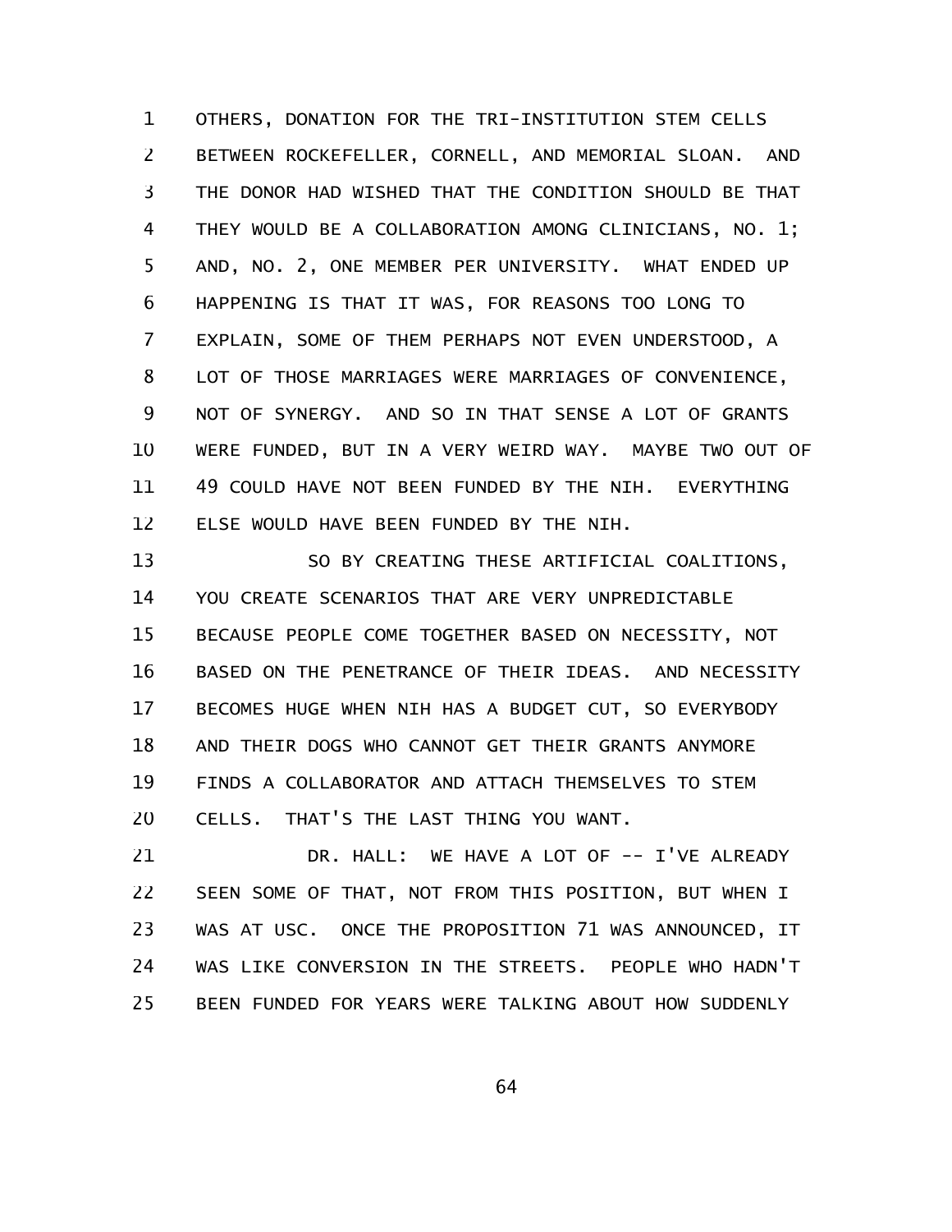OTHERS, DONATION FOR THE TRI-INSTITUTION STEM CELLS BETWEEN ROCKEFELLER, CORNELL, AND MEMORIAL SLOAN. AND THE DONOR HAD WISHED THAT THE CONDITION SHOULD BE THAT THEY WOULD BE A COLLABORATION AMONG CLINICIANS, NO. 1; AND, NO. 2, ONE MEMBER PER UNIVERSITY. WHAT ENDED UP HAPPENING IS THAT IT WAS, FOR REASONS TOO LONG TO EXPLAIN, SOME OF THEM PERHAPS NOT EVEN UNDERSTOOD, A LOT OF THOSE MARRIAGES WERE MARRIAGES OF CONVENIENCE, NOT OF SYNERGY. AND SO IN THAT SENSE A LOT OF GRANTS WERE FUNDED, BUT IN A VERY WEIRD WAY. MAYBE TWO OUT OF 49 COULD HAVE NOT BEEN FUNDED BY THE NIH. EVERYTHING ELSE WOULD HAVE BEEN FUNDED BY THE NIH.

SO BY CREATING THESE ARTIFICIAL COALITIONS, YOU CREATE SCENARIOS THAT ARE VERY UNPREDICTABLE BECAUSE PEOPLE COME TOGETHER BASED ON NECESSITY, NOT BASED ON THE PENETRANCE OF THEIR IDEAS. AND NECESSITY BECOMES HUGE WHEN NIH HAS A BUDGET CUT, SO EVERYBODY AND THEIR DOGS WHO CANNOT GET THEIR GRANTS ANYMORE FINDS A COLLABORATOR AND ATTACH THEMSELVES TO STEM CELLS. THAT'S THE LAST THING YOU WANT.

DR. HALL: WE HAVE A LOT OF -- I'VE ALREADY SEEN SOME OF THAT, NOT FROM THIS POSITION, BUT WHEN I WAS AT USC. ONCE THE PROPOSITION 71 WAS ANNOUNCED, IT WAS LIKE CONVERSION IN THE STREETS. PEOPLE WHO HADN'T BEEN FUNDED FOR YEARS WERE TALKING ABOUT HOW SUDDENLY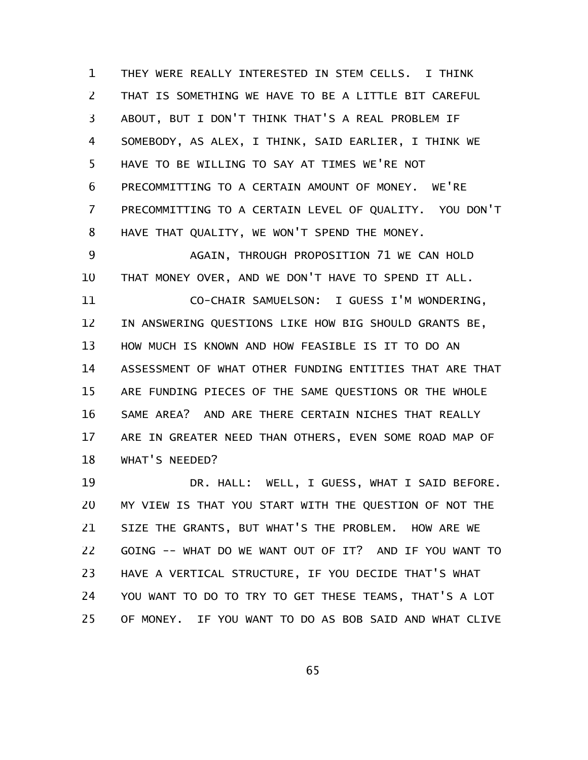THEY WERE REALLY INTERESTED IN STEM CELLS. I THINK THAT IS SOMETHING WE HAVE TO BE A LITTLE BIT CAREFUL ABOUT, BUT I DON'T THINK THAT'S A REAL PROBLEM IF SOMEBODY, AS ALEX, I THINK, SAID EARLIER, I THINK WE HAVE TO BE WILLING TO SAY AT TIMES WE'RE NOT PRECOMMITTING TO A CERTAIN AMOUNT OF MONEY. WE'RE PRECOMMITTING TO A CERTAIN LEVEL OF QUALITY. YOU DON'T HAVE THAT QUALITY, WE WON'T SPEND THE MONEY.

AGAIN, THROUGH PROPOSITION 71 WE CAN HOLD THAT MONEY OVER, AND WE DON'T HAVE TO SPEND IT ALL.

CO-CHAIR SAMUELSON: I GUESS I'M WONDERING, IN ANSWERING QUESTIONS LIKE HOW BIG SHOULD GRANTS BE, HOW MUCH IS KNOWN AND HOW FEASIBLE IS IT TO DO AN ASSESSMENT OF WHAT OTHER FUNDING ENTITIES THAT ARE THAT ARE FUNDING PIECES OF THE SAME QUESTIONS OR THE WHOLE SAME AREA? AND ARE THERE CERTAIN NICHES THAT REALLY ARE IN GREATER NEED THAN OTHERS, EVEN SOME ROAD MAP OF WHAT'S NEEDED?

DR. HALL: WELL, I GUESS, WHAT I SAID BEFORE. MY VIEW IS THAT YOU START WITH THE QUESTION OF NOT THE SIZE THE GRANTS, BUT WHAT'S THE PROBLEM. HOW ARE WE GOING -- WHAT DO WE WANT OUT OF IT? AND IF YOU WANT TO HAVE A VERTICAL STRUCTURE, IF YOU DECIDE THAT'S WHAT YOU WANT TO DO TO TRY TO GET THESE TEAMS, THAT'S A LOT OF MONEY. IF YOU WANT TO DO AS BOB SAID AND WHAT CLIVE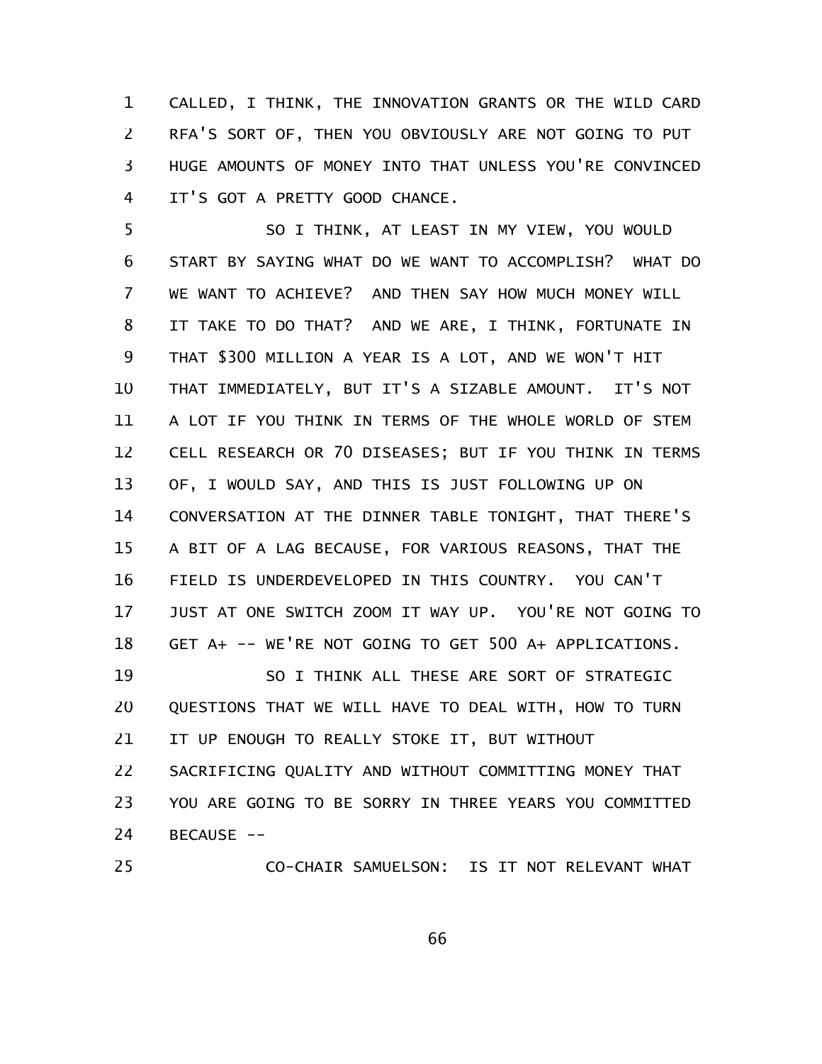CALLED, I THINK, THE INNOVATION GRANTS OR THE WILD CARD RFA'S SORT OF, THEN YOU OBVIOUSLY ARE NOT GOING TO PUT HUGE AMOUNTS OF MONEY INTO THAT UNLESS YOU'RE CONVINCED IT'S GOT A PRETTY GOOD CHANCE.

SO I THINK, AT LEAST IN MY VIEW, YOU WOULD START BY SAYING WHAT DO WE WANT TO ACCOMPLISH? WHAT DO WE WANT TO ACHIEVE? AND THEN SAY HOW MUCH MONEY WILL IT TAKE TO DO THAT? AND WE ARE, I THINK, FORTUNATE IN THAT $300 MILLION A YEAR IS A LOT, AND WE WON'T HIT THAT IMMEDIATELY, BUT IT'S A SIZABLE AMOUNT. IT'S NOT A LOT IF YOU THINK IN TERMS OF THE WHOLE WORLD OF STEM CELL RESEARCH OR 70 DISEASES; BUT IF YOU THINK IN TERMS OF, I WOULD SAY, AND THIS IS JUST FOLLOWING UP ON CONVERSATION AT THE DINNER TABLE TONIGHT, THAT THERE'S A BIT OF A LAG BECAUSE, FOR VARIOUS REASONS, THAT THE FIELD IS UNDERDEVELOPED IN THIS COUNTRY. YOU CAN'T JUST AT ONE SWITCH ZOOM IT WAY UP. YOU'RE NOT GOING TO GET A+ -- WE'RE NOT GOING TO GET 500 A+ APPLICATIONS.

SO I THINK ALL THESE ARE SORT OF STRATEGIC QUESTIONS THAT WE WILL HAVE TO DEAL WITH, HOW TO TURN IT UP ENOUGH TO REALLY STOKE IT, BUT WITHOUT SACRIFICING QUALITY AND WITHOUT COMMITTING MONEY THAT YOU ARE GOING TO BE SORRY IN THREE YEARS YOU COMMITTED BECAUSE --

CO-CHAIR SAMUELSON: IS IT NOT RELEVANT WHAT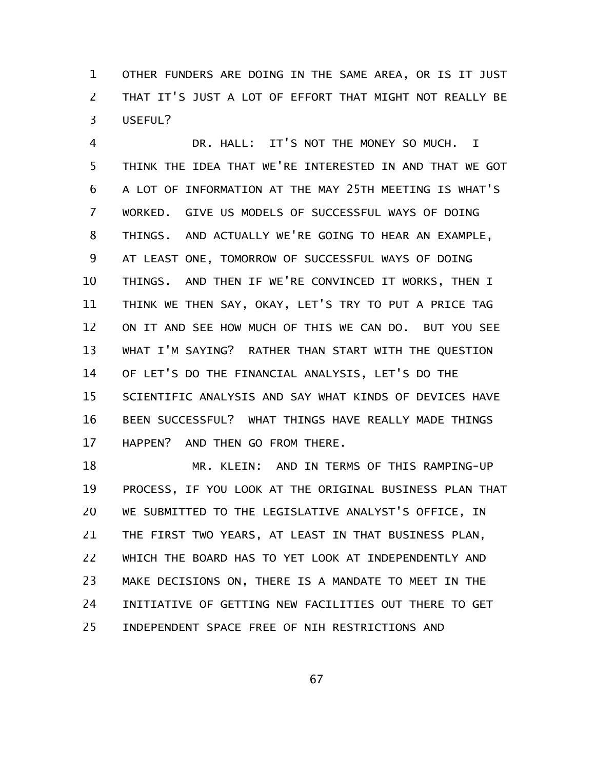OTHER FUNDERS ARE DOING IN THE SAME AREA, OR IS IT JUST THAT IT'S JUST A LOT OF EFFORT THAT MIGHT NOT REALLY BE USEFUL?

DR. HALL: IT'S NOT THE MONEY SO MUCH. I THINK THE IDEA THAT WE'RE INTERESTED IN AND THAT WE GOT A LOT OF INFORMATION AT THE MAY 25TH MEETING IS WHAT'S WORKED. GIVE US MODELS OF SUCCESSFUL WAYS OF DOING THINGS. AND ACTUALLY WE'RE GOING TO HEAR AN EXAMPLE, AT LEAST ONE, TOMORROW OF SUCCESSFUL WAYS OF DOING THINGS. AND THEN IF WE'RE CONVINCED IT WORKS, THEN I THINK WE THEN SAY, OKAY, LET'S TRY TO PUT A PRICE TAG ON IT AND SEE HOW MUCH OF THIS WE CAN DO. BUT YOU SEE WHAT I'M SAYING? RATHER THAN START WITH THE QUESTION OF LET'S DO THE FINANCIAL ANALYSIS, LET'S DO THE SCIENTIFIC ANALYSIS AND SAY WHAT KINDS OF DEVICES HAVE BEEN SUCCESSFUL? WHAT THINGS HAVE REALLY MADE THINGS HAPPEN? AND THEN GO FROM THERE.

MR. KLEIN: AND IN TERMS OF THIS RAMPING-UP PROCESS, IF YOU LOOK AT THE ORIGINAL BUSINESS PLAN THAT WE SUBMITTED TO THE LEGISLATIVE ANALYST'S OFFICE, IN THE FIRST TWO YEARS, AT LEAST IN THAT BUSINESS PLAN, WHICH THE BOARD HAS TO YET LOOK AT INDEPENDENTLY AND MAKE DECISIONS ON, THERE IS A MANDATE TO MEET IN THE INITIATIVE OF GETTING NEW FACILITIES OUT THERE TO GET INDEPENDENT SPACE FREE OF NIH RESTRICTIONS AND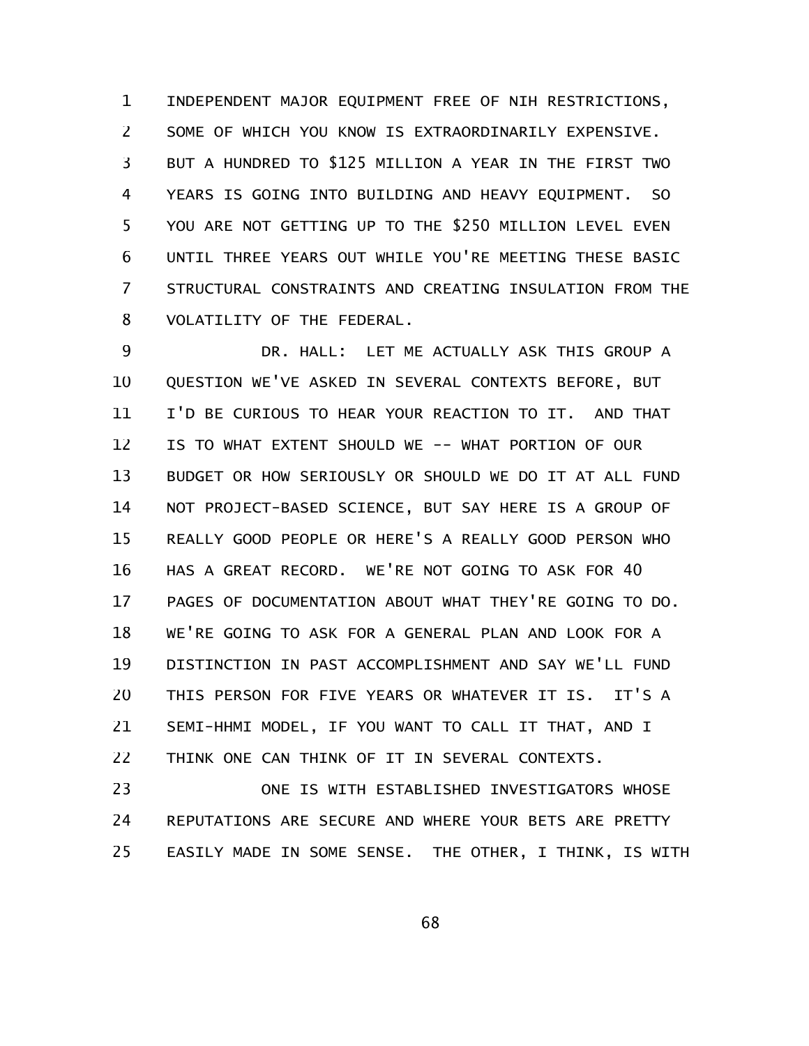INDEPENDENT MAJOR EQUIPMENT FREE OF NIH RESTRICTIONS, SOME OF WHICH YOU KNOW IS EXTRAORDINARILY EXPENSIVE. BUT A HUNDRED TO $125 MILLION A YEAR IN THE FIRST TWO YEARS IS GOING INTO BUILDING AND HEAVY EQUIPMENT. SO YOU ARE NOT GETTING UP TO THE $250 MILLION LEVEL EVEN UNTIL THREE YEARS OUT WHILE YOU'RE MEETING THESE BASIC STRUCTURAL CONSTRAINTS AND CREATING INSULATION FROM THE VOLATILITY OF THE FEDERAL.

DR. HALL: LET ME ACTUALLY ASK THIS GROUP A QUESTION WE'VE ASKED IN SEVERAL CONTEXTS BEFORE, BUT I'D BE CURIOUS TO HEAR YOUR REACTION TO IT. AND THAT IS TO WHAT EXTENT SHOULD WE -- WHAT PORTION OF OUR BUDGET OR HOW SERIOUSLY OR SHOULD WE DO IT AT ALL FUND NOT PROJECT-BASED SCIENCE, BUT SAY HERE IS A GROUP OF REALLY GOOD PEOPLE OR HERE'S A REALLY GOOD PERSON WHO HAS A GREAT RECORD. WE'RE NOT GOING TO ASK FOR 40 PAGES OF DOCUMENTATION ABOUT WHAT THEY'RE GOING TO DO. WE'RE GOING TO ASK FOR A GENERAL PLAN AND LOOK FOR A DISTINCTION IN PAST ACCOMPLISHMENT AND SAY WE'LL FUND THIS PERSON FOR FIVE YEARS OR WHATEVER IT IS. IT'S A SEMI-HHMI MODEL, IF YOU WANT TO CALL IT THAT, AND I THINK ONE CAN THINK OF IT IN SEVERAL CONTEXTS.

ONE IS WITH ESTABLISHED INVESTIGATORS WHOSE REPUTATIONS ARE SECURE AND WHERE YOUR BETS ARE PRETTY EASILY MADE IN SOME SENSE. THE OTHER, I THINK, IS WITH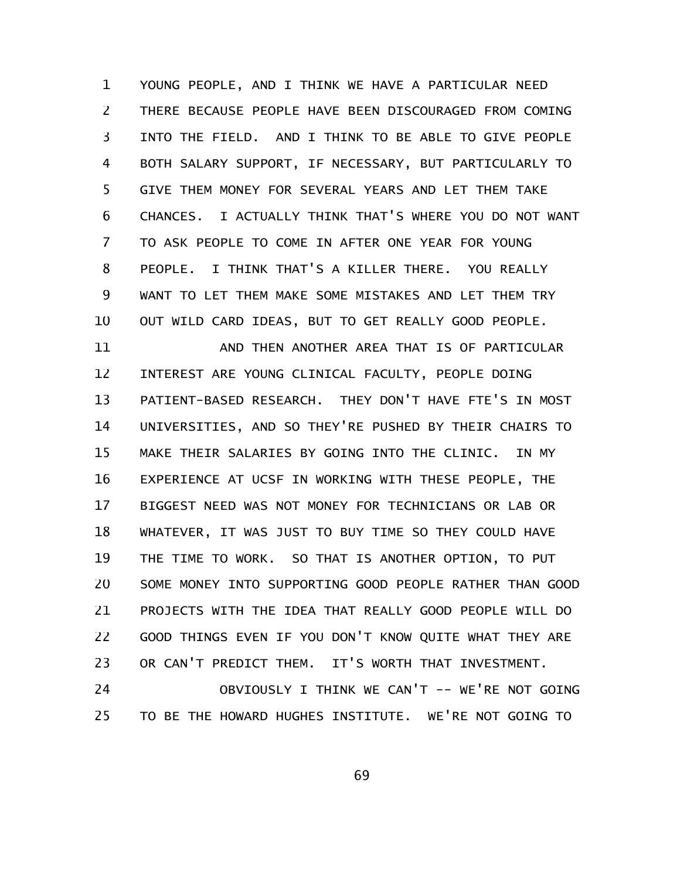YOUNG PEOPLE, AND I THINK WE HAVE A PARTICULAR NEED THERE BECAUSE PEOPLE HAVE BEEN DISCOURAGED FROM COMING INTO THE FIELD. AND I THINK TO BE ABLE TO GIVE PEOPLE BOTH SALARY SUPPORT, IF NECESSARY, BUT PARTICULARLY TO GIVE THEM MONEY FOR SEVERAL YEARS AND LET THEM TAKE CHANCES. I ACTUALLY THINK THAT'S WHERE YOU DO NOT WANT TO ASK PEOPLE TO COME IN AFTER ONE YEAR FOR YOUNG PEOPLE. I THINK THAT'S A KILLER THERE. YOU REALLY WANT TO LET THEM MAKE SOME MISTAKES AND LET THEM TRY OUT WILD CARD IDEAS, BUT TO GET REALLY GOOD PEOPLE.

AND THEN ANOTHER AREA THAT IS OF PARTICULAR INTEREST ARE YOUNG CLINICAL FACULTY, PEOPLE DOING PATIENT-BASED RESEARCH. THEY DON'T HAVE FTE'S IN MOST UNIVERSITIES, AND SO THEY'RE PUSHED BY THEIR CHAIRS TO MAKE THEIR SALARIES BY GOING INTO THE CLINIC. IN MY EXPERIENCE AT UCSF IN WORKING WITH THESE PEOPLE, THE BIGGEST NEED WAS NOT MONEY FOR TECHNICIANS OR LAB OR WHATEVER, IT WAS JUST TO BUY TIME SO THEY COULD HAVE THE TIME TO WORK. SO THAT IS ANOTHER OPTION, TO PUT SOME MONEY INTO SUPPORTING GOOD PEOPLE RATHER THAN GOOD PROJECTS WITH THE IDEA THAT REALLY GOOD PEOPLE WILL DO GOOD THINGS EVEN IF YOU DON'T KNOW QUITE WHAT THEY ARE OR CAN'T PREDICT THEM. IT'S WORTH THAT INVESTMENT.

OBVIOUSLY I THINK WE CAN'T -- WE'RE NOT GOING TO BE THE HOWARD HUGHES INSTITUTE. WE'RE NOT GOING TO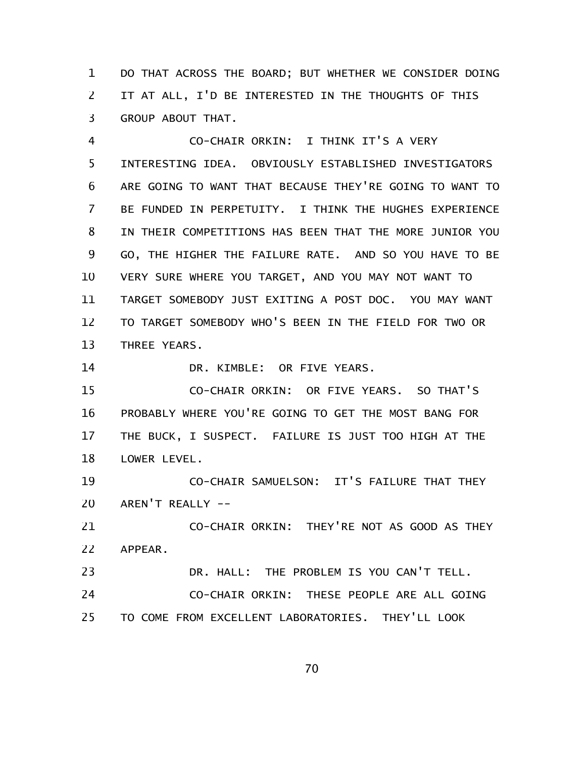DO THAT ACROSS THE BOARD; BUT WHETHER WE CONSIDER DOING IT AT ALL, I'D BE INTERESTED IN THE THOUGHTS OF THIS GROUP ABOUT THAT.

CO-CHAIR ORKIN: I THINK IT'S A VERY INTERESTING IDEA. OBVIOUSLY ESTABLISHED INVESTIGATORS ARE GOING TO WANT THAT BECAUSE THEY'RE GOING TO WANT TO BE FUNDED IN PERPETUITY. I THINK THE HUGHES EXPERIENCE IN THEIR COMPETITIONS HAS BEEN THAT THE MORE JUNIOR YOU GO, THE HIGHER THE FAILURE RATE. AND SO YOU HAVE TO BE VERY SURE WHERE YOU TARGET, AND YOU MAY NOT WANT TO TARGET SOMEBODY JUST EXITING A POST DOC. YOU MAY WANT TO TARGET SOMEBODY WHO'S BEEN IN THE FIELD FOR TWO OR THREE YEARS.

DR. KIMBLE: OR FIVE YEARS.

CO-CHAIR ORKIN: OR FIVE YEARS. SO THAT'S PROBABLY WHERE YOU'RE GOING TO GET THE MOST BANG FOR THE BUCK, I SUSPECT. FAILURE IS JUST TOO HIGH AT THE LOWER LEVEL.

CO-CHAIR SAMUELSON: IT'S FAILURE THAT THEY AREN'T REALLY --

CO-CHAIR ORKIN: THEY'RE NOT AS GOOD AS THEY APPEAR.

DR. HALL: THE PROBLEM IS YOU CAN'T TELL.

CO-CHAIR ORKIN: THESE PEOPLE ARE ALL GOING TO COME FROM EXCELLENT LABORATORIES. THEY'LL LOOK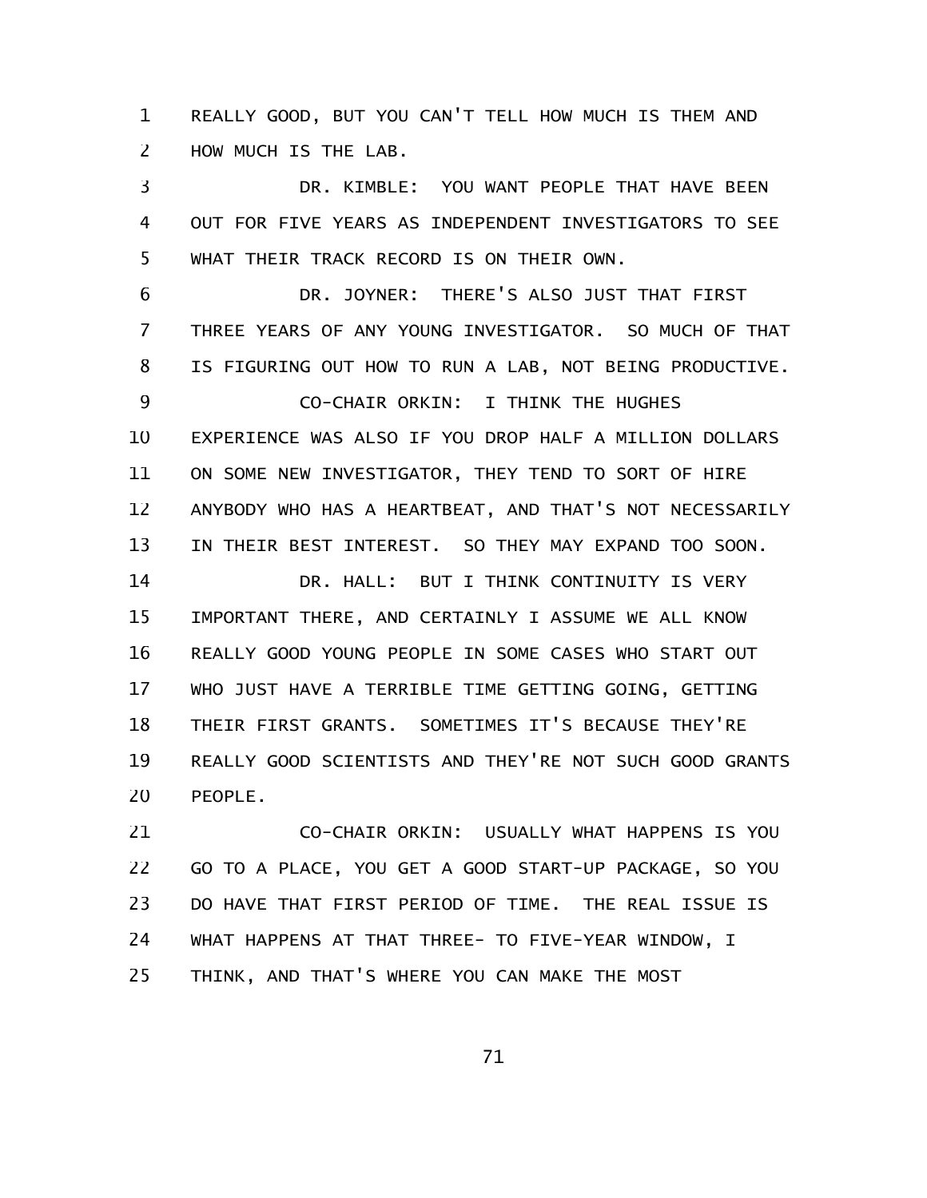REALLY GOOD, BUT YOU CAN'T TELL HOW MUCH IS THEM AND HOW MUCH IS THE LAB.

DR. KIMBLE: YOU WANT PEOPLE THAT HAVE BEEN OUT FOR FIVE YEARS AS INDEPENDENT INVESTIGATORS TO SEE WHAT THEIR TRACK RECORD IS ON THEIR OWN.

DR. JOYNER: THERE'S ALSO JUST THAT FIRST THREE YEARS OF ANY YOUNG INVESTIGATOR. SO MUCH OF THAT IS FIGURING OUT HOW TO RUN A LAB, NOT BEING PRODUCTIVE.

CO-CHAIR ORKIN: I THINK THE HUGHES EXPERIENCE WAS ALSO IF YOU DROP HALF A MILLION DOLLARS ON SOME NEW INVESTIGATOR, THEY TEND TO SORT OF HIRE ANYBODY WHO HAS A HEARTBEAT, AND THAT'S NOT NECESSARILY IN THEIR BEST INTEREST. SO THEY MAY EXPAND TOO SOON.

DR. HALL: BUT I THINK CONTINUITY IS VERY IMPORTANT THERE, AND CERTAINLY I ASSUME WE ALL KNOW REALLY GOOD YOUNG PEOPLE IN SOME CASES WHO START OUT WHO JUST HAVE A TERRIBLE TIME GETTING GOING, GETTING THEIR FIRST GRANTS. SOMETIMES IT'S BECAUSE THEY'RE REALLY GOOD SCIENTISTS AND THEY'RE NOT SUCH GOOD GRANTS PEOPLE.

CO-CHAIR ORKIN: USUALLY WHAT HAPPENS IS YOU GO TO A PLACE, YOU GET A GOOD START-UP PACKAGE, SO YOU DO HAVE THAT FIRST PERIOD OF TIME. THE REAL ISSUE IS WHAT HAPPENS AT THAT THREE- TO FIVE-YEAR WINDOW, I THINK, AND THAT'S WHERE YOU CAN MAKE THE MOST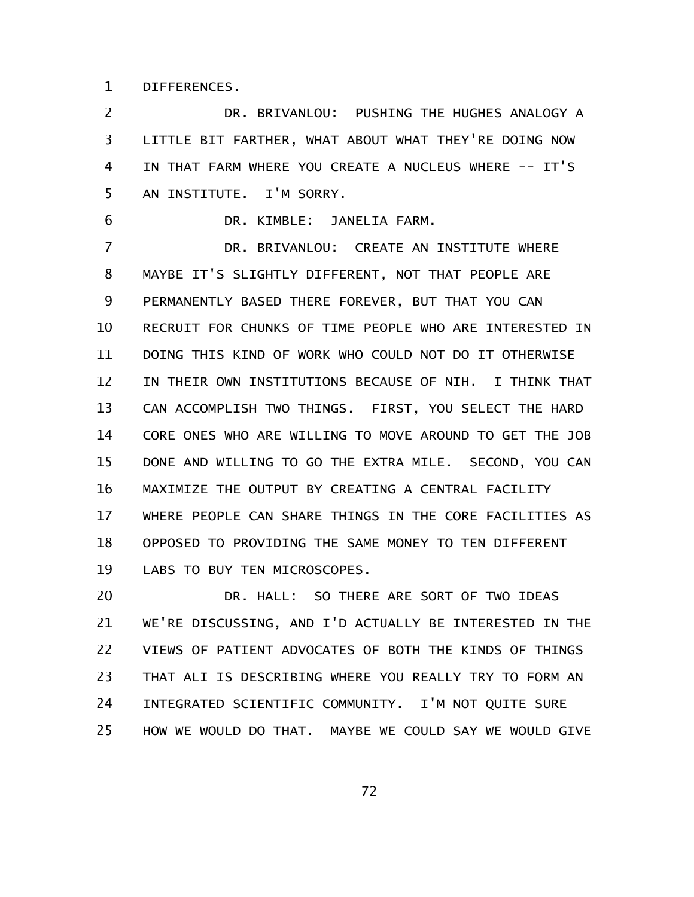DIFFERENCES.

DR. BRIVANLOU: PUSHING THE HUGHES ANALOGY A LITTLE BIT FARTHER, WHAT ABOUT WHAT THEY'RE DOING NOW IN THAT FARM WHERE YOU CREATE A NUCLEUS WHERE -- IT'S AN INSTITUTE. I'M SORRY.

DR. KIMBLE: JANELIA FARM.

DR. BRIVANLOU: CREATE AN INSTITUTE WHERE MAYBE IT'S SLIGHTLY DIFFERENT, NOT THAT PEOPLE ARE PERMANENTLY BASED THERE FOREVER, BUT THAT YOU CAN RECRUIT FOR CHUNKS OF TIME PEOPLE WHO ARE INTERESTED IN DOING THIS KIND OF WORK WHO COULD NOT DO IT OTHERWISE IN THEIR OWN INSTITUTIONS BECAUSE OF NIH. I THINK THAT CAN ACCOMPLISH TWO THINGS. FIRST, YOU SELECT THE HARD CORE ONES WHO ARE WILLING TO MOVE AROUND TO GET THE JOB DONE AND WILLING TO GO THE EXTRA MILE. SECOND, YOU CAN MAXIMIZE THE OUTPUT BY CREATING A CENTRAL FACILITY WHERE PEOPLE CAN SHARE THINGS IN THE CORE FACILITIES AS OPPOSED TO PROVIDING THE SAME MONEY TO TEN DIFFERENT LABS TO BUY TEN MICROSCOPES.

DR. HALL: SO THERE ARE SORT OF TWO IDEAS WE'RE DISCUSSING, AND I'D ACTUALLY BE INTERESTED IN THE VIEWS OF PATIENT ADVOCATES OF BOTH THE KINDS OF THINGS THAT ALI IS DESCRIBING WHERE YOU REALLY TRY TO FORM AN INTEGRATED SCIENTIFIC COMMUNITY. I'M NOT QUITE SURE HOW WE WOULD DO THAT. MAYBE WE COULD SAY WE WOULD GIVE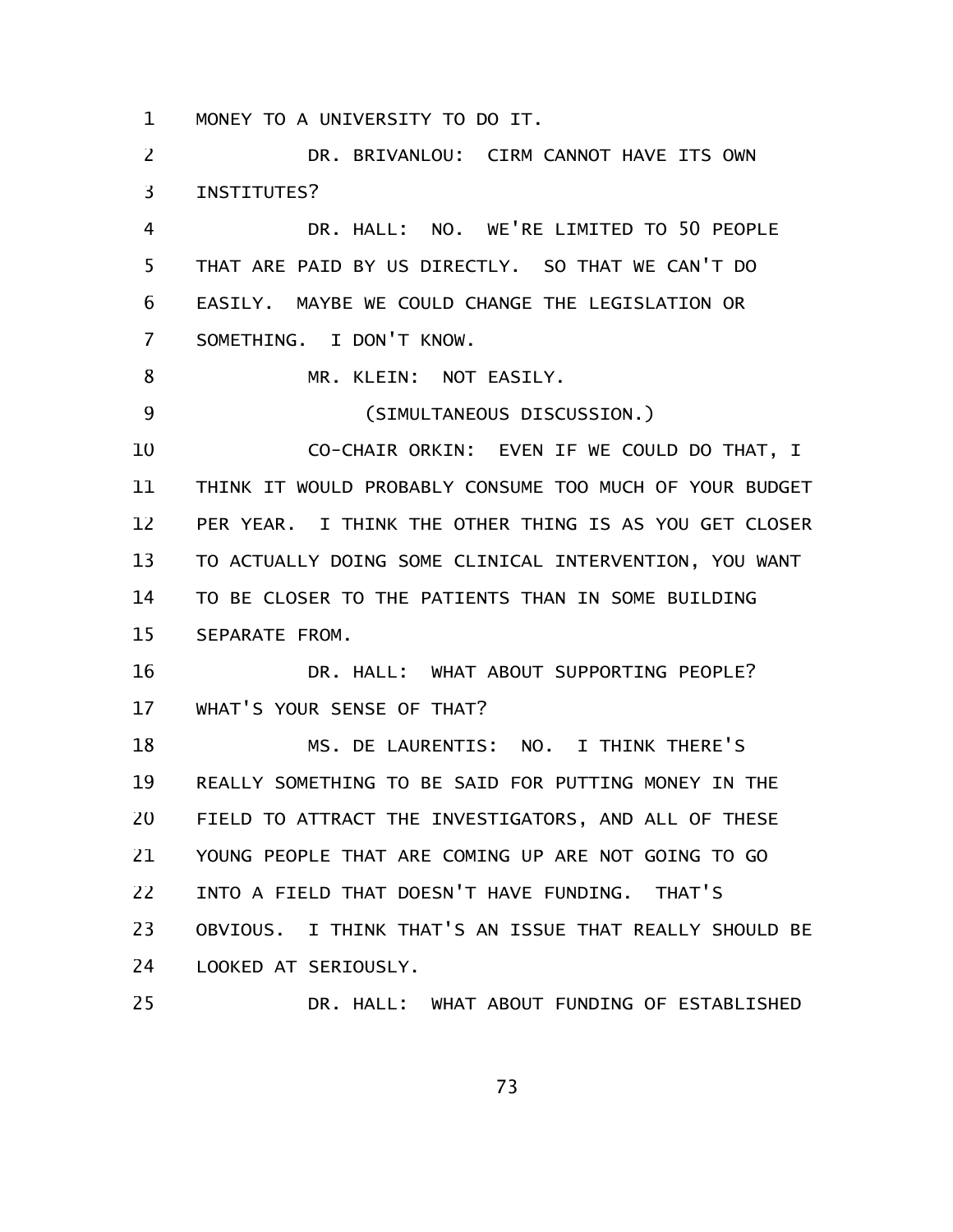MONEY TO A UNIVERSITY TO DO IT.

DR. BRIVANLOU: CIRM CANNOT HAVE ITS OWN INSTITUTES?

DR. HALL: NO. WE'RE LIMITED TO 50 PEOPLE THAT ARE PAID BY US DIRECTLY. SO THAT WE CAN'T DO EASILY. MAYBE WE COULD CHANGE THE LEGISLATION OR SOMETHING. I DON'T KNOW.

MR. KLEIN: NOT EASILY.

(SIMULTANEOUS DISCUSSION.)

CO-CHAIR ORKIN: EVEN IF WE COULD DO THAT, I THINK IT WOULD PROBABLY CONSUME TOO MUCH OF YOUR BUDGET PER YEAR. I THINK THE OTHER THING IS AS YOU GET CLOSER TO ACTUALLY DOING SOME CLINICAL INTERVENTION, YOU WANT TO BE CLOSER TO THE PATIENTS THAN IN SOME BUILDING SEPARATE FROM.

DR. HALL: WHAT ABOUT SUPPORTING PEOPLE? WHAT'S YOUR SENSE OF THAT?

MS. DE LAURENTIS: NO. I THINK THERE'S REALLY SOMETHING TO BE SAID FOR PUTTING MONEY IN THE FIELD TO ATTRACT THE INVESTIGATORS, AND ALL OF THESE YOUNG PEOPLE THAT ARE COMING UP ARE NOT GOING TO GO INTO A FIELD THAT DOESN'T HAVE FUNDING. THAT'S OBVIOUS. I THINK THAT'S AN ISSUE THAT REALLY SHOULD BE LOOKED AT SERIOUSLY.

DR. HALL: WHAT ABOUT FUNDING OF ESTABLISHED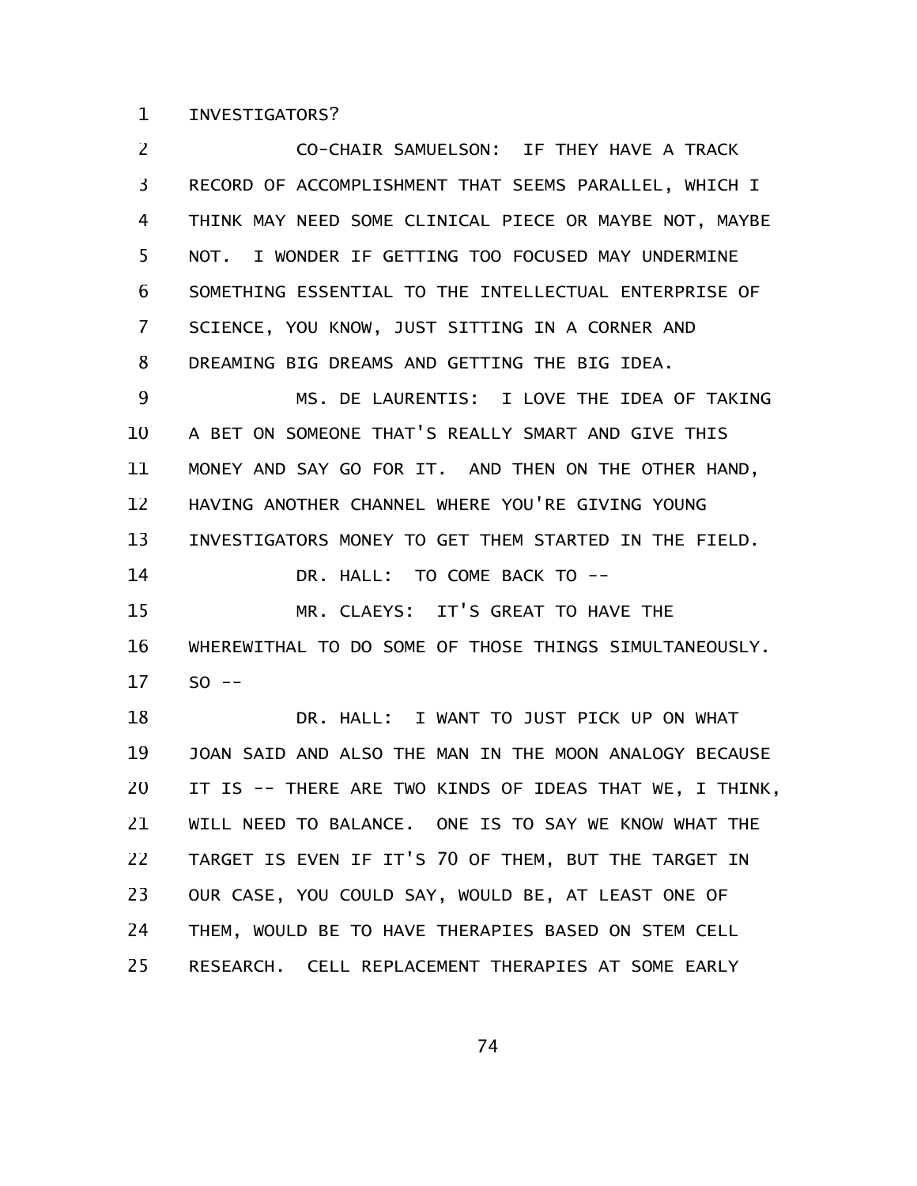INVESTIGATORS?

CO-CHAIR SAMUELSON: IF THEY HAVE A TRACK RECORD OF ACCOMPLISHMENT THAT SEEMS PARALLEL, WHICH I THINK MAY NEED SOME CLINICAL PIECE OR MAYBE NOT, MAYBE NOT. I WONDER IF GETTING TOO FOCUSED MAY UNDERMINE SOMETHING ESSENTIAL TO THE INTELLECTUAL ENTERPRISE OF SCIENCE, YOU KNOW, JUST SITTING IN A CORNER AND DREAMING BIG DREAMS AND GETTING THE BIG IDEA.

MS. DE LAURENTIS: I LOVE THE IDEA OF TAKING A BET ON SOMEONE THAT'S REALLY SMART AND GIVE THIS MONEY AND SAY GO FOR IT. AND THEN ON THE OTHER HAND, HAVING ANOTHER CHANNEL WHERE YOU'RE GIVING YOUNG INVESTIGATORS MONEY TO GET THEM STARTED IN THE FIELD.

DR. HALL: TO COME BACK TO --

MR. CLAEYS: IT'S GREAT TO HAVE THE WHEREWITHAL TO DO SOME OF THOSE THINGS SIMULTANEOUSLY. SO --

DR. HALL: I WANT TO JUST PICK UP ON WHAT JOAN SAID AND ALSO THE MAN IN THE MOON ANALOGY BECAUSE IT IS -- THERE ARE TWO KINDS OF IDEAS THAT WE, I THINK, WILL NEED TO BALANCE. ONE IS TO SAY WE KNOW WHAT THE TARGET IS EVEN IF IT'S 70 OF THEM, BUT THE TARGET IN OUR CASE, YOU COULD SAY, WOULD BE, AT LEAST ONE OF THEM, WOULD BE TO HAVE THERAPIES BASED ON STEM CELL RESEARCH. CELL REPLACEMENT THERAPIES AT SOME EARLY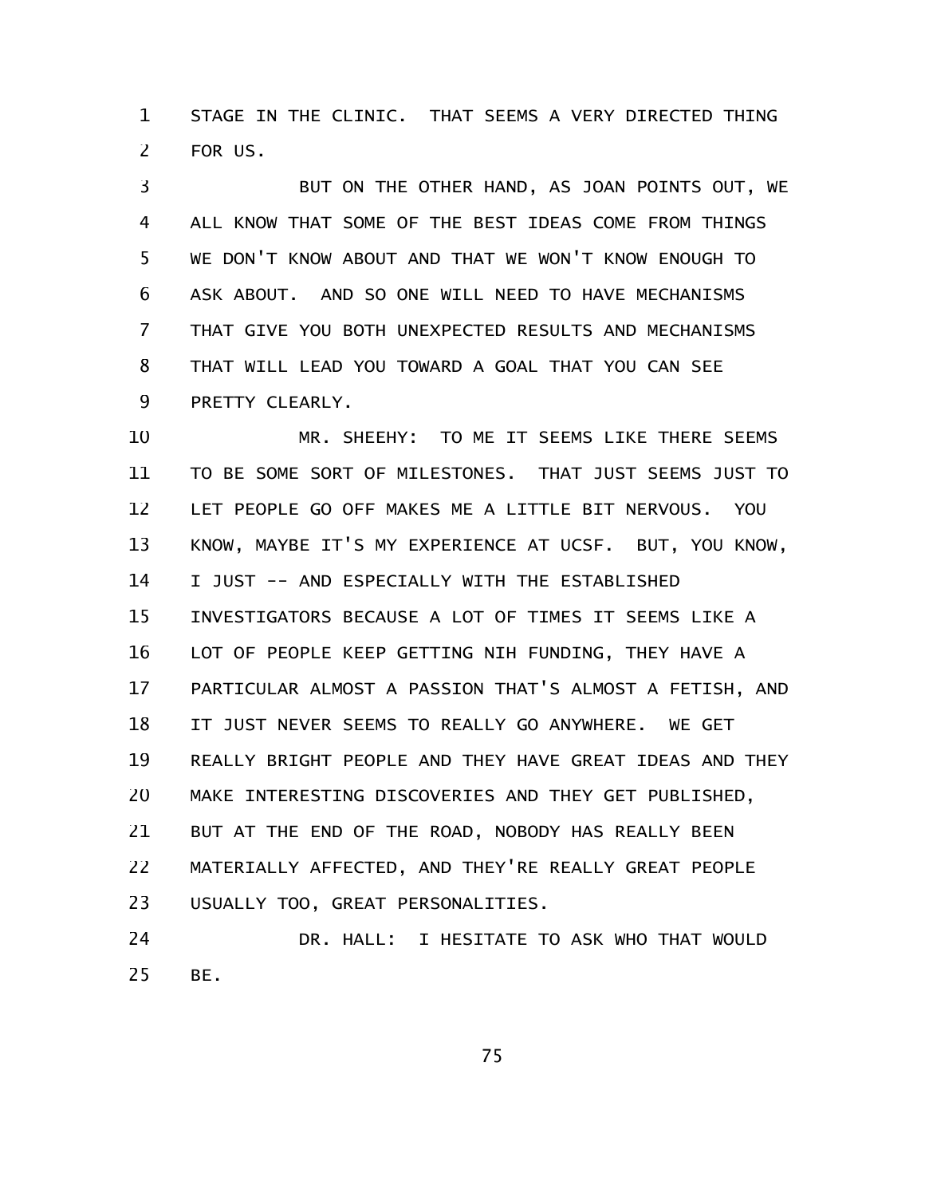STAGE IN THE CLINIC. THAT SEEMS A VERY DIRECTED THING FOR US.

BUT ON THE OTHER HAND, AS JOAN POINTS OUT, WE ALL KNOW THAT SOME OF THE BEST IDEAS COME FROM THINGS WE DON'T KNOW ABOUT AND THAT WE WON'T KNOW ENOUGH TO ASK ABOUT. AND SO ONE WILL NEED TO HAVE MECHANISMS THAT GIVE YOU BOTH UNEXPECTED RESULTS AND MECHANISMS THAT WILL LEAD YOU TOWARD A GOAL THAT YOU CAN SEE PRETTY CLEARLY.

MR. SHEEHY: TO ME IT SEEMS LIKE THERE SEEMS TO BE SOME SORT OF MILESTONES. THAT JUST SEEMS JUST TO LET PEOPLE GO OFF MAKES ME A LITTLE BIT NERVOUS. YOU KNOW, MAYBE IT'S MY EXPERIENCE AT UCSF. BUT, YOU KNOW, I JUST -- AND ESPECIALLY WITH THE ESTABLISHED INVESTIGATORS BECAUSE A LOT OF TIMES IT SEEMS LIKE A LOT OF PEOPLE KEEP GETTING NIH FUNDING, THEY HAVE A PARTICULAR ALMOST A PASSION THAT'S ALMOST A FETISH, AND IT JUST NEVER SEEMS TO REALLY GO ANYWHERE. WE GET REALLY BRIGHT PEOPLE AND THEY HAVE GREAT IDEAS AND THEY MAKE INTERESTING DISCOVERIES AND THEY GET PUBLISHED, BUT AT THE END OF THE ROAD, NOBODY HAS REALLY BEEN MATERIALLY AFFECTED, AND THEY'RE REALLY GREAT PEOPLE USUALLY TOO, GREAT PERSONALITIES.

DR. HALL: I HESITATE TO ASK WHO THAT WOULD BE.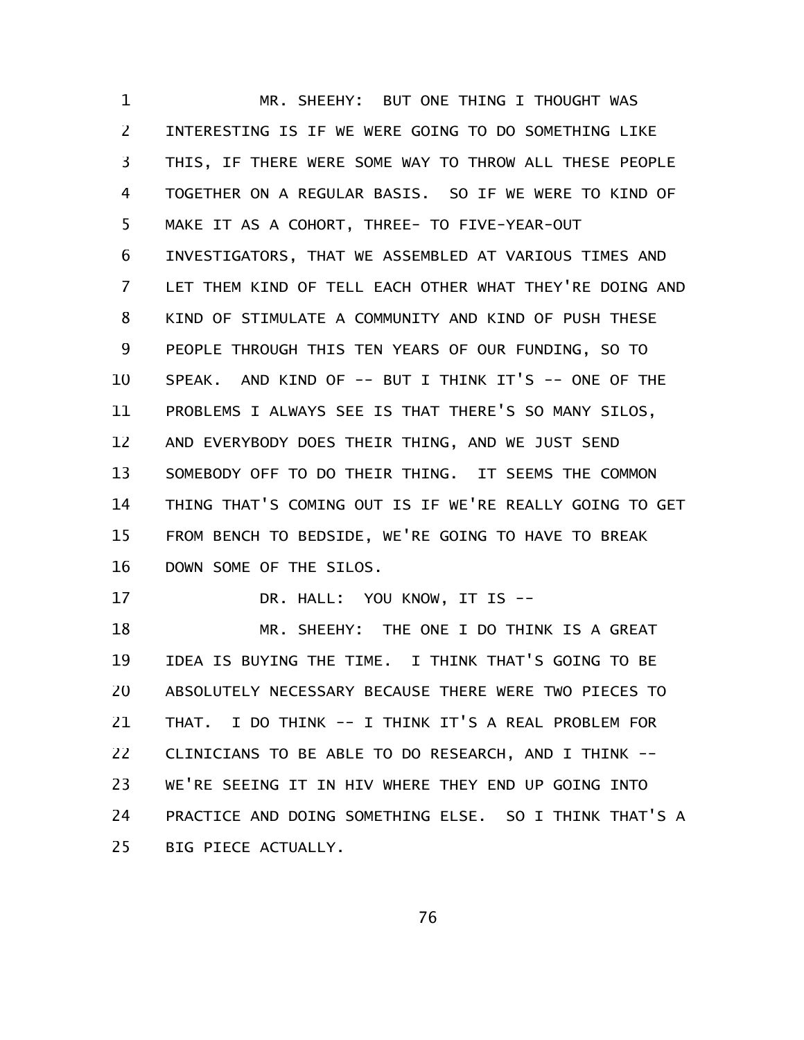MR. SHEEHY: BUT ONE THING I THOUGHT WAS INTERESTING IS IF WE WERE GOING TO DO SOMETHING LIKE THIS, IF THERE WERE SOME WAY TO THROW ALL THESE PEOPLE TOGETHER ON A REGULAR BASIS. SO IF WE WERE TO KIND OF MAKE IT AS A COHORT, THREE- TO FIVE-YEAR-OUT INVESTIGATORS, THAT WE ASSEMBLED AT VARIOUS TIMES AND LET THEM KIND OF TELL EACH OTHER WHAT THEY'RE DOING AND KIND OF STIMULATE A COMMUNITY AND KIND OF PUSH THESE PEOPLE THROUGH THIS TEN YEARS OF OUR FUNDING, SO TO SPEAK. AND KIND OF -- BUT I THINK IT'S -- ONE OF THE PROBLEMS I ALWAYS SEE IS THAT THERE'S SO MANY SILOS, AND EVERYBODY DOES THEIR THING, AND WE JUST SEND SOMEBODY OFF TO DO THEIR THING. IT SEEMS THE COMMON THING THAT'S COMING OUT IS IF WE'RE REALLY GOING TO GET FROM BENCH TO BEDSIDE, WE'RE GOING TO HAVE TO BREAK DOWN SOME OF THE SILOS.

DR. HALL: YOU KNOW, IT IS --

MR. SHEEHY: THE ONE I DO THINK IS A GREAT IDEA IS BUYING THE TIME. I THINK THAT'S GOING TO BE ABSOLUTELY NECESSARY BECAUSE THERE WERE TWO PIECES TO THAT. I DO THINK -- I THINK IT'S A REAL PROBLEM FOR CLINICIANS TO BE ABLE TO DO RESEARCH, AND I THINK -- WE'RE SEEING IT IN HIV WHERE THEY END UP GOING INTO PRACTICE AND DOING SOMETHING ELSE. SO I THINK THAT'S A BIG PIECE ACTUALLY.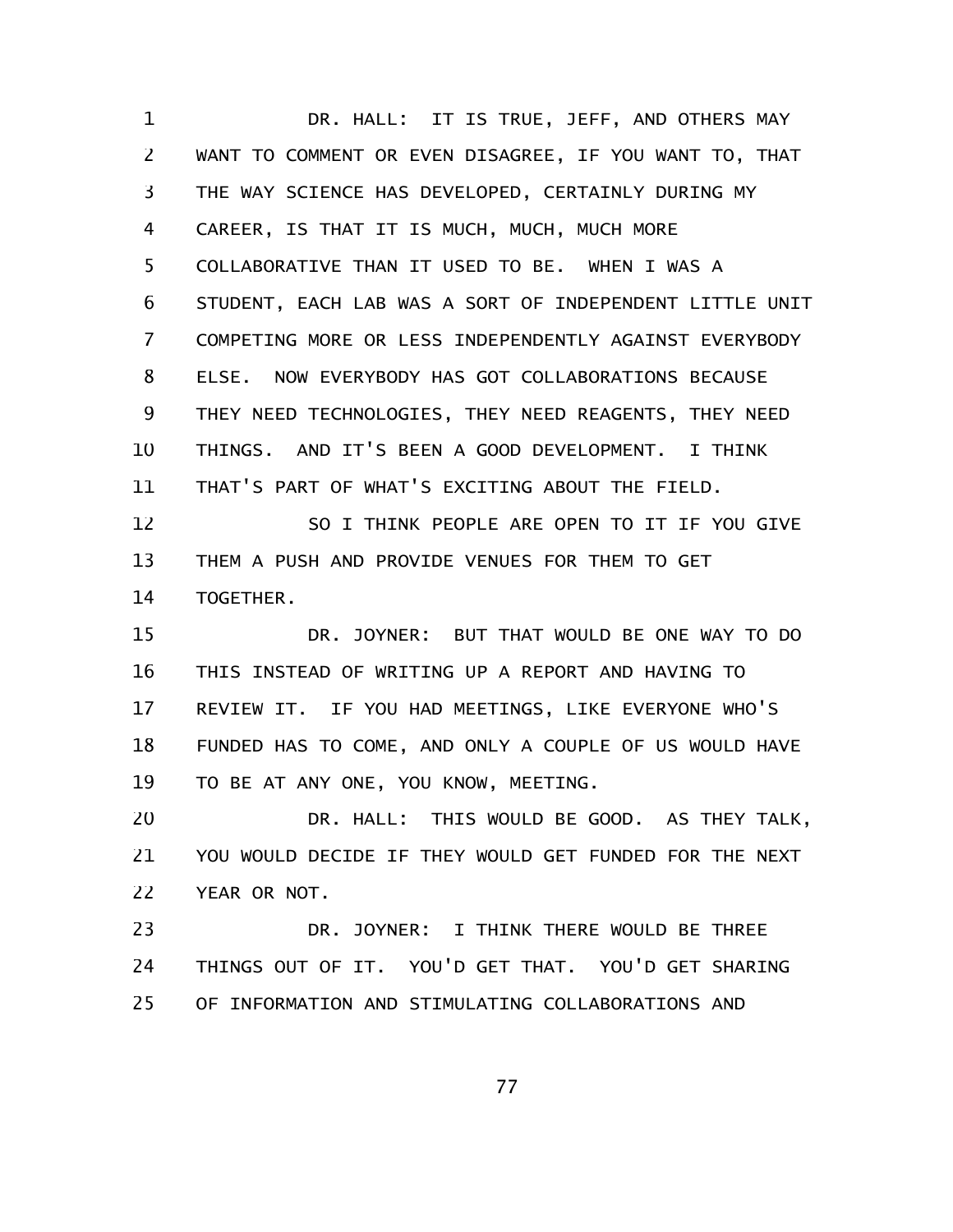DR. HALL: IT IS TRUE, JEFF, AND OTHERS MAY WANT TO COMMENT OR EVEN DISAGREE, IF YOU WANT TO, THAT THE WAY SCIENCE HAS DEVELOPED, CERTAINLY DURING MY CAREER, IS THAT IT IS MUCH, MUCH, MUCH MORE COLLABORATIVE THAN IT USED TO BE. WHEN I WAS A STUDENT, EACH LAB WAS A SORT OF INDEPENDENT LITTLE UNIT COMPETING MORE OR LESS INDEPENDENTLY AGAINST EVERYBODY ELSE. NOW EVERYBODY HAS GOT COLLABORATIONS BECAUSE THEY NEED TECHNOLOGIES, THEY NEED REAGENTS, THEY NEED THINGS. AND IT'S BEEN A GOOD DEVELOPMENT. I THINK THAT'S PART OF WHAT'S EXCITING ABOUT THE FIELD.

SO I THINK PEOPLE ARE OPEN TO IT IF YOU GIVE THEM A PUSH AND PROVIDE VENUES FOR THEM TO GET TOGETHER.

DR. JOYNER: BUT THAT WOULD BE ONE WAY TO DO THIS INSTEAD OF WRITING UP A REPORT AND HAVING TO REVIEW IT. IF YOU HAD MEETINGS, LIKE EVERYONE WHO'S FUNDED HAS TO COME, AND ONLY A COUPLE OF US WOULD HAVE TO BE AT ANY ONE, YOU KNOW, MEETING.

DR. HALL: THIS WOULD BE GOOD. AS THEY TALK, YOU WOULD DECIDE IF THEY WOULD GET FUNDED FOR THE NEXT YEAR OR NOT.

DR. JOYNER: I THINK THERE WOULD BE THREE THINGS OUT OF IT. YOU'D GET THAT. YOU'D GET SHARING OF INFORMATION AND STIMULATING COLLABORATIONS AND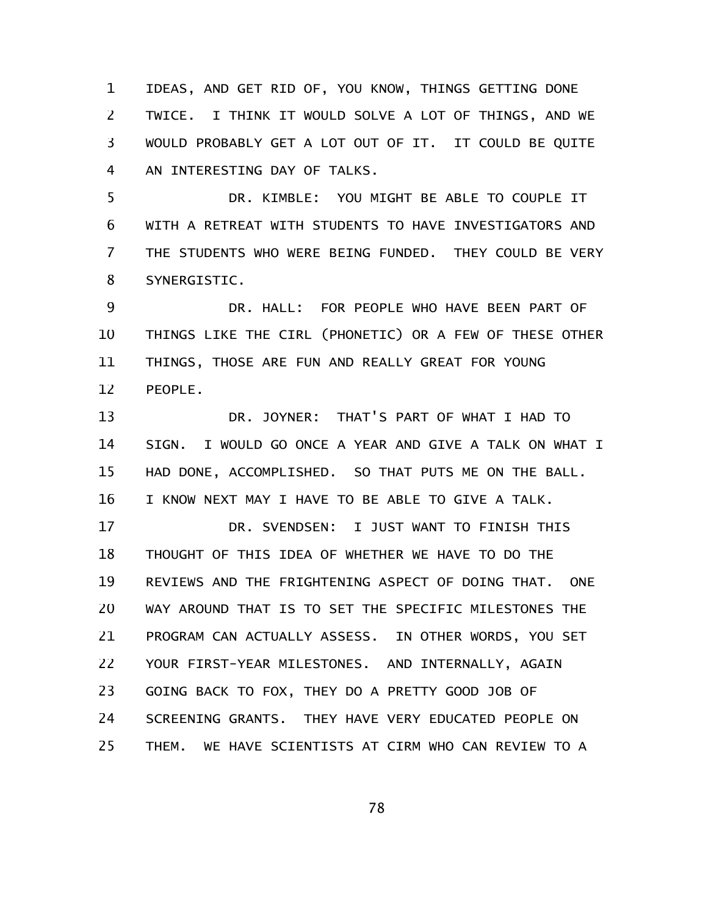IDEAS, AND GET RID OF, YOU KNOW, THINGS GETTING DONE TWICE. I THINK IT WOULD SOLVE A LOT OF THINGS, AND WE WOULD PROBABLY GET A LOT OUT OF IT. IT COULD BE QUITE AN INTERESTING DAY OF TALKS.

DR. KIMBLE: YOU MIGHT BE ABLE TO COUPLE IT WITH A RETREAT WITH STUDENTS TO HAVE INVESTIGATORS AND THE STUDENTS WHO WERE BEING FUNDED. THEY COULD BE VERY SYNERGISTIC.

DR. HALL: FOR PEOPLE WHO HAVE BEEN PART OF THINGS LIKE THE CIRL (PHONETIC) OR A FEW OF THESE OTHER THINGS, THOSE ARE FUN AND REALLY GREAT FOR YOUNG PEOPLE.

DR. JOYNER: THAT'S PART OF WHAT I HAD TO SIGN. I WOULD GO ONCE A YEAR AND GIVE A TALK ON WHAT I HAD DONE, ACCOMPLISHED. SO THAT PUTS ME ON THE BALL. I KNOW NEXT MAY I HAVE TO BE ABLE TO GIVE A TALK.

DR. SVENDSEN: I JUST WANT TO FINISH THIS THOUGHT OF THIS IDEA OF WHETHER WE HAVE TO DO THE REVIEWS AND THE FRIGHTENING ASPECT OF DOING THAT. ONE WAY AROUND THAT IS TO SET THE SPECIFIC MILESTONES THE PROGRAM CAN ACTUALLY ASSESS. IN OTHER WORDS, YOU SET YOUR FIRST-YEAR MILESTONES. AND INTERNALLY, AGAIN GOING BACK TO FOX, THEY DO A PRETTY GOOD JOB OF SCREENING GRANTS. THEY HAVE VERY EDUCATED PEOPLE ON THEM. WE HAVE SCIENTISTS AT CIRM WHO CAN REVIEW TO A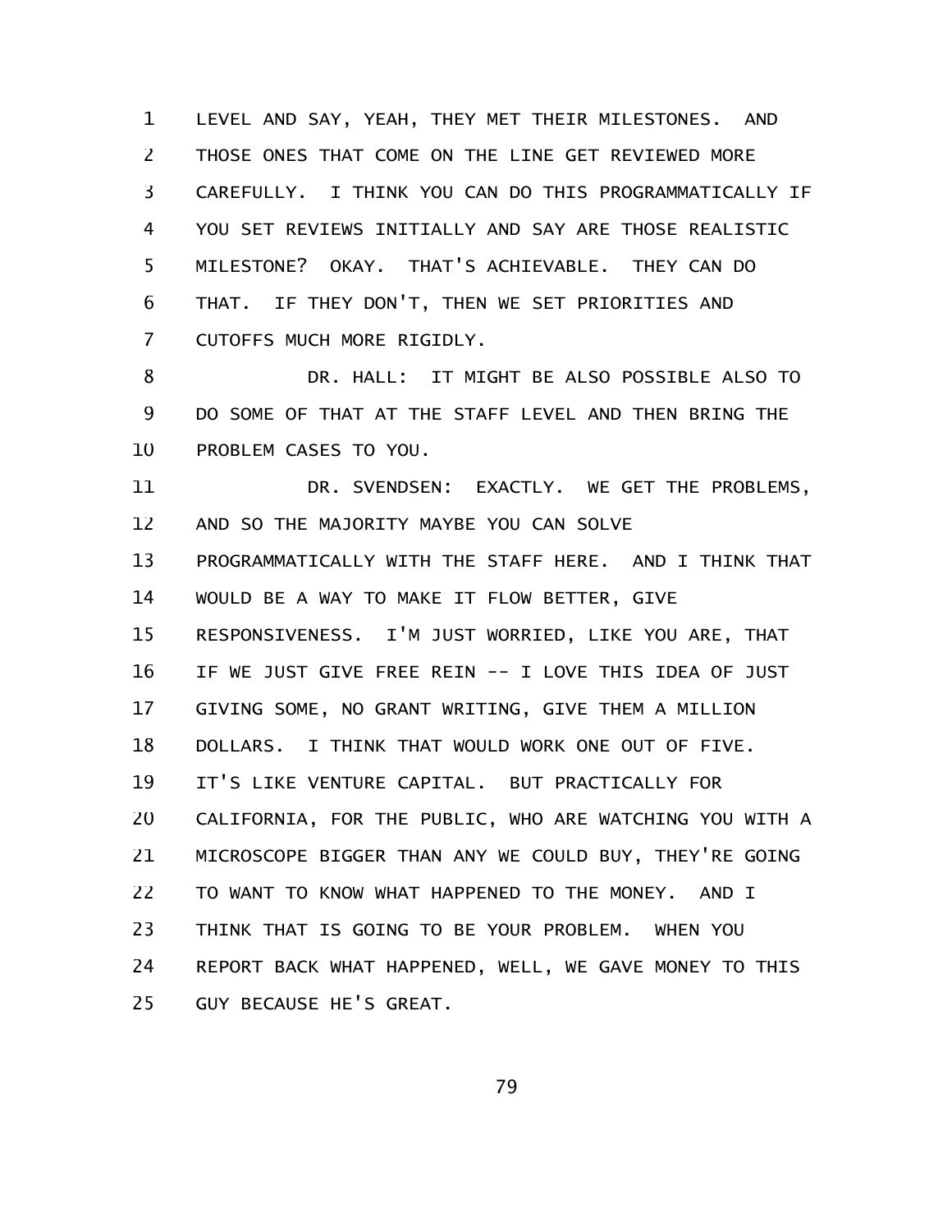LEVEL AND SAY, YEAH, THEY MET THEIR MILESTONES. AND THOSE ONES THAT COME ON THE LINE GET REVIEWED MORE CAREFULLY. I THINK YOU CAN DO THIS PROGRAMMATICALLY IF YOU SET REVIEWS INITIALLY AND SAY ARE THOSE REALISTIC MILESTONE? OKAY. THAT'S ACHIEVABLE. THEY CAN DO THAT. IF THEY DON'T, THEN WE SET PRIORITIES AND CUTOFFS MUCH MORE RIGIDLY.

DR. HALL: IT MIGHT BE ALSO POSSIBLE ALSO TO DO SOME OF THAT AT THE STAFF LEVEL AND THEN BRING THE PROBLEM CASES TO YOU.

DR. SVENDSEN: EXACTLY. WE GET THE PROBLEMS, AND SO THE MAJORITY MAYBE YOU CAN SOLVE PROGRAMMATICALLY WITH THE STAFF HERE. AND I THINK THAT WOULD BE A WAY TO MAKE IT FLOW BETTER, GIVE RESPONSIVENESS. I'M JUST WORRIED, LIKE YOU ARE, THAT IF WE JUST GIVE FREE REIN -- I LOVE THIS IDEA OF JUST GIVING SOME, NO GRANT WRITING, GIVE THEM A MILLION DOLLARS. I THINK THAT WOULD WORK ONE OUT OF FIVE. IT'S LIKE VENTURE CAPITAL. BUT PRACTICALLY FOR CALIFORNIA, FOR THE PUBLIC, WHO ARE WATCHING YOU WITH A MICROSCOPE BIGGER THAN ANY WE COULD BUY, THEY'RE GOING TO WANT TO KNOW WHAT HAPPENED TO THE MONEY. AND I THINK THAT IS GOING TO BE YOUR PROBLEM. WHEN YOU REPORT BACK WHAT HAPPENED, WELL, WE GAVE MONEY TO THIS GUY BECAUSE HE'S GREAT.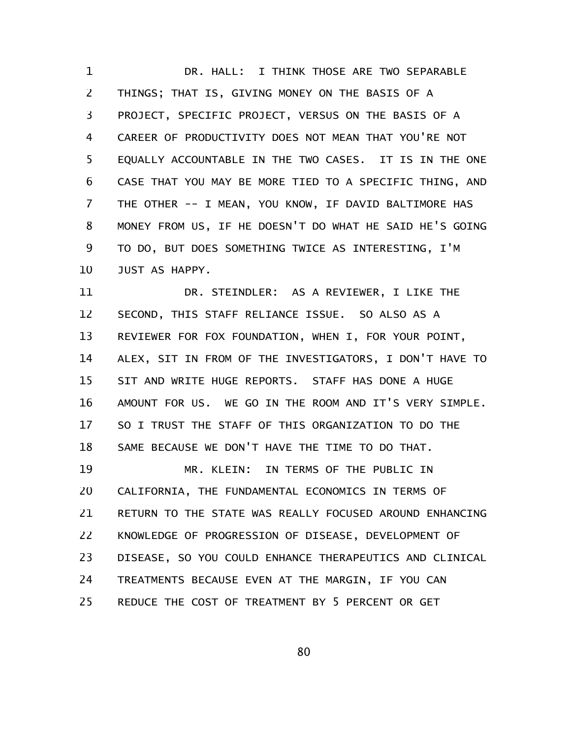DR. HALL: I THINK THOSE ARE TWO SEPARABLE THINGS; THAT IS, GIVING MONEY ON THE BASIS OF A PROJECT, SPECIFIC PROJECT, VERSUS ON THE BASIS OF A CAREER OF PRODUCTIVITY DOES NOT MEAN THAT YOU'RE NOT EQUALLY ACCOUNTABLE IN THE TWO CASES. IT IS IN THE ONE CASE THAT YOU MAY BE MORE TIED TO A SPECIFIC THING, AND THE OTHER -- I MEAN, YOU KNOW, IF DAVID BALTIMORE HAS MONEY FROM US, IF HE DOESN'T DO WHAT HE SAID HE'S GOING TO DO, BUT DOES SOMETHING TWICE AS INTERESTING, I'M JUST AS HAPPY.

DR. STEINDLER: AS A REVIEWER, I LIKE THE SECOND, THIS STAFF RELIANCE ISSUE. SO ALSO AS A REVIEWER FOR FOX FOUNDATION, WHEN I, FOR YOUR POINT, ALEX, SIT IN FROM OF THE INVESTIGATORS, I DON'T HAVE TO SIT AND WRITE HUGE REPORTS. STAFF HAS DONE A HUGE AMOUNT FOR US. WE GO IN THE ROOM AND IT'S VERY SIMPLE. SO I TRUST THE STAFF OF THIS ORGANIZATION TO DO THE SAME BECAUSE WE DON'T HAVE THE TIME TO DO THAT.

MR. KLEIN: IN TERMS OF THE PUBLIC IN CALIFORNIA, THE FUNDAMENTAL ECONOMICS IN TERMS OF RETURN TO THE STATE WAS REALLY FOCUSED AROUND ENHANCING KNOWLEDGE OF PROGRESSION OF DISEASE, DEVELOPMENT OF DISEASE, SO YOU COULD ENHANCE THERAPEUTICS AND CLINICAL TREATMENTS BECAUSE EVEN AT THE MARGIN, IF YOU CAN REDUCE THE COST OF TREATMENT BY 5 PERCENT OR GET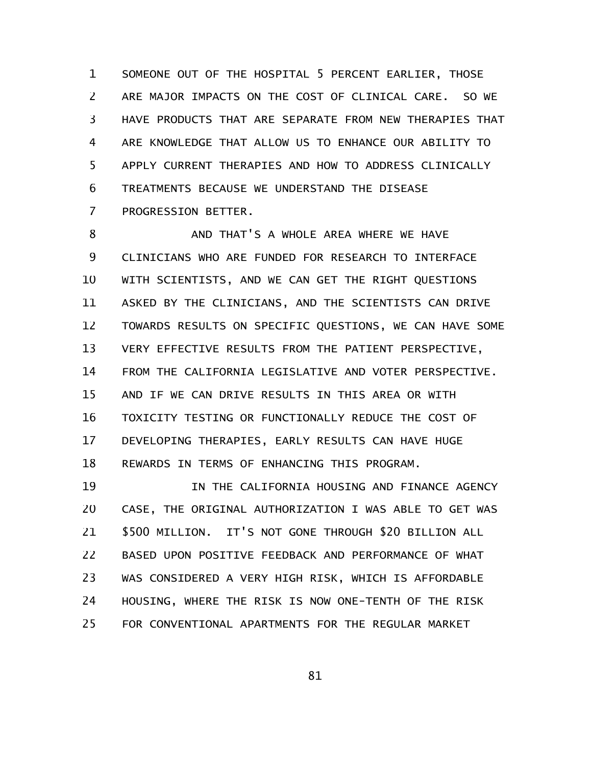SOMEONE OUT OF THE HOSPITAL 5 PERCENT EARLIER, THOSE ARE MAJOR IMPACTS ON THE COST OF CLINICAL CARE. SO WE HAVE PRODUCTS THAT ARE SEPARATE FROM NEW THERAPIES THAT ARE KNOWLEDGE THAT ALLOW US TO ENHANCE OUR ABILITY TO APPLY CURRENT THERAPIES AND HOW TO ADDRESS CLINICALLY TREATMENTS BECAUSE WE UNDERSTAND THE DISEASE PROGRESSION BETTER.

AND THAT'S A WHOLE AREA WHERE WE HAVE CLINICIANS WHO ARE FUNDED FOR RESEARCH TO INTERFACE WITH SCIENTISTS, AND WE CAN GET THE RIGHT QUESTIONS ASKED BY THE CLINICIANS, AND THE SCIENTISTS CAN DRIVE TOWARDS RESULTS ON SPECIFIC QUESTIONS, WE CAN HAVE SOME VERY EFFECTIVE RESULTS FROM THE PATIENT PERSPECTIVE, FROM THE CALIFORNIA LEGISLATIVE AND VOTER PERSPECTIVE. AND IF WE CAN DRIVE RESULTS IN THIS AREA OR WITH TOXICITY TESTING OR FUNCTIONALLY REDUCE THE COST OF DEVELOPING THERAPIES, EARLY RESULTS CAN HAVE HUGE REWARDS IN TERMS OF ENHANCING THIS PROGRAM.

IN THE CALIFORNIA HOUSING AND FINANCE AGENCY CASE, THE ORIGINAL AUTHORIZATION I WAS ABLE TO GET WAS $500 MILLION. IT'S NOT GONE THROUGH $20 BILLION ALL BASED UPON POSITIVE FEEDBACK AND PERFORMANCE OF WHAT WAS CONSIDERED A VERY HIGH RISK, WHICH IS AFFORDABLE HOUSING, WHERE THE RISK IS NOW ONE-TENTH OF THE RISK FOR CONVENTIONAL APARTMENTS FOR THE REGULAR MARKET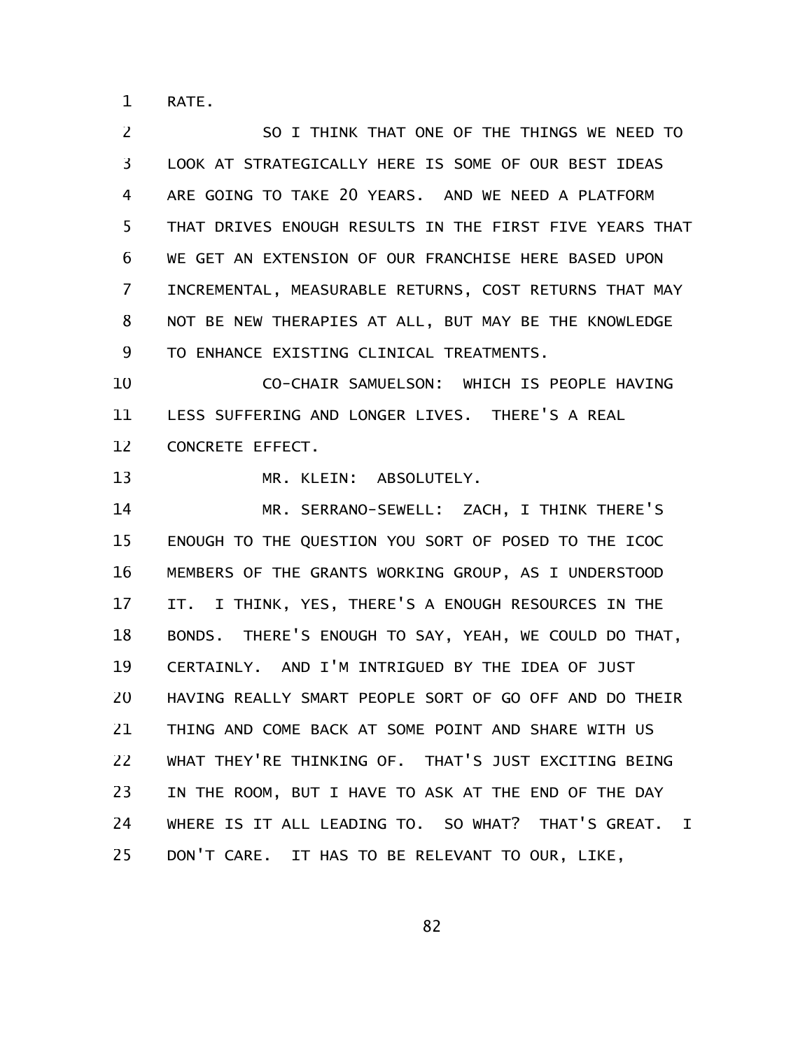RATE.

SO I THINK THAT ONE OF THE THINGS WE NEED TO LOOK AT STRATEGICALLY HERE IS SOME OF OUR BEST IDEAS ARE GOING TO TAKE 20 YEARS. AND WE NEED A PLATFORM THAT DRIVES ENOUGH RESULTS IN THE FIRST FIVE YEARS THAT WE GET AN EXTENSION OF OUR FRANCHISE HERE BASED UPON INCREMENTAL, MEASURABLE RETURNS, COST RETURNS THAT MAY NOT BE NEW THERAPIES AT ALL, BUT MAY BE THE KNOWLEDGE TO ENHANCE EXISTING CLINICAL TREATMENTS.

CO-CHAIR SAMUELSON: WHICH IS PEOPLE HAVING LESS SUFFERING AND LONGER LIVES. THERE'S A REAL CONCRETE EFFECT.

MR. KLEIN: ABSOLUTELY.

MR. SERRANO-SEWELL: ZACH, I THINK THERE'S ENOUGH TO THE QUESTION YOU SORT OF POSED TO THE ICOC MEMBERS OF THE GRANTS WORKING GROUP, AS I UNDERSTOOD IT. I THINK, YES, THERE'S A ENOUGH RESOURCES IN THE BONDS. THERE'S ENOUGH TO SAY, YEAH, WE COULD DO THAT, CERTAINLY. AND I'M INTRIGUED BY THE IDEA OF JUST HAVING REALLY SMART PEOPLE SORT OF GO OFF AND DO THEIR THING AND COME BACK AT SOME POINT AND SHARE WITH US WHAT THEY'RE THINKING OF. THAT'S JUST EXCITING BEING IN THE ROOM, BUT I HAVE TO ASK AT THE END OF THE DAY WHERE IS IT ALL LEADING TO. SO WHAT? THAT'S GREAT. I DON'T CARE. IT HAS TO BE RELEVANT TO OUR, LIKE,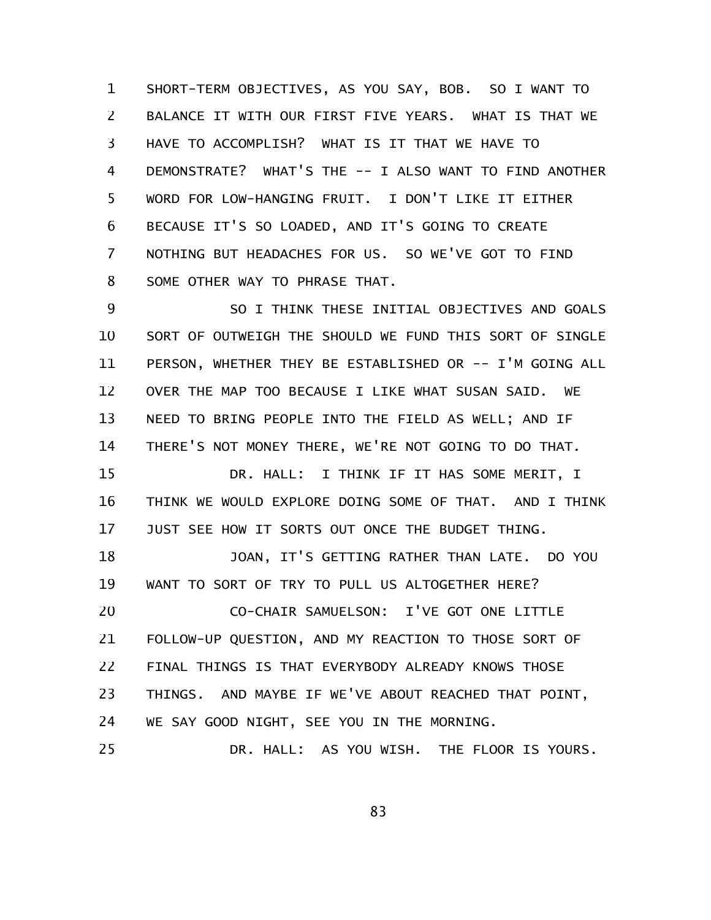SHORT-TERM OBJECTIVES, AS YOU SAY, BOB. SO I WANT TO BALANCE IT WITH OUR FIRST FIVE YEARS. WHAT IS THAT WE HAVE TO ACCOMPLISH? WHAT IS IT THAT WE HAVE TO DEMONSTRATE? WHAT'S THE -- I ALSO WANT TO FIND ANOTHER WORD FOR LOW-HANGING FRUIT. I DON'T LIKE IT EITHER BECAUSE IT'S SO LOADED, AND IT'S GOING TO CREATE NOTHING BUT HEADACHES FOR US. SO WE'VE GOT TO FIND SOME OTHER WAY TO PHRASE THAT.

SO I THINK THESE INITIAL OBJECTIVES AND GOALS SORT OF OUTWEIGH THE SHOULD WE FUND THIS SORT OF SINGLE PERSON, WHETHER THEY BE ESTABLISHED OR -- I'M GOING ALL OVER THE MAP TOO BECAUSE I LIKE WHAT SUSAN SAID. WE NEED TO BRING PEOPLE INTO THE FIELD AS WELL; AND IF THERE'S NOT MONEY THERE, WE'RE NOT GOING TO DO THAT.

DR. HALL: I THINK IF IT HAS SOME MERIT, I THINK WE WOULD EXPLORE DOING SOME OF THAT. AND I THINK JUST SEE HOW IT SORTS OUT ONCE THE BUDGET THING.

JOAN, IT'S GETTING RATHER THAN LATE. DO YOU WANT TO SORT OF TRY TO PULL US ALTOGETHER HERE?

CO-CHAIR SAMUELSON: I'VE GOT ONE LITTLE FOLLOW-UP QUESTION, AND MY REACTION TO THOSE SORT OF FINAL THINGS IS THAT EVERYBODY ALREADY KNOWS THOSE THINGS. AND MAYBE IF WE'VE ABOUT REACHED THAT POINT, WE SAY GOOD NIGHT, SEE YOU IN THE MORNING.

DR. HALL: AS YOU WISH. THE FLOOR IS YOURS.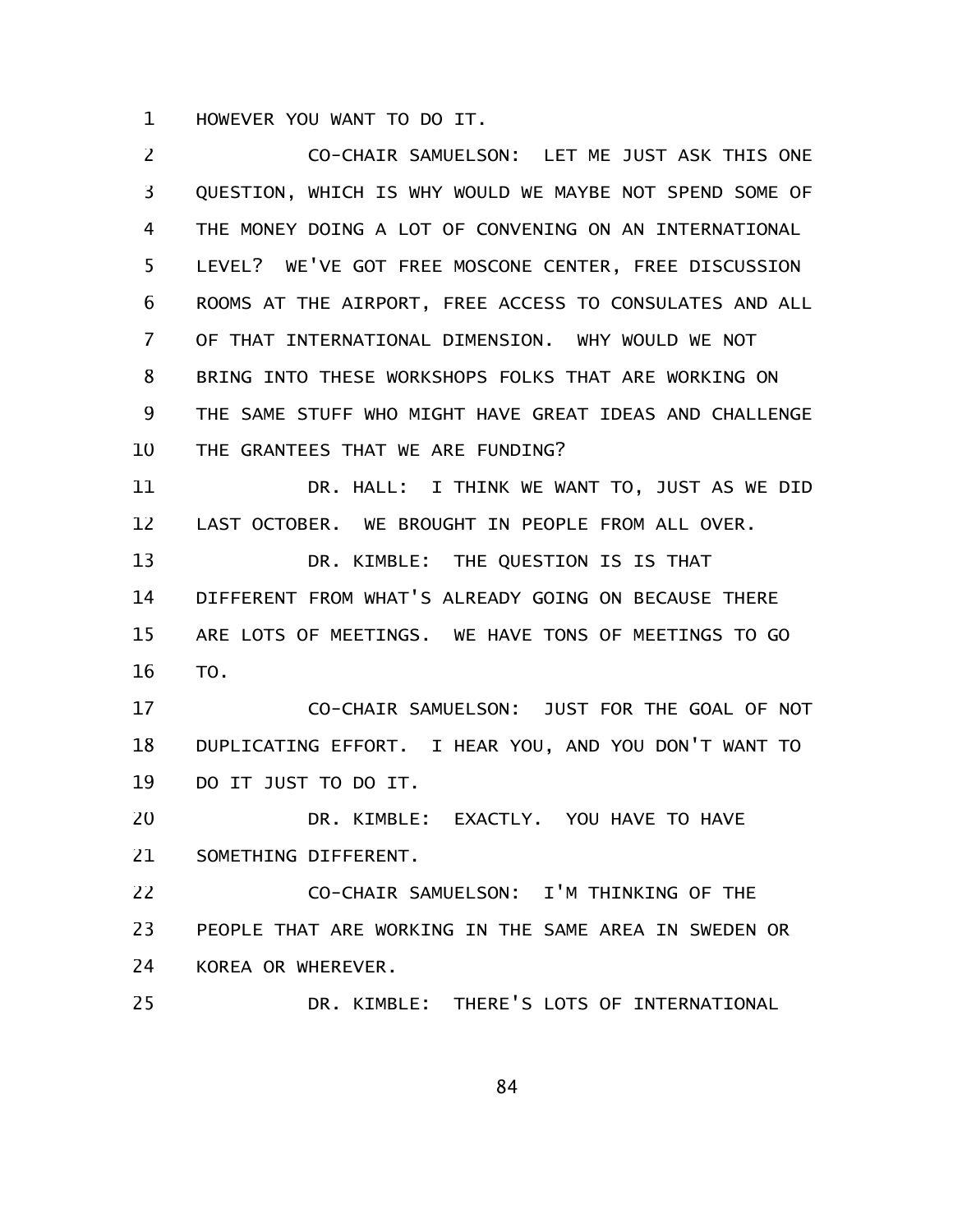HOWEVER YOU WANT TO DO IT.

CO-CHAIR SAMUELSON: LET ME JUST ASK THIS ONE QUESTION, WHICH IS WHY WOULD WE MAYBE NOT SPEND SOME OF THE MONEY DOING A LOT OF CONVENING ON AN INTERNATIONAL LEVEL? WE'VE GOT FREE MOSCONE CENTER, FREE DISCUSSION ROOMS AT THE AIRPORT, FREE ACCESS TO CONSULATES AND ALL OF THAT INTERNATIONAL DIMENSION. WHY WOULD WE NOT BRING INTO THESE WORKSHOPS FOLKS THAT ARE WORKING ON THE SAME STUFF WHO MIGHT HAVE GREAT IDEAS AND CHALLENGE THE GRANTEES THAT WE ARE FUNDING?

DR. HALL: I THINK WE WANT TO, JUST AS WE DID LAST OCTOBER. WE BROUGHT IN PEOPLE FROM ALL OVER.

DR. KIMBLE: THE QUESTION IS IS THAT DIFFERENT FROM WHAT'S ALREADY GOING ON BECAUSE THERE ARE LOTS OF MEETINGS. WE HAVE TONS OF MEETINGS TO GO TO.

CO-CHAIR SAMUELSON: JUST FOR THE GOAL OF NOT DUPLICATING EFFORT. I HEAR YOU, AND YOU DON'T WANT TO DO IT JUST TO DO IT.

DR. KIMBLE: EXACTLY. YOU HAVE TO HAVE SOMETHING DIFFERENT.

CO-CHAIR SAMUELSON: I'M THINKING OF THE PEOPLE THAT ARE WORKING IN THE SAME AREA IN SWEDEN OR KOREA OR WHEREVER.

DR. KIMBLE: THERE'S LOTS OF INTERNATIONAL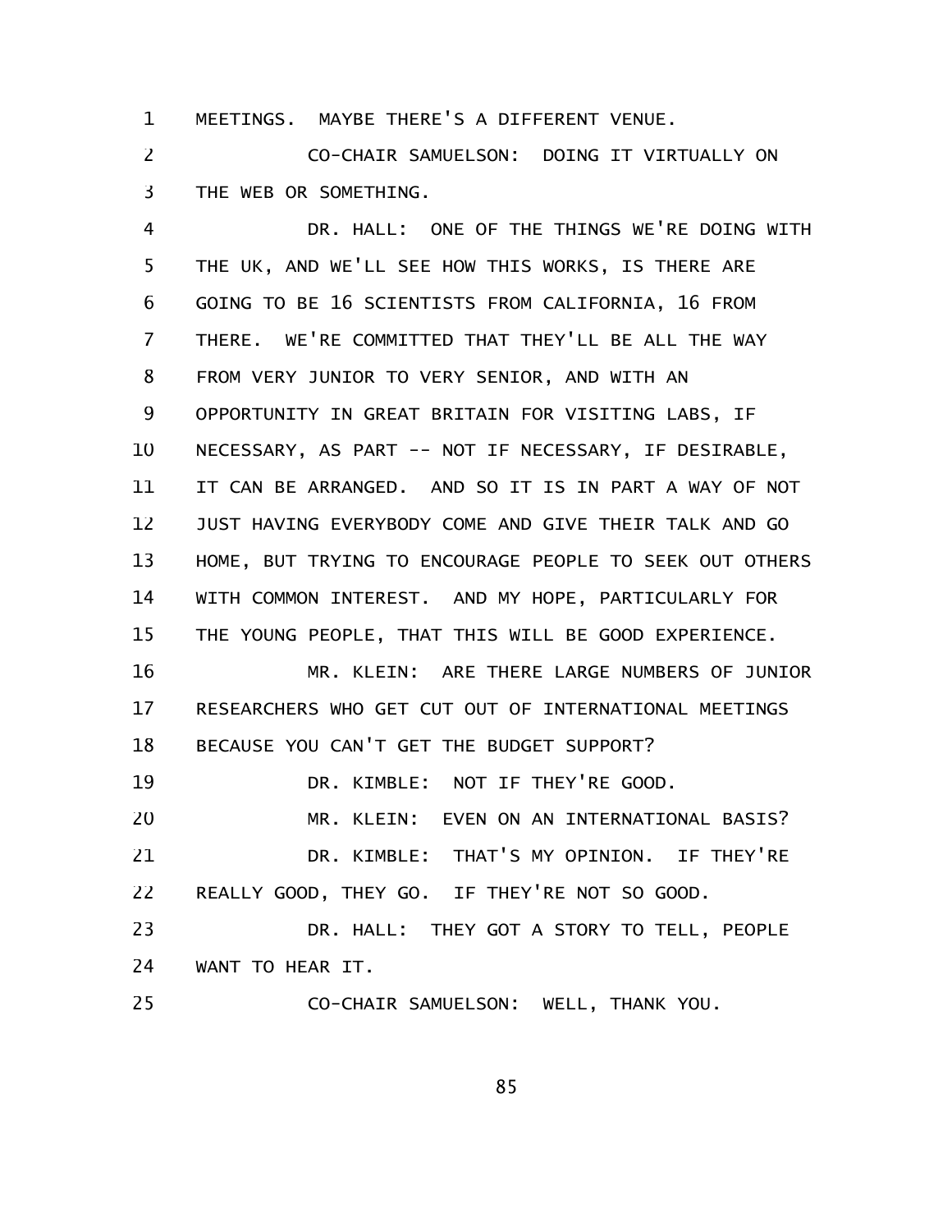MEETINGS. MAYBE THERE'S A DIFFERENT VENUE.

CO-CHAIR SAMUELSON: DOING IT VIRTUALLY ON THE WEB OR SOMETHING.

DR. HALL: ONE OF THE THINGS WE'RE DOING WITH THE UK, AND WE'LL SEE HOW THIS WORKS, IS THERE ARE GOING TO BE 16 SCIENTISTS FROM CALIFORNIA, 16 FROM THERE. WE'RE COMMITTED THAT THEY'LL BE ALL THE WAY FROM VERY JUNIOR TO VERY SENIOR, AND WITH AN OPPORTUNITY IN GREAT BRITAIN FOR VISITING LABS, IF NECESSARY, AS PART -- NOT IF NECESSARY, IF DESIRABLE, IT CAN BE ARRANGED. AND SO IT IS IN PART A WAY OF NOT JUST HAVING EVERYBODY COME AND GIVE THEIR TALK AND GO HOME, BUT TRYING TO ENCOURAGE PEOPLE TO SEEK OUT OTHERS WITH COMMON INTEREST. AND MY HOPE, PARTICULARLY FOR THE YOUNG PEOPLE, THAT THIS WILL BE GOOD EXPERIENCE.

MR. KLEIN: ARE THERE LARGE NUMBERS OF JUNIOR RESEARCHERS WHO GET CUT OUT OF INTERNATIONAL MEETINGS BECAUSE YOU CAN'T GET THE BUDGET SUPPORT?

DR. KIMBLE: NOT IF THEY'RE GOOD.

MR. KLEIN: EVEN ON AN INTERNATIONAL BASIS?

DR. KIMBLE: THAT'S MY OPINION. IF THEY'RE REALLY GOOD, THEY GO. IF THEY'RE NOT SO GOOD.

DR. HALL: THEY GOT A STORY TO TELL, PEOPLE WANT TO HEAR IT.

CO-CHAIR SAMUELSON: WELL, THANK YOU.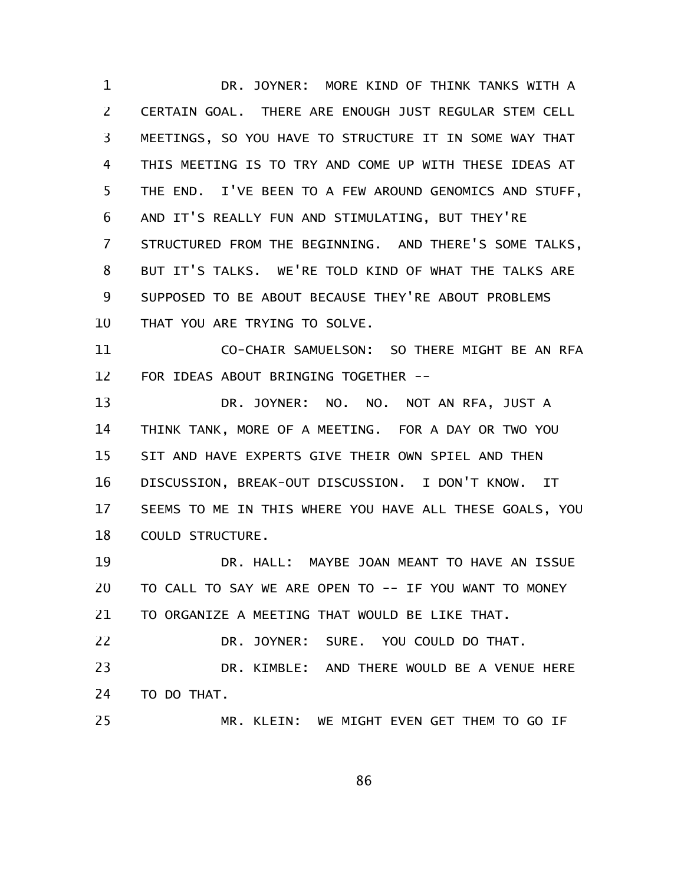DR. JOYNER: MORE KIND OF THINK TANKS WITH A CERTAIN GOAL. THERE ARE ENOUGH JUST REGULAR STEM CELL MEETINGS, SO YOU HAVE TO STRUCTURE IT IN SOME WAY THAT THIS MEETING IS TO TRY AND COME UP WITH THESE IDEAS AT THE END. I'VE BEEN TO A FEW AROUND GENOMICS AND STUFF, AND IT'S REALLY FUN AND STIMULATING, BUT THEY'RE STRUCTURED FROM THE BEGINNING. AND THERE'S SOME TALKS, BUT IT'S TALKS. WE'RE TOLD KIND OF WHAT THE TALKS ARE SUPPOSED TO BE ABOUT BECAUSE THEY'RE ABOUT PROBLEMS THAT YOU ARE TRYING TO SOLVE.

CO-CHAIR SAMUELSON: SO THERE MIGHT BE AN RFA FOR IDEAS ABOUT BRINGING TOGETHER --

DR. JOYNER: NO. NO. NOT AN RFA, JUST A THINK TANK, MORE OF A MEETING. FOR A DAY OR TWO YOU SIT AND HAVE EXPERTS GIVE THEIR OWN SPIEL AND THEN DISCUSSION, BREAK-OUT DISCUSSION. I DON'T KNOW. IT SEEMS TO ME IN THIS WHERE YOU HAVE ALL THESE GOALS, YOU COULD STRUCTURE.

DR. HALL: MAYBE JOAN MEANT TO HAVE AN ISSUE TO CALL TO SAY WE ARE OPEN TO -- IF YOU WANT TO MONEY TO ORGANIZE A MEETING THAT WOULD BE LIKE THAT.

DR. JOYNER: SURE. YOU COULD DO THAT.

DR. KIMBLE: AND THERE WOULD BE A VENUE HERE TO DO THAT.

MR. KLEIN: WE MIGHT EVEN GET THEM TO GO IF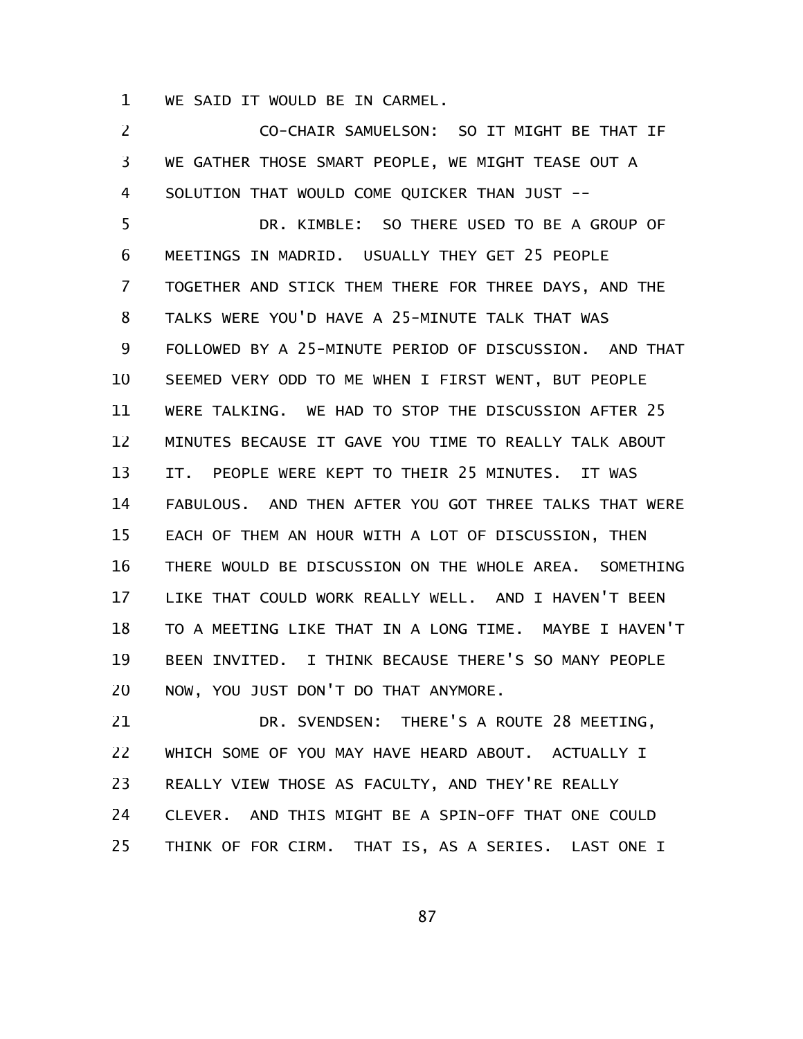WE SAID IT WOULD BE IN CARMEL.

CO-CHAIR SAMUELSON: SO IT MIGHT BE THAT IF WE GATHER THOSE SMART PEOPLE, WE MIGHT TEASE OUT A SOLUTION THAT WOULD COME QUICKER THAN JUST --

DR. KIMBLE: SO THERE USED TO BE A GROUP OF MEETINGS IN MADRID. USUALLY THEY GET 25 PEOPLE TOGETHER AND STICK THEM THERE FOR THREE DAYS, AND THE TALKS WERE YOU'D HAVE A 25-MINUTE TALK THAT WAS FOLLOWED BY A 25-MINUTE PERIOD OF DISCUSSION. AND THAT SEEMED VERY ODD TO ME WHEN I FIRST WENT, BUT PEOPLE WERE TALKING. WE HAD TO STOP THE DISCUSSION AFTER 25 MINUTES BECAUSE IT GAVE YOU TIME TO REALLY TALK ABOUT IT. PEOPLE WERE KEPT TO THEIR 25 MINUTES. IT WAS FABULOUS. AND THEN AFTER YOU GOT THREE TALKS THAT WERE EACH OF THEM AN HOUR WITH A LOT OF DISCUSSION, THEN THERE WOULD BE DISCUSSION ON THE WHOLE AREA. SOMETHING LIKE THAT COULD WORK REALLY WELL. AND I HAVEN'T BEEN TO A MEETING LIKE THAT IN A LONG TIME. MAYBE I HAVEN'T BEEN INVITED. I THINK BECAUSE THERE'S SO MANY PEOPLE NOW, YOU JUST DON'T DO THAT ANYMORE.

DR. SVENDSEN: THERE'S A ROUTE 28 MEETING, WHICH SOME OF YOU MAY HAVE HEARD ABOUT. ACTUALLY I REALLY VIEW THOSE AS FACULTY, AND THEY'RE REALLY CLEVER. AND THIS MIGHT BE A SPIN-OFF THAT ONE COULD THINK OF FOR CIRM. THAT IS, AS A SERIES. LAST ONE I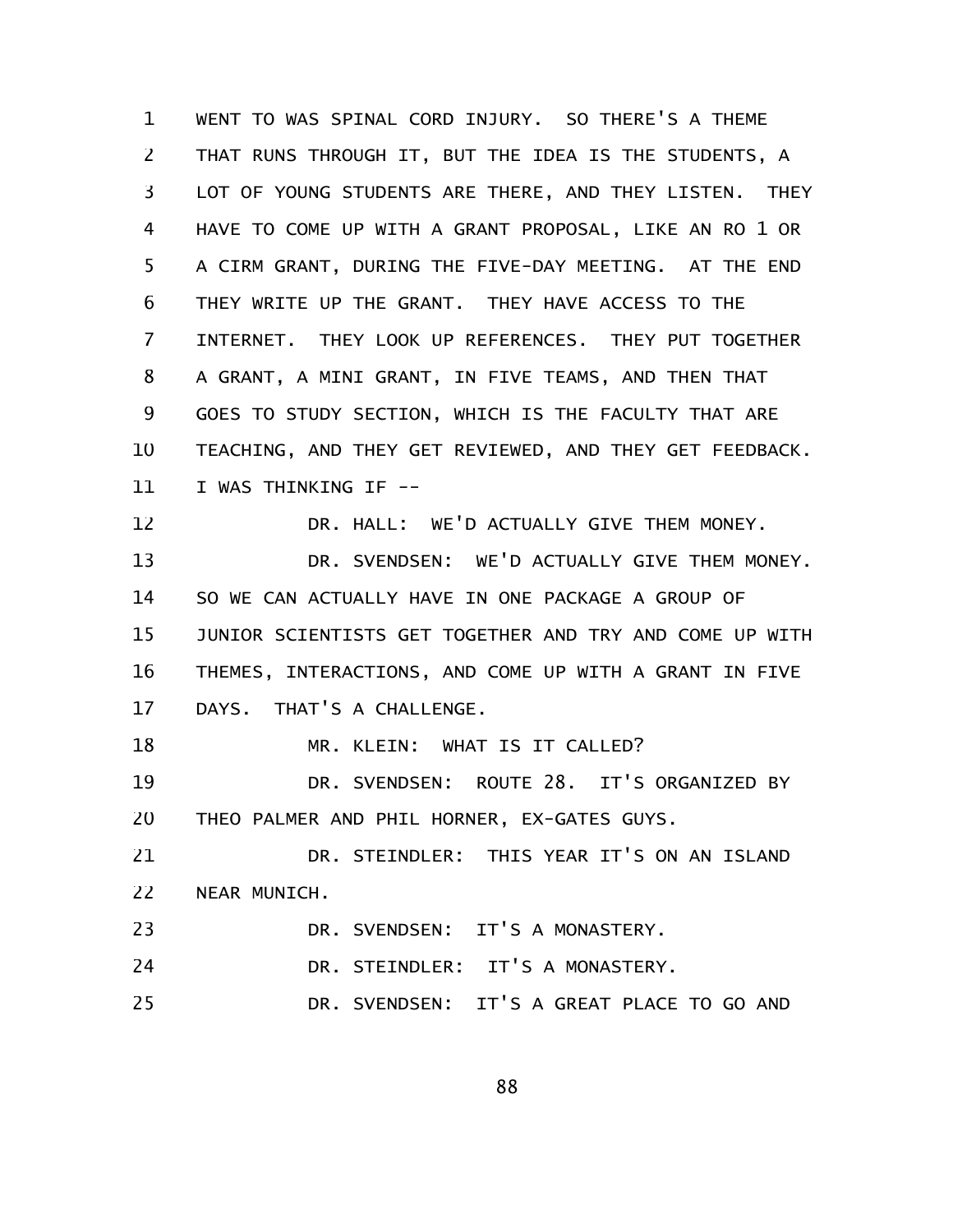WENT TO WAS SPINAL CORD INJURY. SO THERE'S A THEME THAT RUNS THROUGH IT, BUT THE IDEA IS THE STUDENTS, A LOT OF YOUNG STUDENTS ARE THERE, AND THEY LISTEN. THEY HAVE TO COME UP WITH A GRANT PROPOSAL, LIKE AN RO 1 OR A CIRM GRANT, DURING THE FIVE-DAY MEETING. AT THE END THEY WRITE UP THE GRANT. THEY HAVE ACCESS TO THE INTERNET. THEY LOOK UP REFERENCES. THEY PUT TOGETHER A GRANT, A MINI GRANT, IN FIVE TEAMS, AND THEN THAT GOES TO STUDY SECTION, WHICH IS THE FACULTY THAT ARE TEACHING, AND THEY GET REVIEWED, AND THEY GET FEEDBACK. I WAS THINKING IF --

DR. HALL: WE'D ACTUALLY GIVE THEM MONEY.

DR. SVENDSEN: WE'D ACTUALLY GIVE THEM MONEY. SO WE CAN ACTUALLY HAVE IN ONE PACKAGE A GROUP OF JUNIOR SCIENTISTS GET TOGETHER AND TRY AND COME UP WITH THEMES, INTERACTIONS, AND COME UP WITH A GRANT IN FIVE DAYS. THAT'S A CHALLENGE.

MR. KLEIN: WHAT IS IT CALLED?

DR. SVENDSEN: ROUTE 28. IT'S ORGANIZED BY THEO PALMER AND PHIL HORNER, EX-GATES GUYS.

DR. STEINDLER: THIS YEAR IT'S ON AN ISLAND NEAR MUNICH.

DR. SVENDSEN: IT'S A MONASTERY.

DR. STEINDLER: IT'S A MONASTERY.

DR. SVENDSEN: IT'S A GREAT PLACE TO GO AND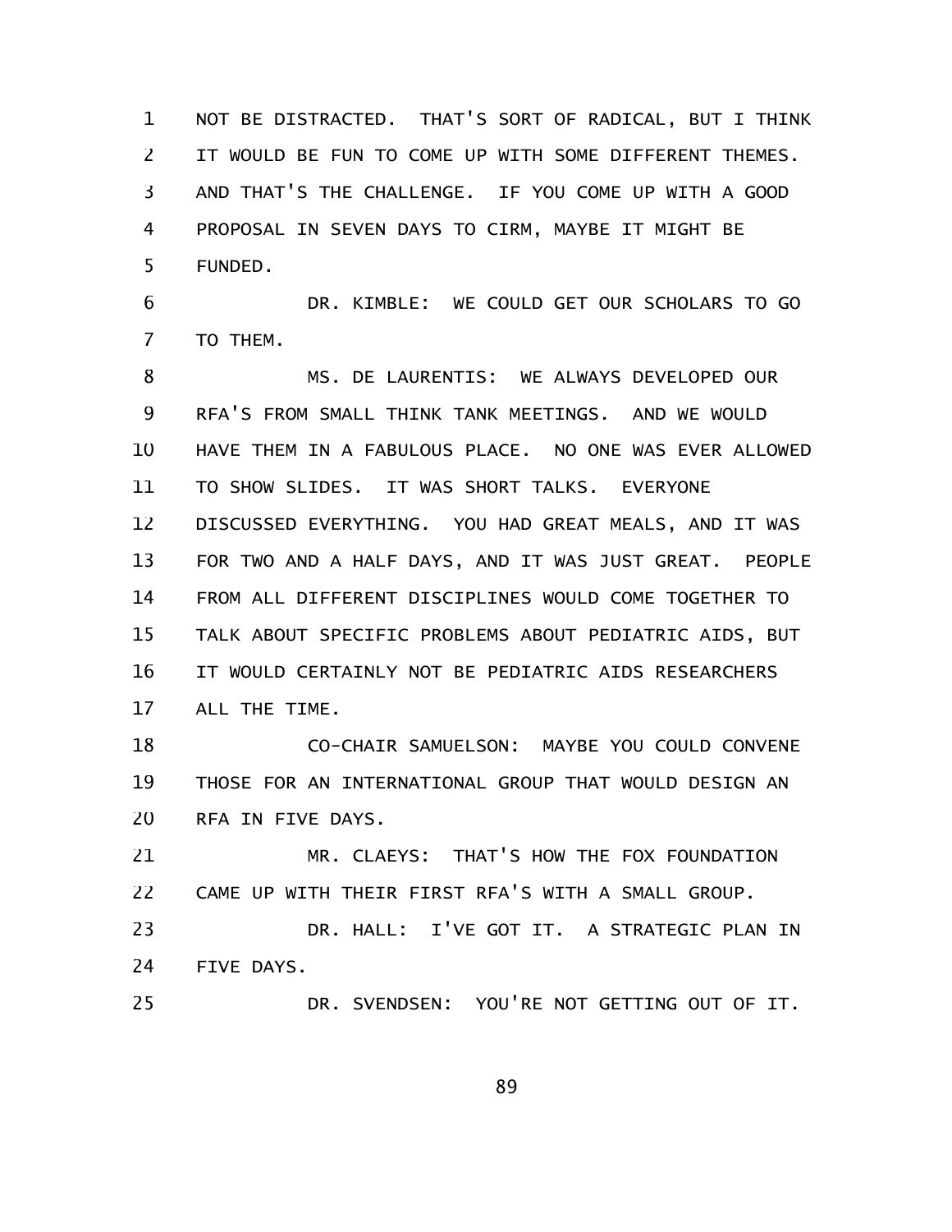NOT BE DISTRACTED. THAT'S SORT OF RADICAL, BUT I THINK IT WOULD BE FUN TO COME UP WITH SOME DIFFERENT THEMES. AND THAT'S THE CHALLENGE. IF YOU COME UP WITH A GOOD PROPOSAL IN SEVEN DAYS TO CIRM, MAYBE IT MIGHT BE FUNDED.

DR. KIMBLE: WE COULD GET OUR SCHOLARS TO GO TO THEM.

MS. DE LAURENTIS: WE ALWAYS DEVELOPED OUR RFA'S FROM SMALL THINK TANK MEETINGS. AND WE WOULD HAVE THEM IN A FABULOUS PLACE. NO ONE WAS EVER ALLOWED TO SHOW SLIDES. IT WAS SHORT TALKS. EVERYONE DISCUSSED EVERYTHING. YOU HAD GREAT MEALS, AND IT WAS FOR TWO AND A HALF DAYS, AND IT WAS JUST GREAT. PEOPLE FROM ALL DIFFERENT DISCIPLINES WOULD COME TOGETHER TO TALK ABOUT SPECIFIC PROBLEMS ABOUT PEDIATRIC AIDS, BUT IT WOULD CERTAINLY NOT BE PEDIATRIC AIDS RESEARCHERS ALL THE TIME.

CO-CHAIR SAMUELSON: MAYBE YOU COULD CONVENE THOSE FOR AN INTERNATIONAL GROUP THAT WOULD DESIGN AN RFA IN FIVE DAYS.

MR. CLAEYS: THAT'S HOW THE FOX FOUNDATION CAME UP WITH THEIR FIRST RFA'S WITH A SMALL GROUP.

DR. HALL: I'VE GOT IT. A STRATEGIC PLAN IN FIVE DAYS.

DR. SVENDSEN: YOU'RE NOT GETTING OUT OF IT.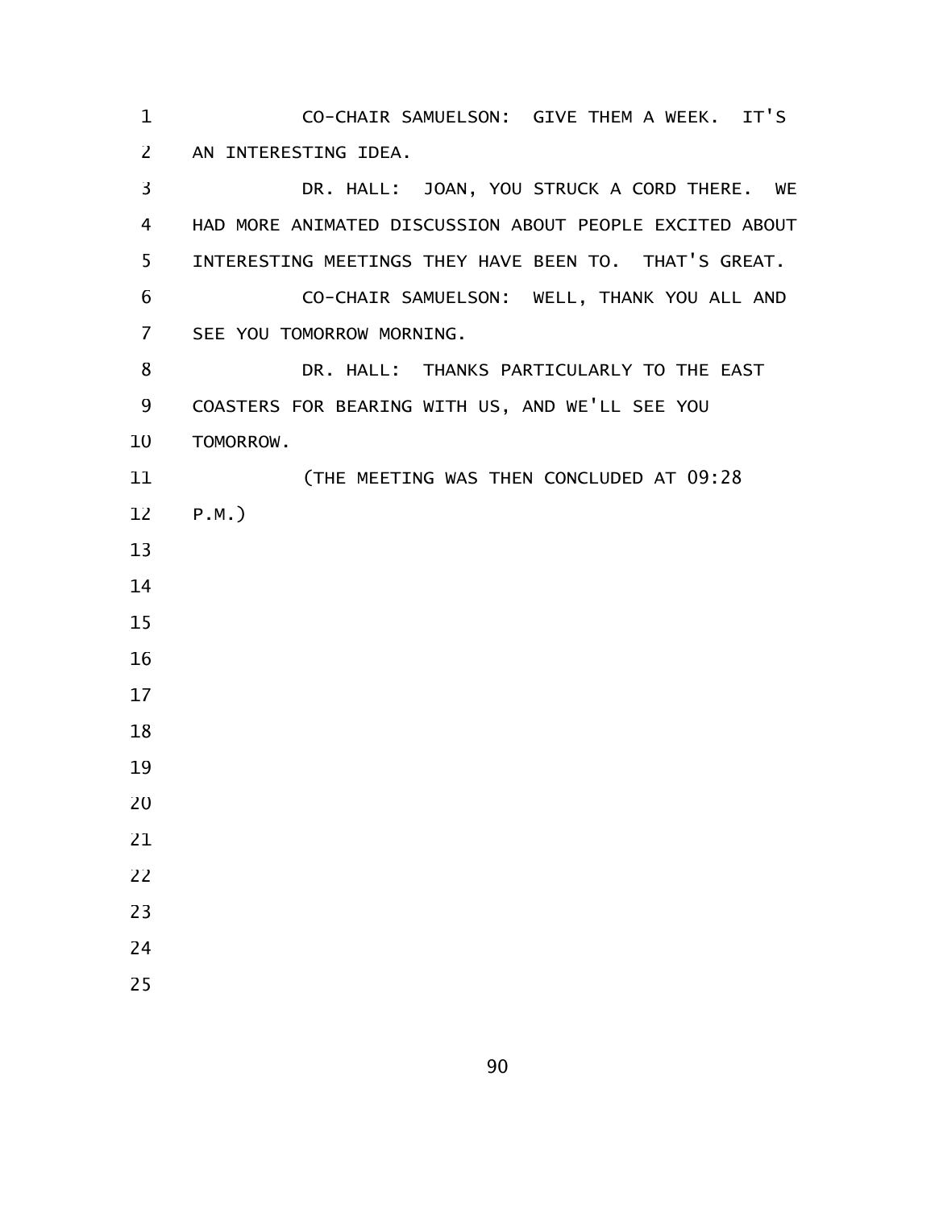CO-CHAIR SAMUELSON: GIVE THEM A WEEK. IT'S AN INTERESTING IDEA.

DR. HALL: JOAN, YOU STRUCK A CORD THERE. WE HAD MORE ANIMATED DISCUSSION ABOUT PEOPLE EXCITED ABOUT INTERESTING MEETINGS THEY HAVE BEEN TO. THAT'S GREAT.

CO-CHAIR SAMUELSON: WELL, THANK YOU ALL AND SEE YOU TOMORROW MORNING.

DR. HALL: THANKS PARTICULARLY TO THE EAST COASTERS FOR BEARING WITH US, AND WE'LL SEE YOU TOMORROW.

(THE MEETING WAS THEN CONCLUDED AT 09:28 P.M.)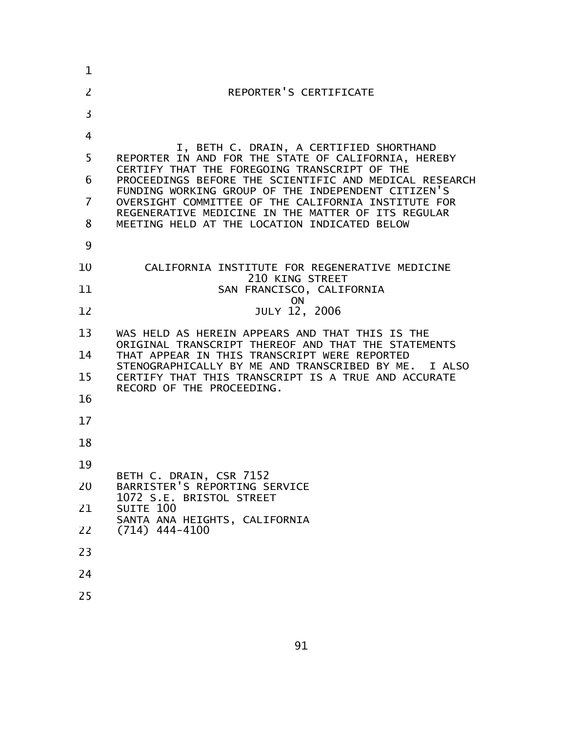# REPORTER'S CERTIFICATE

I, BETH C. DRAIN, A CERTIFIED SHORTHAND REPORTER IN AND FOR THE STATE OF CALIFORNIA, HEREBY CERTIFY THAT THE FOREGOING TRANSCRIPT OF THE PROCEEDINGS BEFORE THE SCIENTIFIC AND MEDICAL RESEARCH FUNDING WORKING GROUP OF THE INDEPENDENT CITIZEN'S OVERSIGHT COMMITTEE OF THE CALIFORNIA INSTITUTE FOR REGENERATIVE MEDICINE IN THE MATTER OF ITS REGULAR MEETING HELD AT THE LOCATION INDICATED BELOW

CALIFORNIA INSTITUTE FOR REGENERATIVE MEDICINE
210 KING STREET
SAN FRANCISCO, CALIFORNIA
ON
JULY 12, 2006

WAS HELD AS HEREIN APPEARS AND THAT THIS IS THE ORIGINAL TRANSCRIPT THEREOF AND THAT THE STATEMENTS THAT APPEAR IN THIS TRANSCRIPT WERE REPORTED STENOGRAPHICALLY BY ME AND TRANSCRIBED BY ME. I ALSO CERTIFY THAT THIS TRANSCRIPT IS A TRUE AND ACCURATE RECORD OF THE PROCEEDING.

BETH C. DRAIN, CSR 7152
BARRISTER'S REPORTING SERVICE
1072 S.E. BRISTOL STREET
SUITE 100
SANTA ANA HEIGHTS, CALIFORNIA
(714) 444-4100